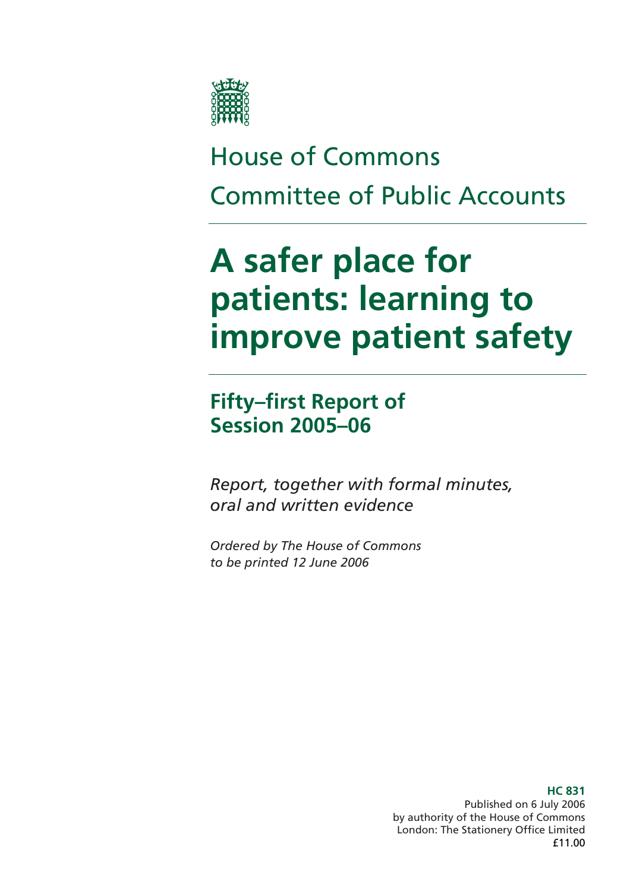House of Commons

Committee of Public Accounts

# A safer place for patients: learning to improve patient safety

## Fifty–first Report of Session 2005–06

*Report, together with formal minutes, oral and written evidence*

*Ordered by The House of Commons to be printed 12 June 2006*

**HC 831**

Published on 6 July 2006
by authority of the House of Commons
London: The Stationery Office Limited
£11.00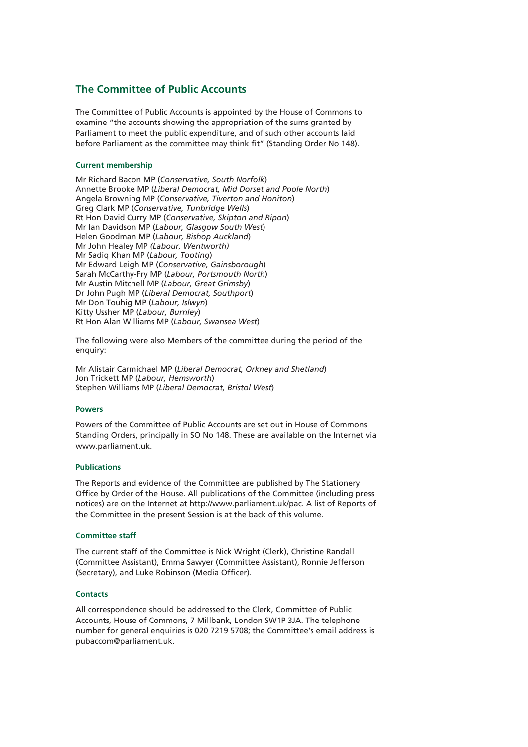## The Committee of Public Accounts

The Committee of Public Accounts is appointed by the House of Commons to examine "the accounts showing the appropriation of the sums granted by Parliament to meet the public expenditure, and of such other accounts laid before Parliament as the committee may think fit" (Standing Order No 148).

### Current membership

Mr Richard Bacon MP (*Conservative, South Norfolk*)
Annette Brooke MP (*Liberal Democrat, Mid Dorset and Poole North*)
Angela Browning MP (*Conservative, Tiverton and Honiton*)
Greg Clark MP (*Conservative, Tunbridge Wells*)
Rt Hon David Curry MP (*Conservative, Skipton and Ripon*)
Mr Ian Davidson MP (*Labour, Glasgow South West*)
Helen Goodman MP (*Labour, Bishop Auckland*)
Mr John Healey MP *(Labour, Wentworth)*
Mr Sadiq Khan MP (*Labour, Tooting*)
Mr Edward Leigh MP (*Conservative, Gainsborough*)
Sarah McCarthy-Fry MP (*Labour, Portsmouth North*)
Mr Austin Mitchell MP (*Labour, Great Grimsby*)
Dr John Pugh MP (*Liberal Democrat, Southport*)
Mr Don Touhig MP (*Labour, Islwyn*)
Kitty Ussher MP (*Labour, Burnley*)
Rt Hon Alan Williams MP (*Labour, Swansea West*)

The following were also Members of the committee during the period of the enquiry:

Mr Alistair Carmichael MP (*Liberal Democrat, Orkney and Shetland*)
Jon Trickett MP (*Labour, Hemsworth*)
Stephen Williams MP (*Liberal Democrat, Bristol West*)

### Powers

Powers of the Committee of Public Accounts are set out in House of Commons Standing Orders, principally in SO No 148. These are available on the Internet via www.parliament.uk.

### Publications

The Reports and evidence of the Committee are published by The Stationery Office by Order of the House. All publications of the Committee (including press notices) are on the Internet at http://www.parliament.uk/pac. A list of Reports of the Committee in the present Session is at the back of this volume.

### Committee staff

The current staff of the Committee is Nick Wright (Clerk), Christine Randall (Committee Assistant), Emma Sawyer (Committee Assistant), Ronnie Jefferson (Secretary), and Luke Robinson (Media Officer).

### Contacts

All correspondence should be addressed to the Clerk, Committee of Public Accounts, House of Commons, 7 Millbank, London SW1P 3JA. The telephone number for general enquiries is 020 7219 5708; the Committee's email address is pubaccom@parliament.uk.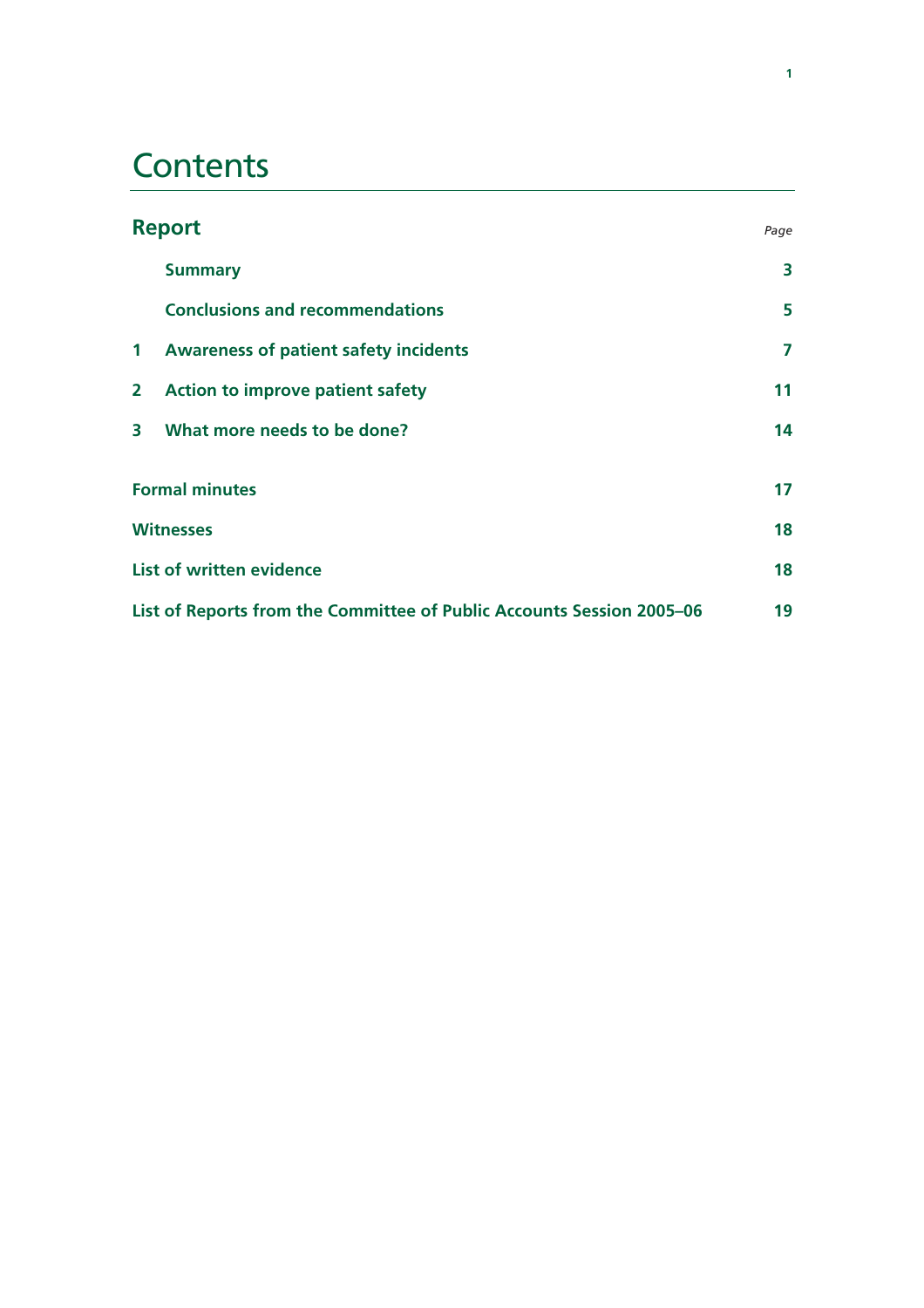# Contents

| **Report** | | *Page* |
|---|---|---|
| | **Summary** | **3** |
| | **Conclusions and recommendations** | **5** |
| **1** | **Awareness of patient safety incidents** | **7** |
| **2** | **Action to improve patient safety** | **11** |
| **3** | **What more needs to be done?** | **14** |
| **Formal minutes** | | **17** |
| **Witnesses** | | **18** |
| **List of written evidence** | | **18** |
| **List of Reports from the Committee of Public Accounts Session 2005–06** | | **19** |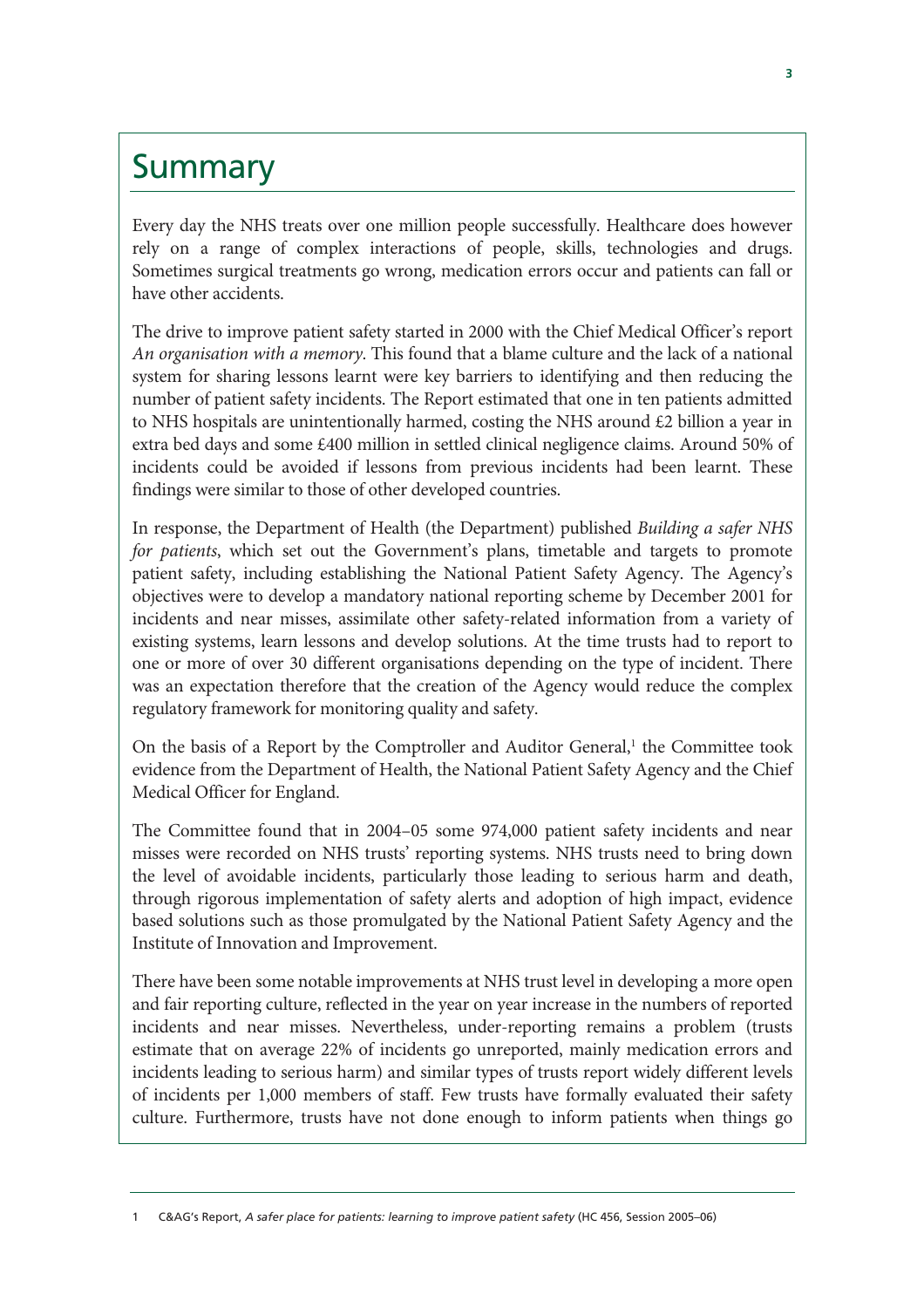# Summary

Every day the NHS treats over one million people successfully. Healthcare does however rely on a range of complex interactions of people, skills, technologies and drugs. Sometimes surgical treatments go wrong, medication errors occur and patients can fall or have other accidents.

The drive to improve patient safety started in 2000 with the Chief Medical Officer's report *An organisation with a memory*. This found that a blame culture and the lack of a national system for sharing lessons learnt were key barriers to identifying and then reducing the number of patient safety incidents. The Report estimated that one in ten patients admitted to NHS hospitals are unintentionally harmed, costing the NHS around £2 billion a year in extra bed days and some £400 million in settled clinical negligence claims. Around 50% of incidents could be avoided if lessons from previous incidents had been learnt. These findings were similar to those of other developed countries.

In response, the Department of Health (the Department) published *Building a safer NHS for patients*, which set out the Government's plans, timetable and targets to promote patient safety, including establishing the National Patient Safety Agency. The Agency's objectives were to develop a mandatory national reporting scheme by December 2001 for incidents and near misses, assimilate other safety-related information from a variety of existing systems, learn lessons and develop solutions. At the time trusts had to report to one or more of over 30 different organisations depending on the type of incident. There was an expectation therefore that the creation of the Agency would reduce the complex regulatory framework for monitoring quality and safety.

On the basis of a Report by the Comptroller and Auditor General,[1] the Committee took evidence from the Department of Health, the National Patient Safety Agency and the Chief Medical Officer for England.

The Committee found that in 2004–05 some 974,000 patient safety incidents and near misses were recorded on NHS trusts' reporting systems. NHS trusts need to bring down the level of avoidable incidents, particularly those leading to serious harm and death, through rigorous implementation of safety alerts and adoption of high impact, evidence based solutions such as those promulgated by the National Patient Safety Agency and the Institute of Innovation and Improvement.

There have been some notable improvements at NHS trust level in developing a more open and fair reporting culture, reflected in the year on year increase in the numbers of reported incidents and near misses. Nevertheless, under-reporting remains a problem (trusts estimate that on average 22% of incidents go unreported, mainly medication errors and incidents leading to serious harm) and similar types of trusts report widely different levels of incidents per 1,000 members of staff. Few trusts have formally evaluated their safety culture. Furthermore, trusts have not done enough to inform patients when things go

1 C&AG's Report, *A safer place for patients: learning to improve patient safety* (HC 456, Session 2005–06)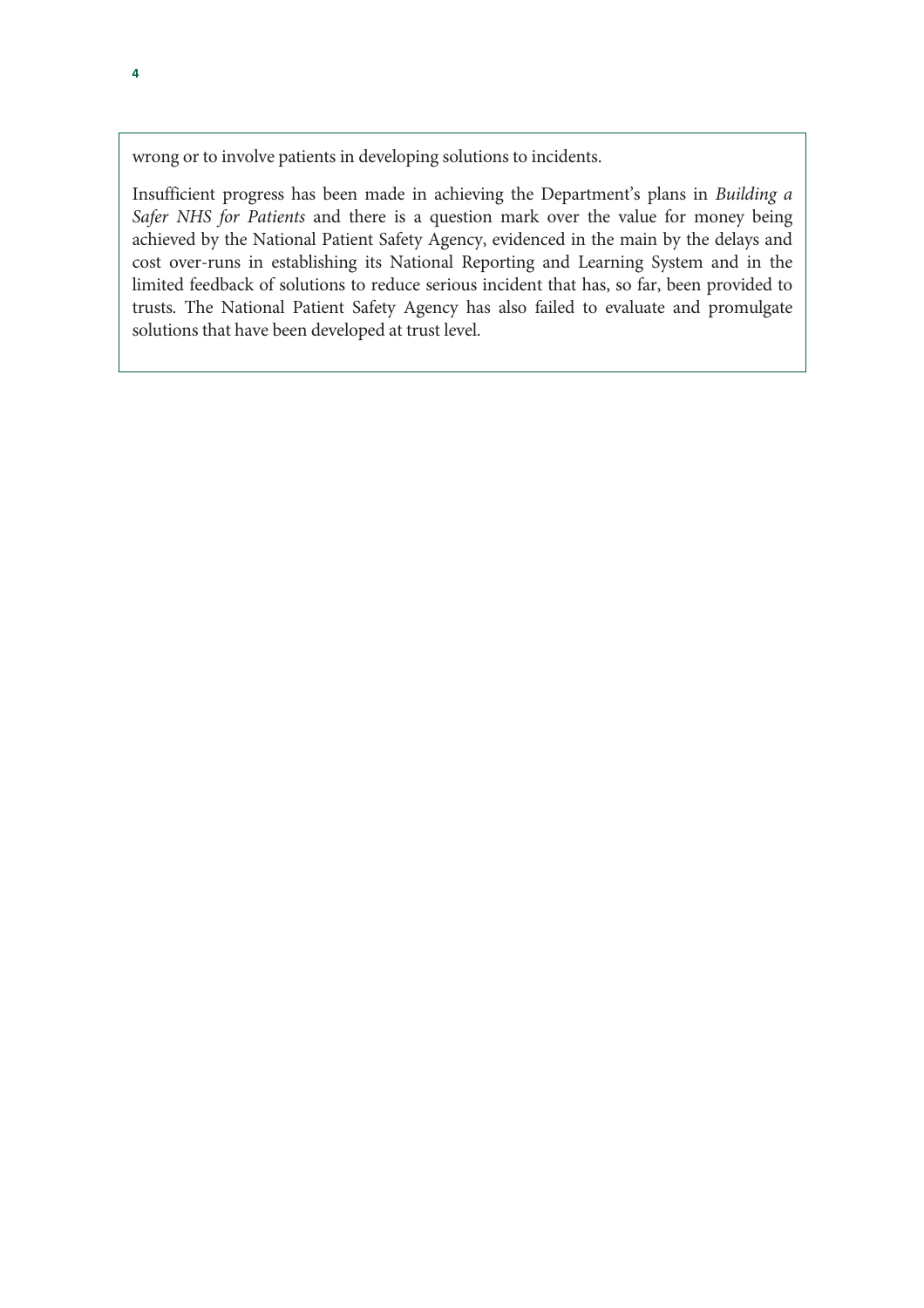wrong or to involve patients in developing solutions to incidents.

Insufficient progress has been made in achieving the Department's plans in *Building a Safer NHS for Patients* and there is a question mark over the value for money being achieved by the National Patient Safety Agency, evidenced in the main by the delays and cost over-runs in establishing its National Reporting and Learning System and in the limited feedback of solutions to reduce serious incident that has, so far, been provided to trusts. The National Patient Safety Agency has also failed to evaluate and promulgate solutions that have been developed at trust level.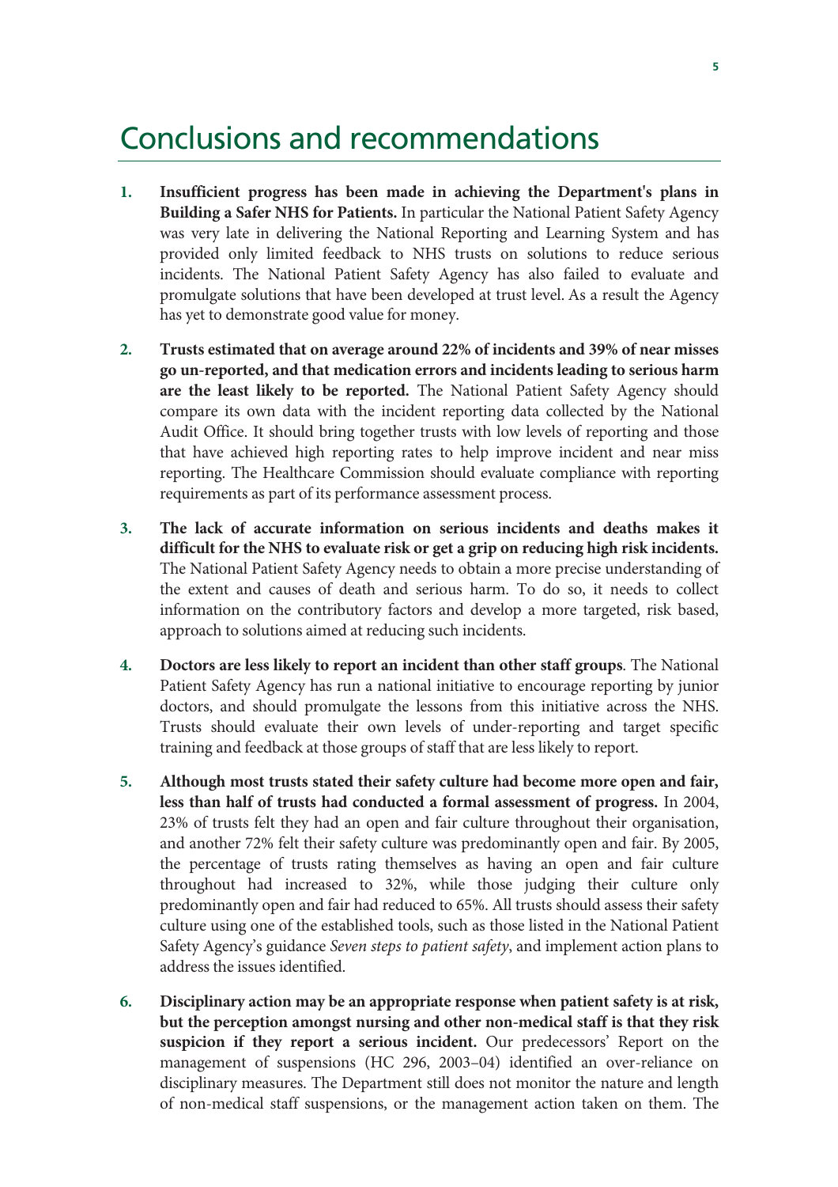# Conclusions and recommendations

1. **Insufficient progress has been made in achieving the Department's plans in Building a Safer NHS for Patients.** In particular the National Patient Safety Agency was very late in delivering the National Reporting and Learning System and has provided only limited feedback to NHS trusts on solutions to reduce serious incidents. The National Patient Safety Agency has also failed to evaluate and promulgate solutions that have been developed at trust level. As a result the Agency has yet to demonstrate good value for money.

2. **Trusts estimated that on average around 22% of incidents and 39% of near misses go un-reported, and that medication errors and incidents leading to serious harm are the least likely to be reported.** The National Patient Safety Agency should compare its own data with the incident reporting data collected by the National Audit Office. It should bring together trusts with low levels of reporting and those that have achieved high reporting rates to help improve incident and near miss reporting. The Healthcare Commission should evaluate compliance with reporting requirements as part of its performance assessment process.

3. **The lack of accurate information on serious incidents and deaths makes it difficult for the NHS to evaluate risk or get a grip on reducing high risk incidents.** The National Patient Safety Agency needs to obtain a more precise understanding of the extent and causes of death and serious harm. To do so, it needs to collect information on the contributory factors and develop a more targeted, risk based, approach to solutions aimed at reducing such incidents.

4. **Doctors are less likely to report an incident than other staff groups**. The National Patient Safety Agency has run a national initiative to encourage reporting by junior doctors, and should promulgate the lessons from this initiative across the NHS. Trusts should evaluate their own levels of under-reporting and target specific training and feedback at those groups of staff that are less likely to report.

5. **Although most trusts stated their safety culture had become more open and fair, less than half of trusts had conducted a formal assessment of progress.** In 2004, 23% of trusts felt they had an open and fair culture throughout their organisation, and another 72% felt their safety culture was predominantly open and fair. By 2005, the percentage of trusts rating themselves as having an open and fair culture throughout had increased to 32%, while those judging their culture only predominantly open and fair had reduced to 65%. All trusts should assess their safety culture using one of the established tools, such as those listed in the National Patient Safety Agency's guidance *Seven steps to patient safety*, and implement action plans to address the issues identified.

6. **Disciplinary action may be an appropriate response when patient safety is at risk, but the perception amongst nursing and other non-medical staff is that they risk suspicion if they report a serious incident.** Our predecessors' Report on the management of suspensions (HC 296, 2003–04) identified an over-reliance on disciplinary measures. The Department still does not monitor the nature and length of non-medical staff suspensions, or the management action taken on them. The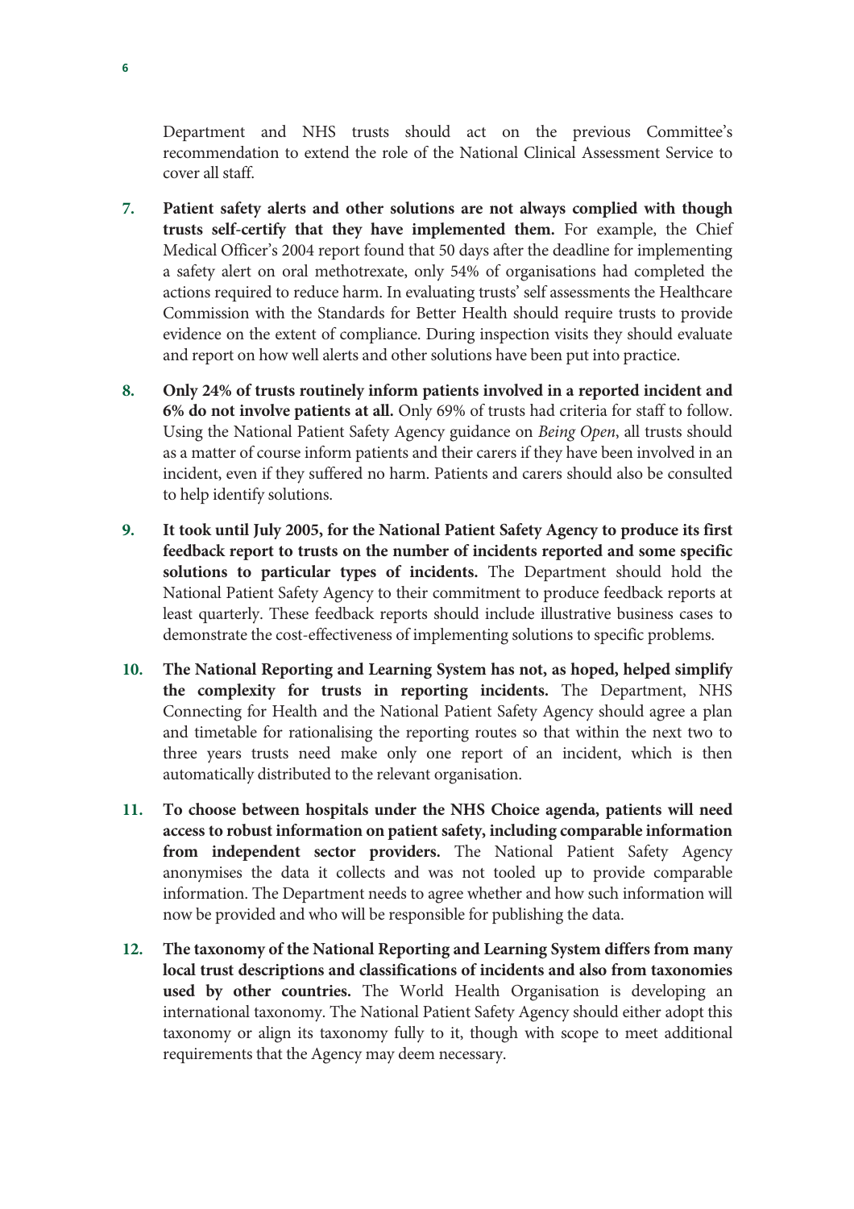Department and NHS trusts should act on the previous Committee's recommendation to extend the role of the National Clinical Assessment Service to cover all staff.

7. **Patient safety alerts and other solutions are not always complied with though trusts self-certify that they have implemented them.** For example, the Chief Medical Officer's 2004 report found that 50 days after the deadline for implementing a safety alert on oral methotrexate, only 54% of organisations had completed the actions required to reduce harm. In evaluating trusts' self assessments the Healthcare Commission with the Standards for Better Health should require trusts to provide evidence on the extent of compliance. During inspection visits they should evaluate and report on how well alerts and other solutions have been put into practice.

8. **Only 24% of trusts routinely inform patients involved in a reported incident and 6% do not involve patients at all.** Only 69% of trusts had criteria for staff to follow. Using the National Patient Safety Agency guidance on *Being Open*, all trusts should as a matter of course inform patients and their carers if they have been involved in an incident, even if they suffered no harm. Patients and carers should also be consulted to help identify solutions.

9. **It took until July 2005, for the National Patient Safety Agency to produce its first feedback report to trusts on the number of incidents reported and some specific solutions to particular types of incidents.** The Department should hold the National Patient Safety Agency to their commitment to produce feedback reports at least quarterly. These feedback reports should include illustrative business cases to demonstrate the cost-effectiveness of implementing solutions to specific problems.

10. **The National Reporting and Learning System has not, as hoped, helped simplify the complexity for trusts in reporting incidents.** The Department, NHS Connecting for Health and the National Patient Safety Agency should agree a plan and timetable for rationalising the reporting routes so that within the next two to three years trusts need make only one report of an incident, which is then automatically distributed to the relevant organisation.

11. **To choose between hospitals under the NHS Choice agenda, patients will need access to robust information on patient safety, including comparable information from independent sector providers.** The National Patient Safety Agency anonymises the data it collects and was not tooled up to provide comparable information. The Department needs to agree whether and how such information will now be provided and who will be responsible for publishing the data.

12. **The taxonomy of the National Reporting and Learning System differs from many local trust descriptions and classifications of incidents and also from taxonomies used by other countries.** The World Health Organisation is developing an international taxonomy. The National Patient Safety Agency should either adopt this taxonomy or align its taxonomy fully to it, though with scope to meet additional requirements that the Agency may deem necessary.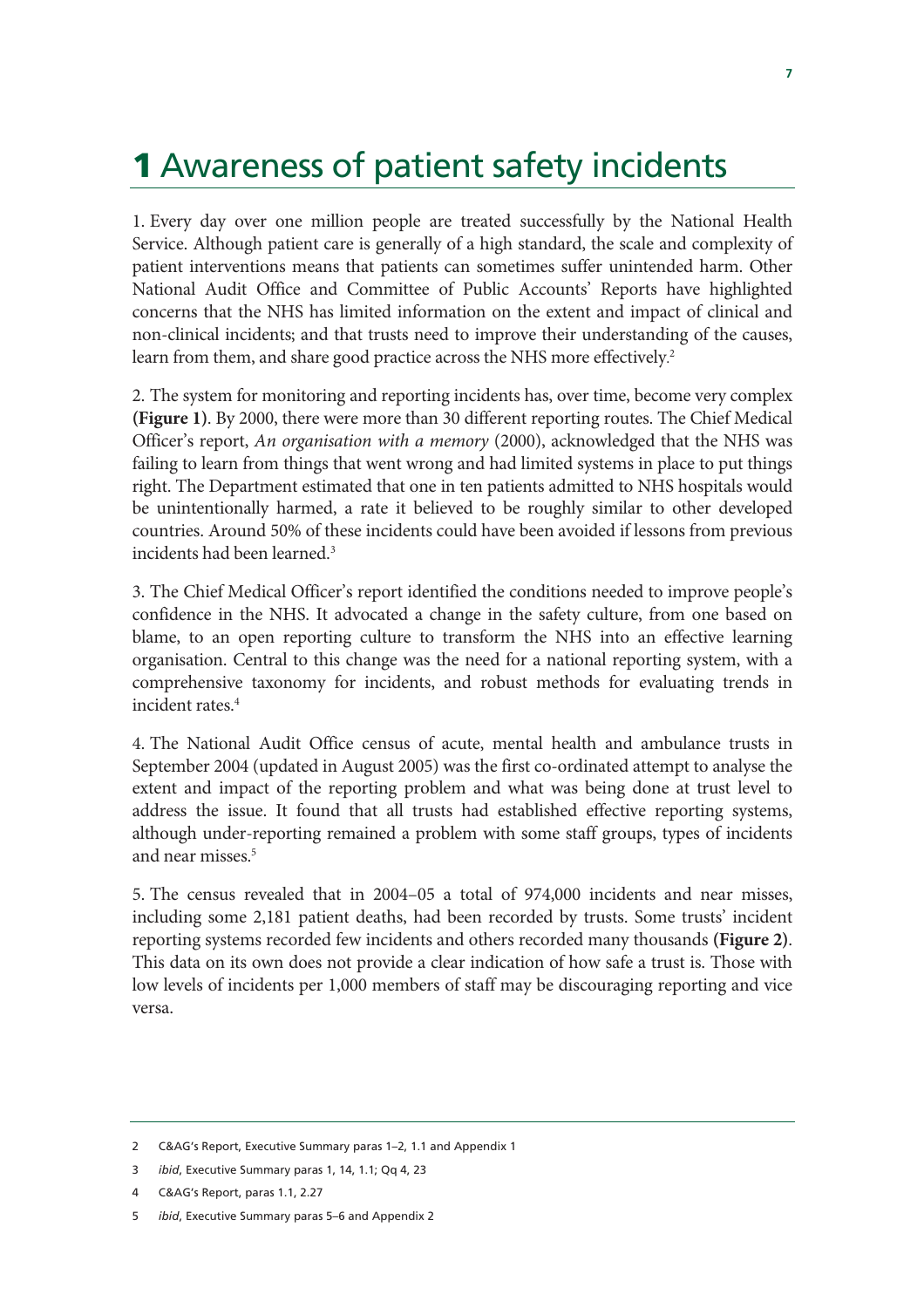# 1 Awareness of patient safety incidents

1. Every day over one million people are treated successfully by the National Health Service. Although patient care is generally of a high standard, the scale and complexity of patient interventions means that patients can sometimes suffer unintended harm. Other National Audit Office and Committee of Public Accounts' Reports have highlighted concerns that the NHS has limited information on the extent and impact of clinical and non-clinical incidents; and that trusts need to improve their understanding of the causes, learn from them, and share good practice across the NHS more effectively.[2]

2. The system for monitoring and reporting incidents has, over time, become very complex **(Figure 1)**. By 2000, there were more than 30 different reporting routes. The Chief Medical Officer's report, *An organisation with a memory* (2000), acknowledged that the NHS was failing to learn from things that went wrong and had limited systems in place to put things right. The Department estimated that one in ten patients admitted to NHS hospitals would be unintentionally harmed, a rate it believed to be roughly similar to other developed countries. Around 50% of these incidents could have been avoided if lessons from previous incidents had been learned.[3]

3. The Chief Medical Officer's report identified the conditions needed to improve people's confidence in the NHS. It advocated a change in the safety culture, from one based on blame, to an open reporting culture to transform the NHS into an effective learning organisation. Central to this change was the need for a national reporting system, with a comprehensive taxonomy for incidents, and robust methods for evaluating trends in incident rates.[4]

4. The National Audit Office census of acute, mental health and ambulance trusts in September 2004 (updated in August 2005) was the first co-ordinated attempt to analyse the extent and impact of the reporting problem and what was being done at trust level to address the issue. It found that all trusts had established effective reporting systems, although under-reporting remained a problem with some staff groups, types of incidents and near misses.[5]

5. The census revealed that in 2004–05 a total of 974,000 incidents and near misses, including some 2,181 patient deaths, had been recorded by trusts. Some trusts' incident reporting systems recorded few incidents and others recorded many thousands **(Figure 2)**. This data on its own does not provide a clear indication of how safe a trust is. Those with low levels of incidents per 1,000 members of staff may be discouraging reporting and vice versa.

---

2 C&AG's Report, Executive Summary paras 1–2, 1.1 and Appendix 1

3 *ibid*, Executive Summary paras 1, 14, 1.1; Qq 4, 23

4 C&AG's Report, paras 1.1, 2.27

5 *ibid*, Executive Summary paras 5–6 and Appendix 2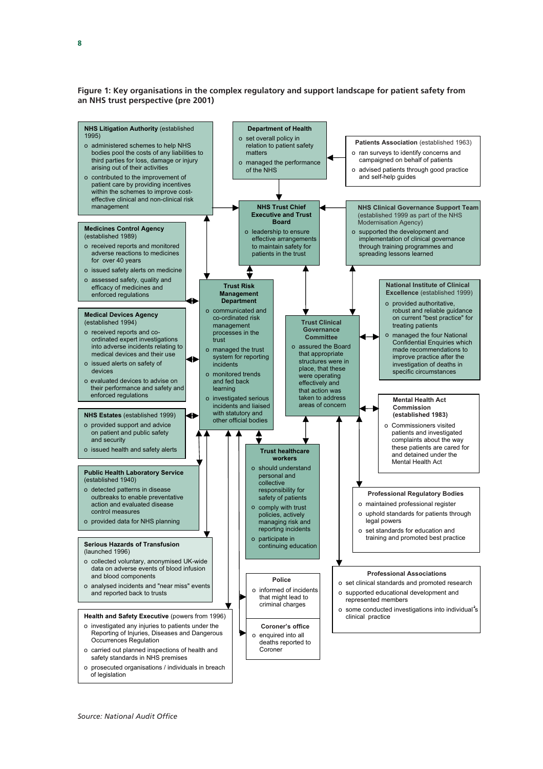**Figure 1: Key organisations in the complex regulatory and support landscape for patient safety from an NHS trust perspective (pre 2001)**

**NHS Litigation Authority** (established 1995)
- administered schemes to help NHS bodies pool the costs of any liabilities to third parties for loss, damage or injury arising out of their activities
- contributed to the improvement of patient care by providing incentives within the schemes to improve cost-effective clinical and non-clinical risk management

**Department of Health**
- set overall policy in relation to patient safety matters
- managed the performance of the NHS

**Patients Association** (established 1963)
- ran surveys to identify concerns and campaigned on behalf of patients
- advised patients through good practice and self-help guides

**NHS Trust Chief Executive and Trust Board**
- leadership to ensure effective arrangements to maintain safety for patients in the trust

**NHS Clinical Governance Support Team** (established 1999 as part of the NHS Modernisation Agency)
- supported the development and implementation of clinical governance through training programmes and spreading lessons learned

**Medicines Control Agency** (established 1989)
- received reports and monitored adverse reactions to medicines for over 40 years
- issued safety alerts on medicine
- assessed safety, quality and efficacy of medicines and enforced regulations

**Trust Risk Management Department**
- communicated and co-ordinated risk management processes in the trust
- managed the trust system for reporting incidents
- monitored trends and fed back learning
- investigated serious incidents and liaised with statutory and other official bodies

**National Institute of Clinical Excellence** (established 1999)
- provided authoritative, robust and reliable guidance on current "best practice" for treating patients
- managed the four National Confidential Enquiries which made recommendations to improve practice after the investigation of deaths in specific circumstances

**Medical Devices Agency** (established 1994)
- received reports and co-ordinated expert investigations into adverse incidents relating to medical devices and their use
- issued alerts on safety of devices
- evaluated devices to advise on their performance and safety and enforced regulations

**Trust Clinical Governance Committee**
- assured the Board that appropriate structures were in place, that these were operating effectively and that action was taken to address areas of concern

**Mental Health Act Commission (established 1983)**
- Commissioners visited patients and investigated complaints about the way these patients are cared for and detained under the Mental Health Act

**NHS Estates** (established 1999)
- provided support and advice on patient and public safety and security
- issued health and safety alerts

**Trust healthcare workers**
- should understand personal and collective responsibility for safety of patients
- comply with trust policies, actively managing risk and reporting incidents
- participate in continuing education

**Public Health Laboratory Service** (established 1940)
- detected patterns in disease outbreaks to enable preventative action and evaluated disease control measures
- provided data for NHS planning

**Professional Regulatory Bodies**
- maintained professional register
- uphold standards for patients through legal powers
- set standards for education and training and promoted best practice

**Serious Hazards of Transfusion** (launched 1996)
- collected voluntary, anonymised UK-wide data on adverse events of blood infusion and blood components
- analysed incidents and "near miss" events and reported back to trusts

**Police**
- informed of incidents that might lead to criminal charges

**Professional Associations**
- set clinical standards and promoted research
- supported educational development and represented members
- some conducted investigations into individual's clinical practice

**Health and Safety Executive** (powers from 1996)
- investigated any injuries to patients under the Reporting of Injuries, Diseases and Dangerous Occurrences Regulation
- carried out planned inspections of health and safety standards in NHS premises
- prosecuted organisations / individuals in breach of legislation

**Coroner's office**
- enquired into all deaths reported to Coroner

*Source: National Audit Office*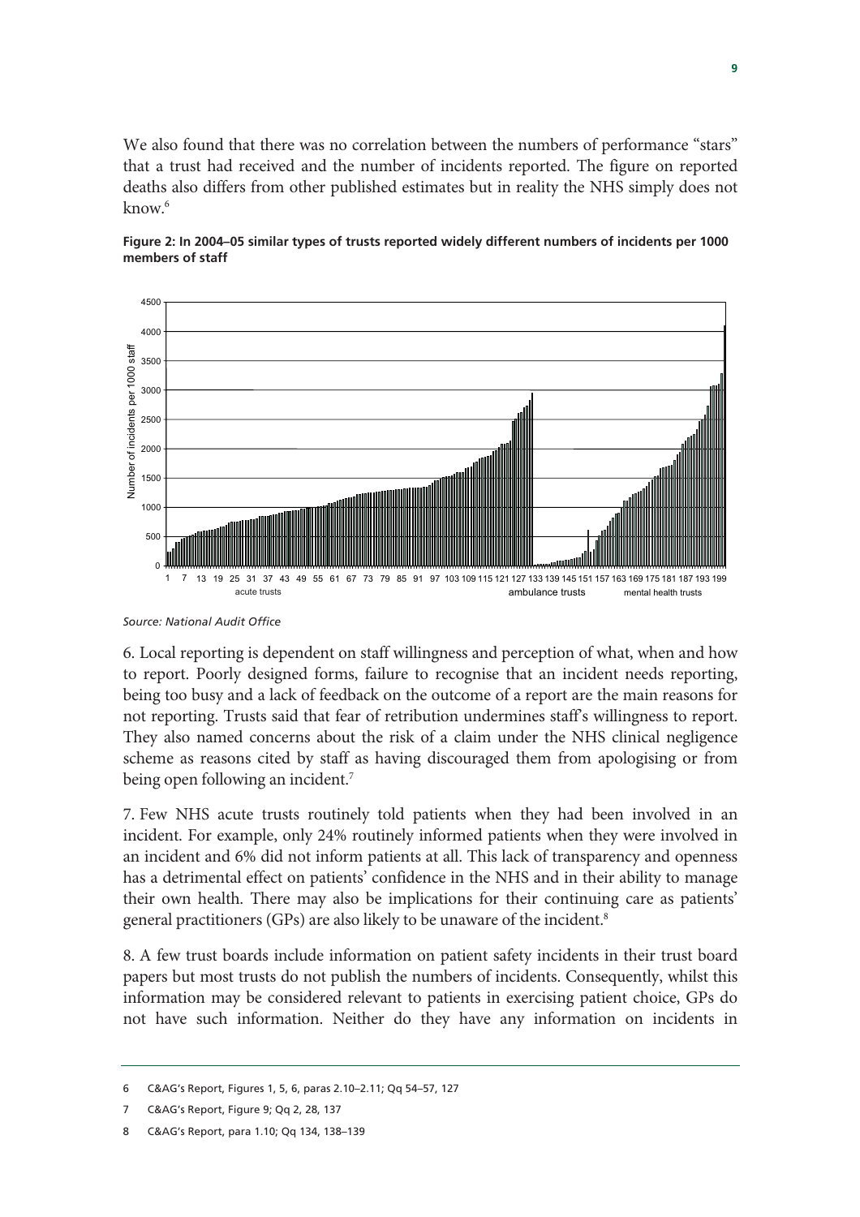We also found that there was no correlation between the numbers of performance "stars" that a trust had received and the number of incidents reported. The figure on reported deaths also differs from other published estimates but in reality the NHS simply does not know.[6]

**Figure 2: In 2004–05 similar types of trusts reported widely different numbers of incidents per 1000 members of staff**

*Source: National Audit Office*

6. Local reporting is dependent on staff willingness and perception of what, when and how to report. Poorly designed forms, failure to recognise that an incident needs reporting, being too busy and a lack of feedback on the outcome of a report are the main reasons for not reporting. Trusts said that fear of retribution undermines staff's willingness to report. They also named concerns about the risk of a claim under the NHS clinical negligence scheme as reasons cited by staff as having discouraged them from apologising or from being open following an incident.[7]

7. Few NHS acute trusts routinely told patients when they had been involved in an incident. For example, only 24% routinely informed patients when they were involved in an incident and 6% did not inform patients at all. This lack of transparency and openness has a detrimental effect on patients' confidence in the NHS and in their ability to manage their own health. There may also be implications for their continuing care as patients' general practitioners (GPs) are also likely to be unaware of the incident.[8]

8. A few trust boards include information on patient safety incidents in their trust board papers but most trusts do not publish the numbers of incidents. Consequently, whilst this information may be considered relevant to patients in exercising patient choice, GPs do not have such information. Neither do they have any information on incidents in

---

6 C&AG's Report, Figures 1, 5, 6, paras 2.10–2.11; Qq 54–57, 127

7 C&AG's Report, Figure 9; Qq 2, 28, 137

8 C&AG's Report, para 1.10; Qq 134, 138–139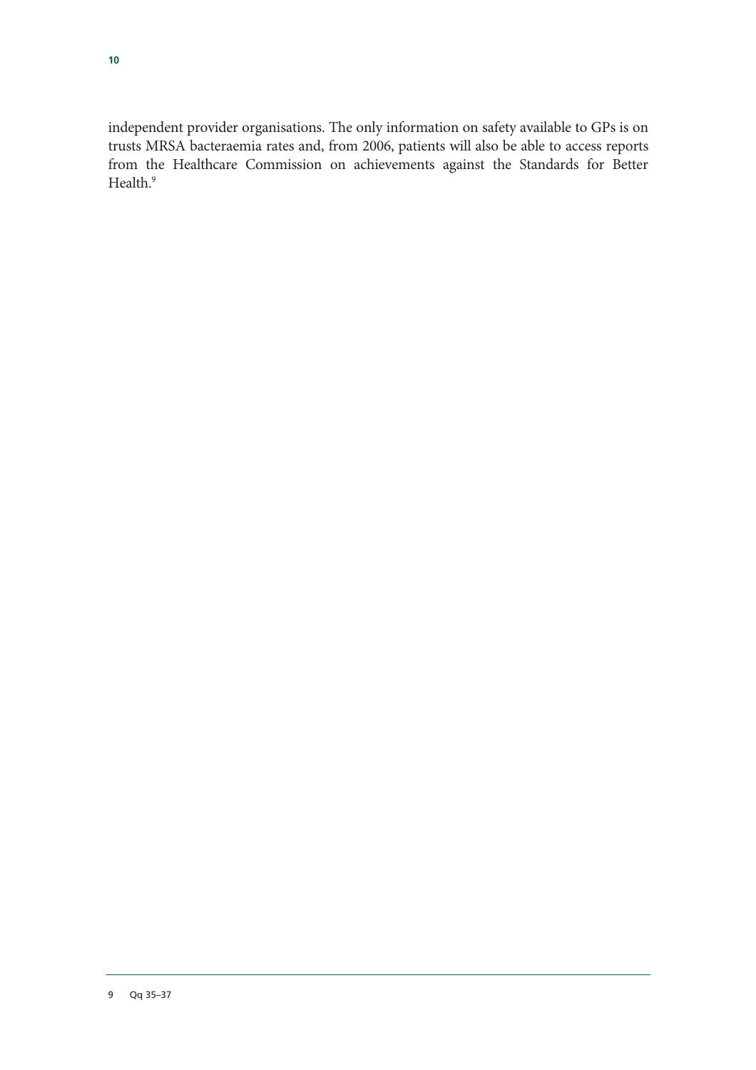independent provider organisations. The only information on safety available to GPs is on trusts MRSA bacteraemia rates and, from 2006, patients will also be able to access reports from the Healthcare Commission on achievements against the Standards for Better Health.[9]

9 Qq 35–37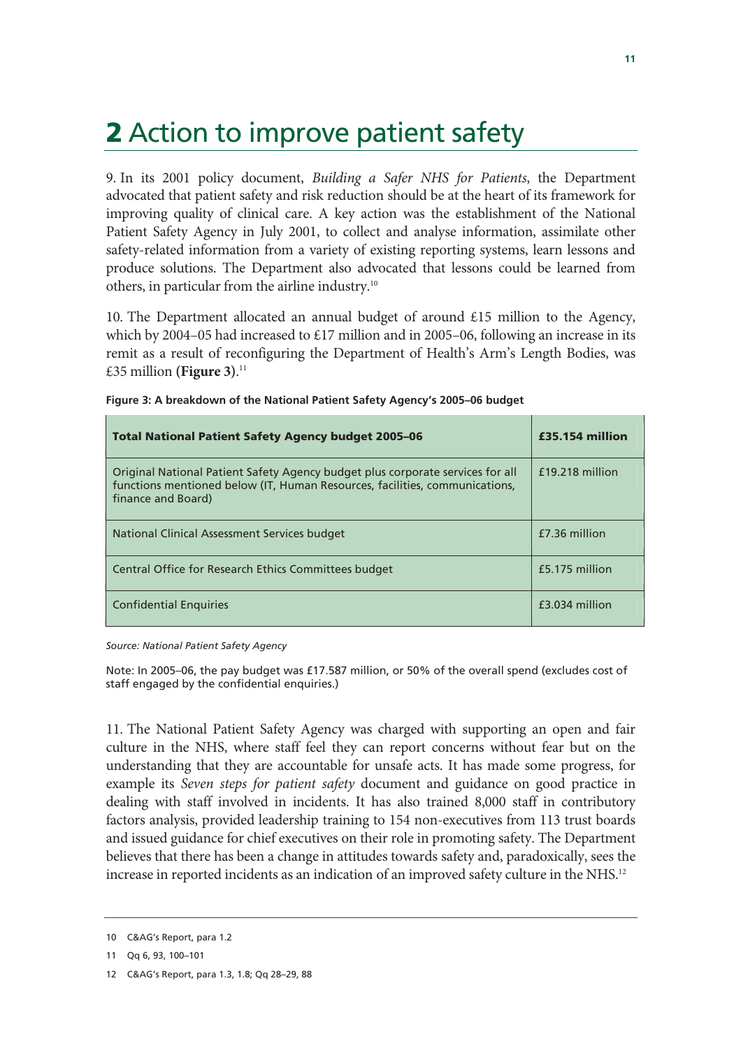# 2 Action to improve patient safety

9. In its 2001 policy document, *Building a Safer NHS for Patients*, the Department advocated that patient safety and risk reduction should be at the heart of its framework for improving quality of clinical care. A key action was the establishment of the National Patient Safety Agency in July 2001, to collect and analyse information, assimilate other safety-related information from a variety of existing reporting systems, learn lessons and produce solutions. The Department also advocated that lessons could be learned from others, in particular from the airline industry.[10]

10. The Department allocated an annual budget of around £15 million to the Agency, which by 2004–05 had increased to £17 million and in 2005–06, following an increase in its remit as a result of reconfiguring the Department of Health's Arm's Length Bodies, was £35 million **(Figure 3)**.[11]

**Figure 3: A breakdown of the National Patient Safety Agency's 2005–06 budget**

| **Total National Patient Safety Agency budget 2005–06** | **£35.154 million** |
|---|---|
| Original National Patient Safety Agency budget plus corporate services for all functions mentioned below (IT, Human Resources, facilities, communications, finance and Board) | £19.218 million |
| National Clinical Assessment Services budget | £7.36 million |
| Central Office for Research Ethics Committees budget | £5.175 million |
| Confidential Enquiries | £3.034 million |

*Source: National Patient Safety Agency*

Note: In 2005–06, the pay budget was £17.587 million, or 50% of the overall spend (excludes cost of staff engaged by the confidential enquiries.)

11. The National Patient Safety Agency was charged with supporting an open and fair culture in the NHS, where staff feel they can report concerns without fear but on the understanding that they are accountable for unsafe acts. It has made some progress, for example its *Seven steps for patient safety* document and guidance on good practice in dealing with staff involved in incidents. It has also trained 8,000 staff in contributory factors analysis, provided leadership training to 154 non-executives from 113 trust boards and issued guidance for chief executives on their role in promoting safety. The Department believes that there has been a change in attitudes towards safety and, paradoxically, sees the increase in reported incidents as an indication of an improved safety culture in the NHS.[12]

---

10 C&AG's Report, para 1.2

11 Qq 6, 93, 100–101

12 C&AG's Report, para 1.3, 1.8; Qq 28–29, 88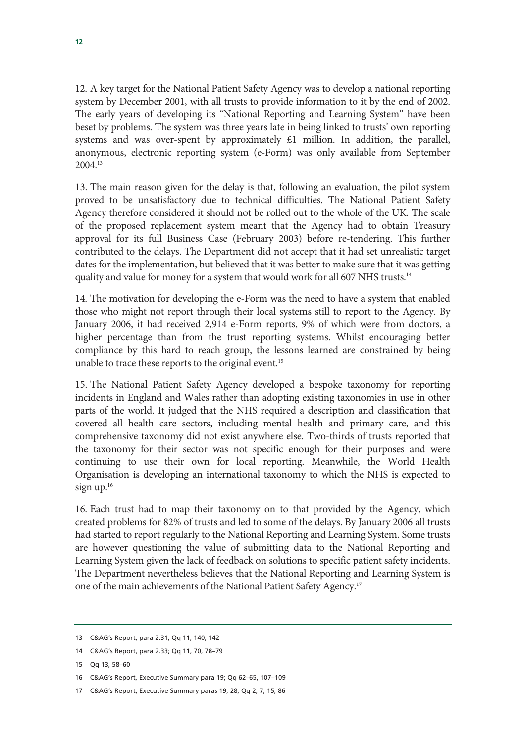12. A key target for the National Patient Safety Agency was to develop a national reporting system by December 2001, with all trusts to provide information to it by the end of 2002. The early years of developing its "National Reporting and Learning System" have been beset by problems. The system was three years late in being linked to trusts' own reporting systems and was over-spent by approximately £1 million. In addition, the parallel, anonymous, electronic reporting system (e-Form) was only available from September 2004.[13]

13. The main reason given for the delay is that, following an evaluation, the pilot system proved to be unsatisfactory due to technical difficulties. The National Patient Safety Agency therefore considered it should not be rolled out to the whole of the UK. The scale of the proposed replacement system meant that the Agency had to obtain Treasury approval for its full Business Case (February 2003) before re-tendering. This further contributed to the delays. The Department did not accept that it had set unrealistic target dates for the implementation, but believed that it was better to make sure that it was getting quality and value for money for a system that would work for all 607 NHS trusts.[14]

14. The motivation for developing the e-Form was the need to have a system that enabled those who might not report through their local systems still to report to the Agency. By January 2006, it had received 2,914 e-Form reports, 9% of which were from doctors, a higher percentage than from the trust reporting systems. Whilst encouraging better compliance by this hard to reach group, the lessons learned are constrained by being unable to trace these reports to the original event.[15]

15. The National Patient Safety Agency developed a bespoke taxonomy for reporting incidents in England and Wales rather than adopting existing taxonomies in use in other parts of the world. It judged that the NHS required a description and classification that covered all health care sectors, including mental health and primary care, and this comprehensive taxonomy did not exist anywhere else. Two-thirds of trusts reported that the taxonomy for their sector was not specific enough for their purposes and were continuing to use their own for local reporting. Meanwhile, the World Health Organisation is developing an international taxonomy to which the NHS is expected to sign up.[16]

16. Each trust had to map their taxonomy on to that provided by the Agency, which created problems for 82% of trusts and led to some of the delays. By January 2006 all trusts had started to report regularly to the National Reporting and Learning System. Some trusts are however questioning the value of submitting data to the National Reporting and Learning System given the lack of feedback on solutions to specific patient safety incidents. The Department nevertheless believes that the National Reporting and Learning System is one of the main achievements of the National Patient Safety Agency.[17]

---

13 C&AG's Report, para 2.31; Qq 11, 140, 142

14 C&AG's Report, para 2.33; Qq 11, 70, 78–79

15 Qq 13, 58–60

16 C&AG's Report, Executive Summary para 19; Qq 62–65, 107–109

17 C&AG's Report, Executive Summary paras 19, 28; Qq 2, 7, 15, 86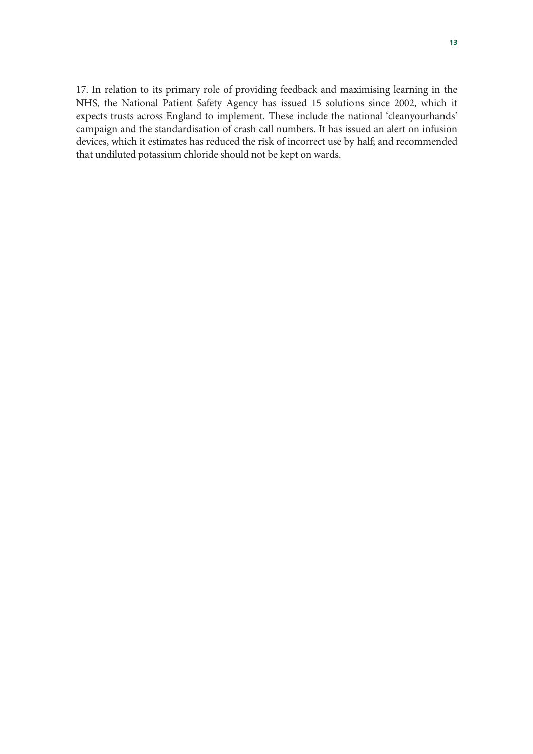17. In relation to its primary role of providing feedback and maximising learning in the NHS, the National Patient Safety Agency has issued 15 solutions since 2002, which it expects trusts across England to implement. These include the national 'cleanyourhands' campaign and the standardisation of crash call numbers. It has issued an alert on infusion devices, which it estimates has reduced the risk of incorrect use by half; and recommended that undiluted potassium chloride should not be kept on wards.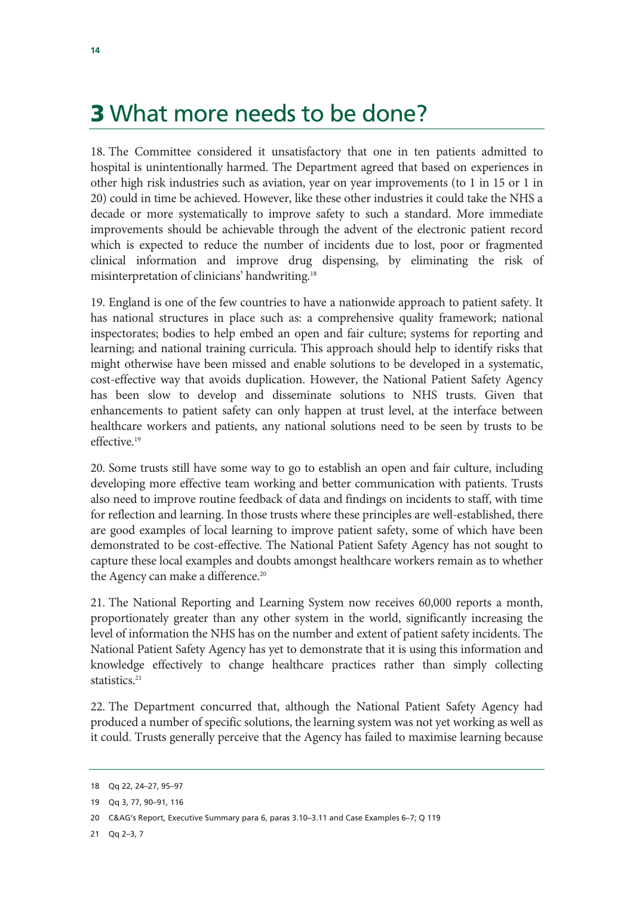# 3 What more needs to be done?

18. The Committee considered it unsatisfactory that one in ten patients admitted to hospital is unintentionally harmed. The Department agreed that based on experiences in other high risk industries such as aviation, year on year improvements (to 1 in 15 or 1 in 20) could in time be achieved. However, like these other industries it could take the NHS a decade or more systematically to improve safety to such a standard. More immediate improvements should be achievable through the advent of the electronic patient record which is expected to reduce the number of incidents due to lost, poor or fragmented clinical information and improve drug dispensing, by eliminating the risk of misinterpretation of clinicians' handwriting.[18]

19. England is one of the few countries to have a nationwide approach to patient safety. It has national structures in place such as: a comprehensive quality framework; national inspectorates; bodies to help embed an open and fair culture; systems for reporting and learning; and national training curricula. This approach should help to identify risks that might otherwise have been missed and enable solutions to be developed in a systematic, cost-effective way that avoids duplication. However, the National Patient Safety Agency has been slow to develop and disseminate solutions to NHS trusts. Given that enhancements to patient safety can only happen at trust level, at the interface between healthcare workers and patients, any national solutions need to be seen by trusts to be effective.[19]

20. Some trusts still have some way to go to establish an open and fair culture, including developing more effective team working and better communication with patients. Trusts also need to improve routine feedback of data and findings on incidents to staff, with time for reflection and learning. In those trusts where these principles are well-established, there are good examples of local learning to improve patient safety, some of which have been demonstrated to be cost-effective. The National Patient Safety Agency has not sought to capture these local examples and doubts amongst healthcare workers remain as to whether the Agency can make a difference.[20]

21. The National Reporting and Learning System now receives 60,000 reports a month, proportionately greater than any other system in the world, significantly increasing the level of information the NHS has on the number and extent of patient safety incidents. The National Patient Safety Agency has yet to demonstrate that it is using this information and knowledge effectively to change healthcare practices rather than simply collecting statistics.[21]

22. The Department concurred that, although the National Patient Safety Agency had produced a number of specific solutions, the learning system was not yet working as well as it could. Trusts generally perceive that the Agency has failed to maximise learning because

---

18 Qq 22, 24–27, 95–97

19 Qq 3, 77, 90–91, 116

20 C&AG's Report, Executive Summary para 6, paras 3.10–3.11 and Case Examples 6–7; Q 119

21 Qq 2–3, 7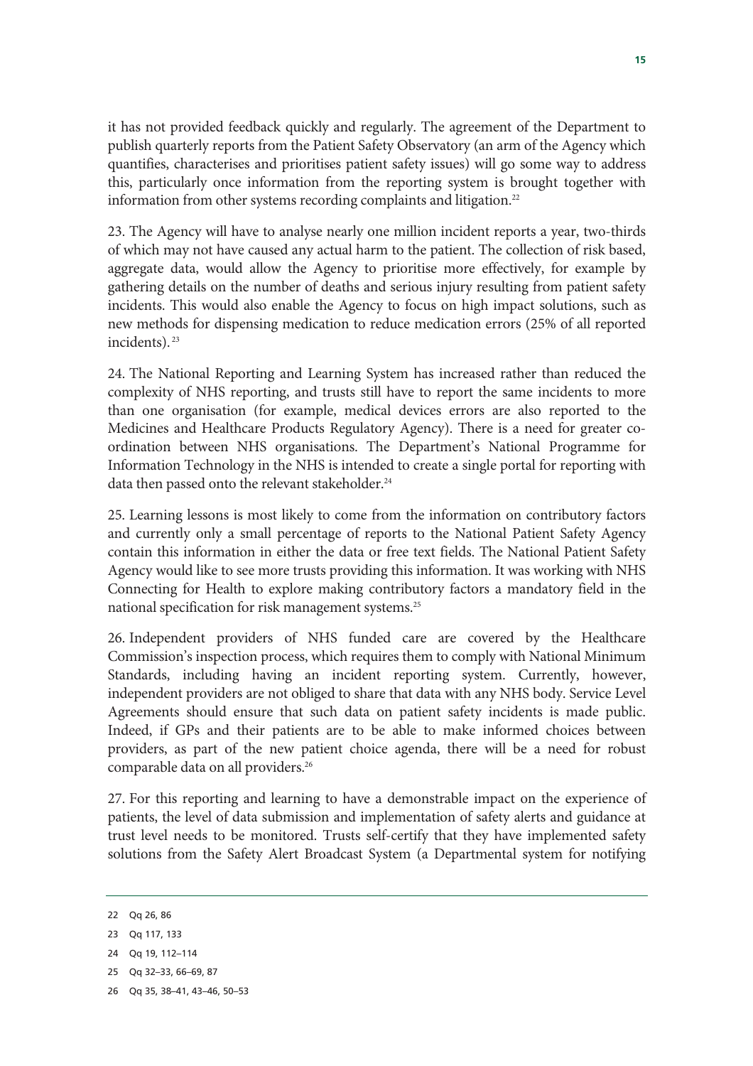it has not provided feedback quickly and regularly. The agreement of the Department to publish quarterly reports from the Patient Safety Observatory (an arm of the Agency which quantifies, characterises and prioritises patient safety issues) will go some way to address this, particularly once information from the reporting system is brought together with information from other systems recording complaints and litigation.[22]

23. The Agency will have to analyse nearly one million incident reports a year, two-thirds of which may not have caused any actual harm to the patient. The collection of risk based, aggregate data, would allow the Agency to prioritise more effectively, for example by gathering details on the number of deaths and serious injury resulting from patient safety incidents. This would also enable the Agency to focus on high impact solutions, such as new methods for dispensing medication to reduce medication errors (25% of all reported incidents).[23]

24. The National Reporting and Learning System has increased rather than reduced the complexity of NHS reporting, and trusts still have to report the same incidents to more than one organisation (for example, medical devices errors are also reported to the Medicines and Healthcare Products Regulatory Agency). There is a need for greater co-ordination between NHS organisations. The Department's National Programme for Information Technology in the NHS is intended to create a single portal for reporting with data then passed onto the relevant stakeholder.[24]

25. Learning lessons is most likely to come from the information on contributory factors and currently only a small percentage of reports to the National Patient Safety Agency contain this information in either the data or free text fields. The National Patient Safety Agency would like to see more trusts providing this information. It was working with NHS Connecting for Health to explore making contributory factors a mandatory field in the national specification for risk management systems.[25]

26. Independent providers of NHS funded care are covered by the Healthcare Commission's inspection process, which requires them to comply with National Minimum Standards, including having an incident reporting system. Currently, however, independent providers are not obliged to share that data with any NHS body. Service Level Agreements should ensure that such data on patient safety incidents is made public. Indeed, if GPs and their patients are to be able to make informed choices between providers, as part of the new patient choice agenda, there will be a need for robust comparable data on all providers.[26]

27. For this reporting and learning to have a demonstrable impact on the experience of patients, the level of data submission and implementation of safety alerts and guidance at trust level needs to be monitored. Trusts self-certify that they have implemented safety solutions from the Safety Alert Broadcast System (a Departmental system for notifying

---

22 Qq 26, 86

23 Qq 117, 133

24 Qq 19, 112–114

25 Qq 32–33, 66–69, 87

26 Qq 35, 38–41, 43–46, 50–53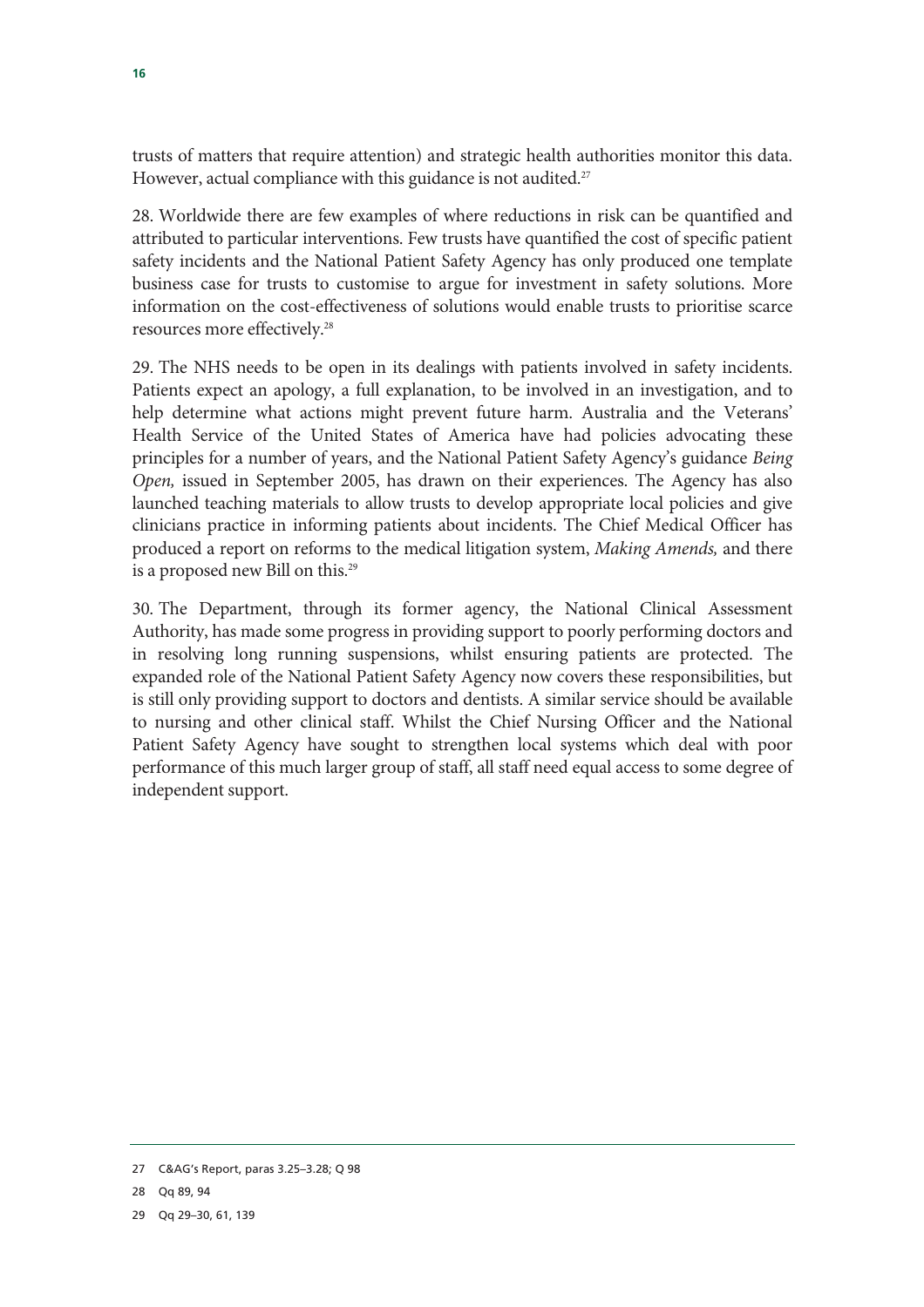trusts of matters that require attention) and strategic health authorities monitor this data. However, actual compliance with this guidance is not audited.[27]

28. Worldwide there are few examples of where reductions in risk can be quantified and attributed to particular interventions. Few trusts have quantified the cost of specific patient safety incidents and the National Patient Safety Agency has only produced one template business case for trusts to customise to argue for investment in safety solutions. More information on the cost-effectiveness of solutions would enable trusts to prioritise scarce resources more effectively.[28]

29. The NHS needs to be open in its dealings with patients involved in safety incidents. Patients expect an apology, a full explanation, to be involved in an investigation, and to help determine what actions might prevent future harm. Australia and the Veterans' Health Service of the United States of America have had policies advocating these principles for a number of years, and the National Patient Safety Agency's guidance *Being Open,* issued in September 2005, has drawn on their experiences. The Agency has also launched teaching materials to allow trusts to develop appropriate local policies and give clinicians practice in informing patients about incidents. The Chief Medical Officer has produced a report on reforms to the medical litigation system, *Making Amends,* and there is a proposed new Bill on this.[29]

30. The Department, through its former agency, the National Clinical Assessment Authority, has made some progress in providing support to poorly performing doctors and in resolving long running suspensions, whilst ensuring patients are protected. The expanded role of the National Patient Safety Agency now covers these responsibilities, but is still only providing support to doctors and dentists. A similar service should be available to nursing and other clinical staff. Whilst the Chief Nursing Officer and the National Patient Safety Agency have sought to strengthen local systems which deal with poor performance of this much larger group of staff, all staff need equal access to some degree of independent support.

---

27 C&AG's Report, paras 3.25–3.28; Q 98

28 Qq 89, 94

29 Qq 29–30, 61, 139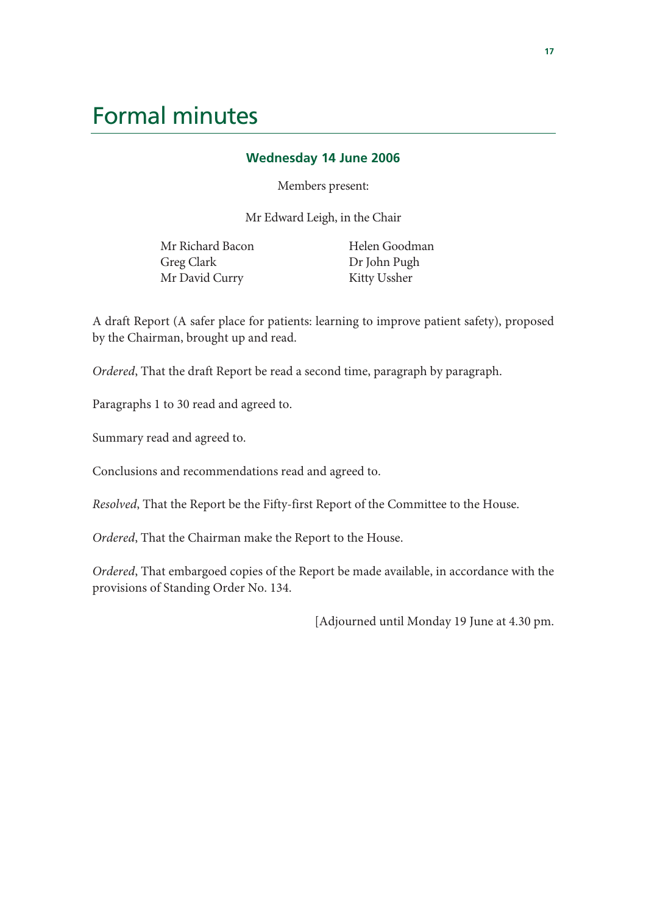# Formal minutes

### Wednesday 14 June 2006

Members present:

Mr Edward Leigh, in the Chair

Mr Richard Bacon
Greg Clark
Mr David Curry
Helen Goodman
Dr John Pugh
Kitty Ussher

A draft Report (A safer place for patients: learning to improve patient safety), proposed by the Chairman, brought up and read.

*Ordered*, That the draft Report be read a second time, paragraph by paragraph.

Paragraphs 1 to 30 read and agreed to.

Summary read and agreed to.

Conclusions and recommendations read and agreed to.

*Resolved*, That the Report be the Fifty-first Report of the Committee to the House.

*Ordered*, That the Chairman make the Report to the House.

*Ordered*, That embargoed copies of the Report be made available, in accordance with the provisions of Standing Order No. 134.

[Adjourned until Monday 19 June at 4.30 pm.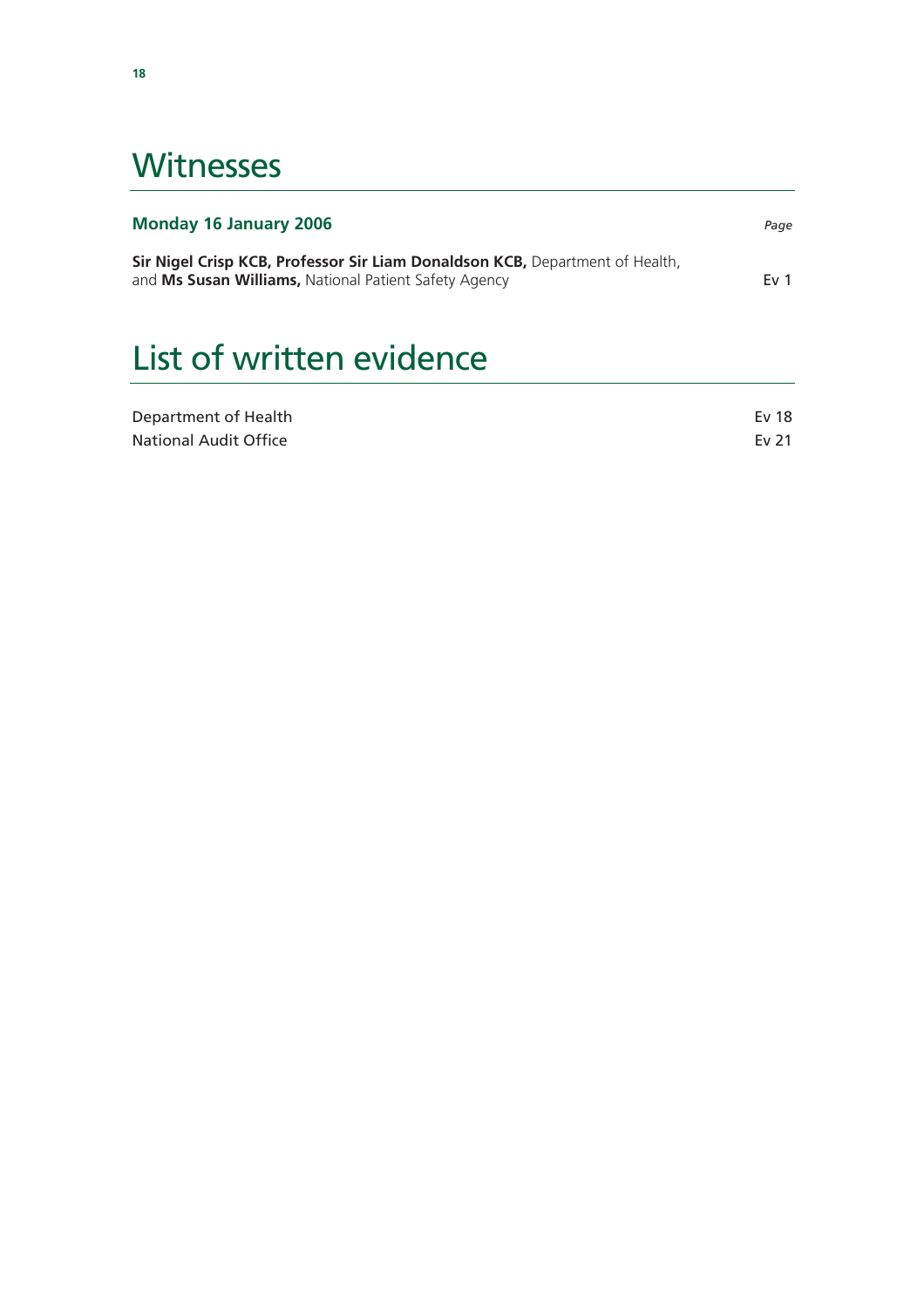# Witnesses

| **Monday 16 January 2006** | *Page* |
|---|---|
| **Sir Nigel Crisp KCB, Professor Sir Liam Donaldson KCB,** Department of Health, and **Ms Susan Williams,** National Patient Safety Agency | Ev 1 |

# List of written evidence

| | |
|---|---|
| Department of Health | Ev 18 |
| National Audit Office | Ev 21 |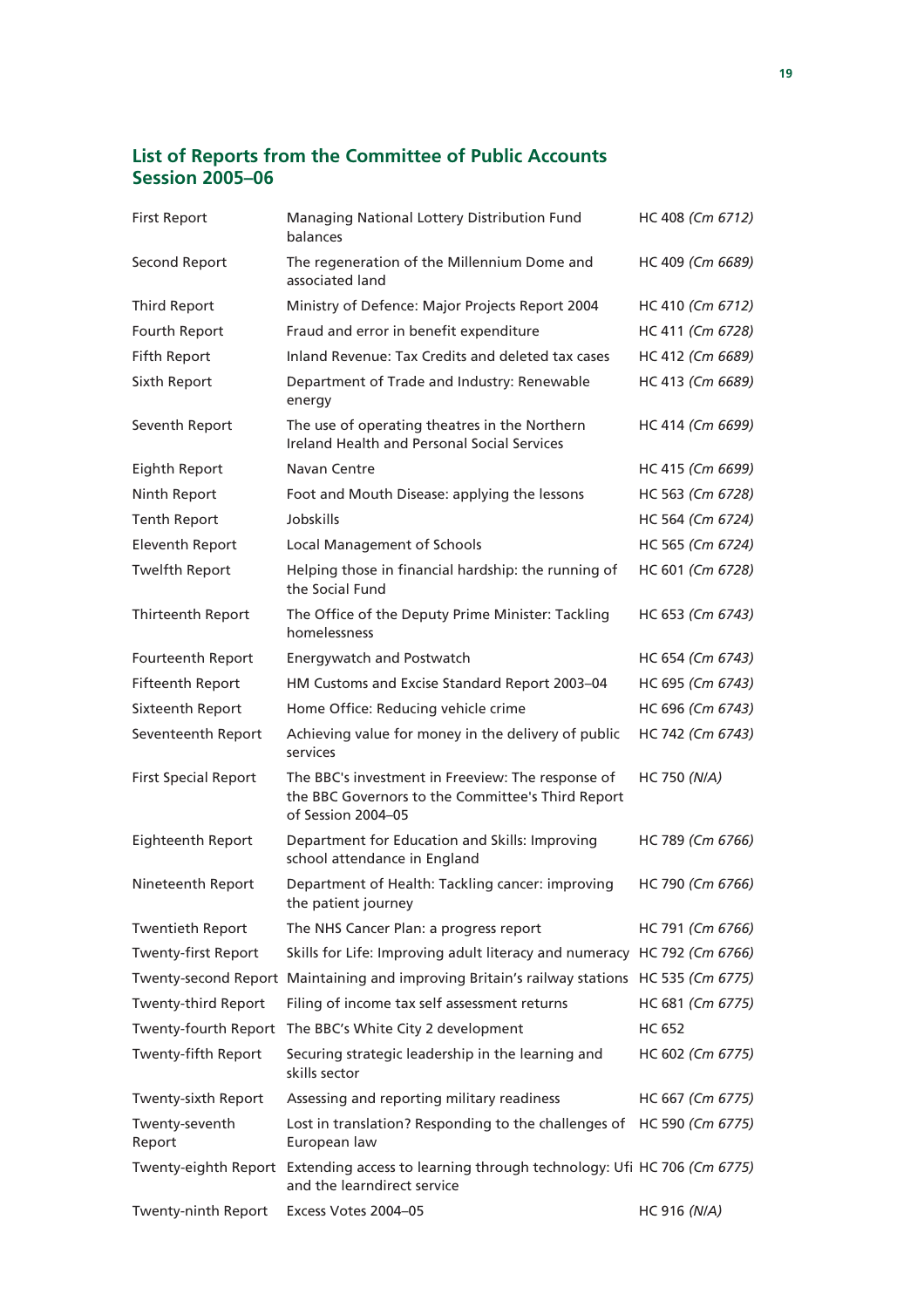## List of Reports from the Committee of Public Accounts Session 2005–06

| | | |
|---|---|---|
| First Report | Managing National Lottery Distribution Fund balances | HC 408 *(Cm 6712)* |
| Second Report | The regeneration of the Millennium Dome and associated land | HC 409 *(Cm 6689)* |
| Third Report | Ministry of Defence: Major Projects Report 2004 | HC 410 *(Cm 6712)* |
| Fourth Report | Fraud and error in benefit expenditure | HC 411 *(Cm 6728)* |
| Fifth Report | Inland Revenue: Tax Credits and deleted tax cases | HC 412 *(Cm 6689)* |
| Sixth Report | Department of Trade and Industry: Renewable energy | HC 413 *(Cm 6689)* |
| Seventh Report | The use of operating theatres in the Northern Ireland Health and Personal Social Services | HC 414 *(Cm 6699)* |
| Eighth Report | Navan Centre | HC 415 *(Cm 6699)* |
| Ninth Report | Foot and Mouth Disease: applying the lessons | HC 563 *(Cm 6728)* |
| Tenth Report | Jobskills | HC 564 *(Cm 6724)* |
| Eleventh Report | Local Management of Schools | HC 565 *(Cm 6724)* |
| Twelfth Report | Helping those in financial hardship: the running of the Social Fund | HC 601 *(Cm 6728)* |
| Thirteenth Report | The Office of the Deputy Prime Minister: Tackling homelessness | HC 653 *(Cm 6743)* |
| Fourteenth Report | Energywatch and Postwatch | HC 654 *(Cm 6743)* |
| Fifteenth Report | HM Customs and Excise Standard Report 2003–04 | HC 695 *(Cm 6743)* |
| Sixteenth Report | Home Office: Reducing vehicle crime | HC 696 *(Cm 6743)* |
| Seventeenth Report | Achieving value for money in the delivery of public services | HC 742 *(Cm 6743)* |
| First Special Report | The BBC's investment in Freeview: The response of the BBC Governors to the Committee's Third Report of Session 2004–05 | HC 750 *(N/A)* |
| Eighteenth Report | Department for Education and Skills: Improving school attendance in England | HC 789 *(Cm 6766)* |
| Nineteenth Report | Department of Health: Tackling cancer: improving the patient journey | HC 790 *(Cm 6766)* |
| Twentieth Report | The NHS Cancer Plan: a progress report | HC 791 *(Cm 6766)* |
| Twenty-first Report | Skills for Life: Improving adult literacy and numeracy | HC 792 *(Cm 6766)* |
| Twenty-second Report | Maintaining and improving Britain's railway stations | HC 535 *(Cm 6775)* |
| Twenty-third Report | Filing of income tax self assessment returns | HC 681 *(Cm 6775)* |
| Twenty-fourth Report | The BBC's White City 2 development | HC 652 |
| Twenty-fifth Report | Securing strategic leadership in the learning and skills sector | HC 602 *(Cm 6775)* |
| Twenty-sixth Report | Assessing and reporting military readiness | HC 667 *(Cm 6775)* |
| Twenty-seventh Report | Lost in translation? Responding to the challenges of European law | HC 590 *(Cm 6775)* |
| Twenty-eighth Report | Extending access to learning through technology: Ufi and the learndirect service | HC 706 *(Cm 6775)* |
| Twenty-ninth Report | Excess Votes 2004–05 | HC 916 *(N/A)* |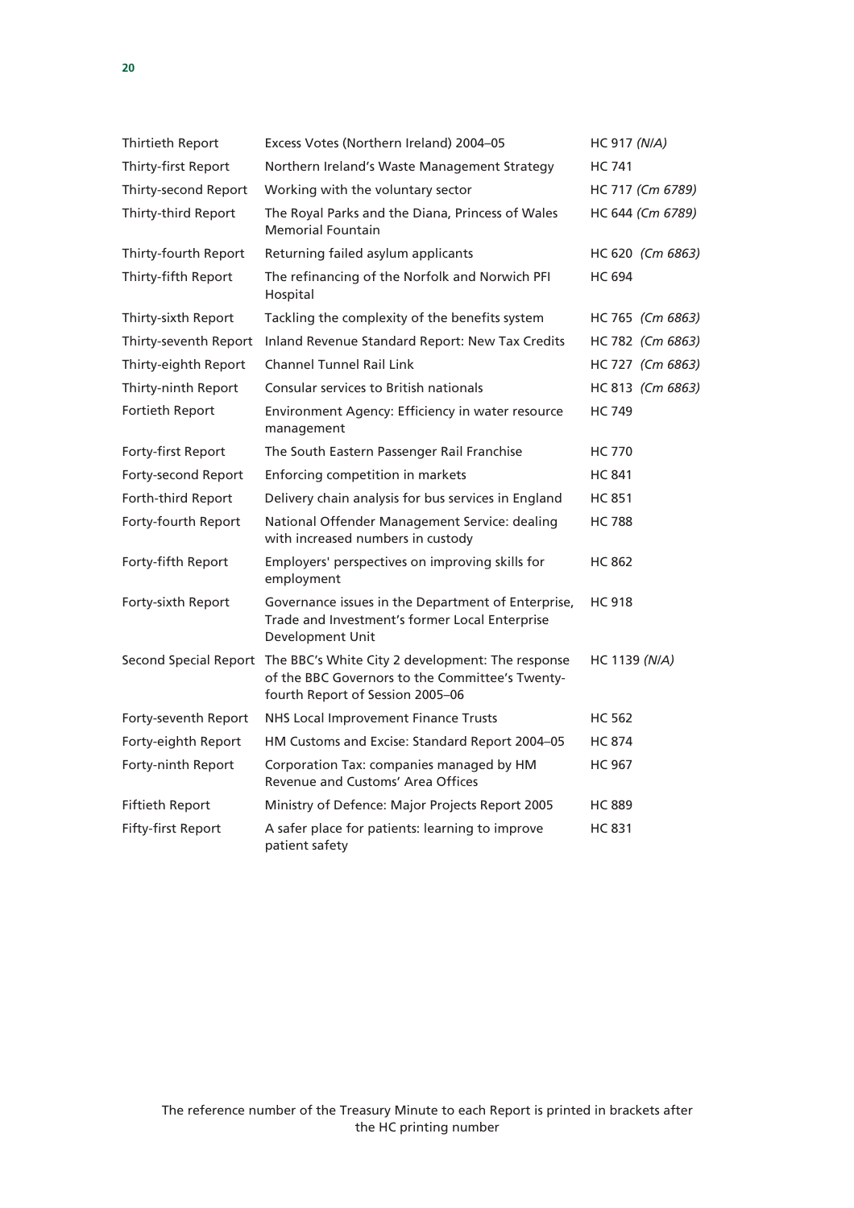| | | |
|---|---|---|
| Thirtieth Report | Excess Votes (Northern Ireland) 2004–05 | HC 917 *(N/A)* |
| Thirty-first Report | Northern Ireland's Waste Management Strategy | HC 741 |
| Thirty-second Report | Working with the voluntary sector | HC 717 *(Cm 6789)* |
| Thirty-third Report | The Royal Parks and the Diana, Princess of Wales Memorial Fountain | HC 644 *(Cm 6789)* |
| Thirty-fourth Report | Returning failed asylum applicants | HC 620 *(Cm 6863)* |
| Thirty-fifth Report | The refinancing of the Norfolk and Norwich PFI Hospital | HC 694 |
| Thirty-sixth Report | Tackling the complexity of the benefits system | HC 765 *(Cm 6863)* |
| Thirty-seventh Report | Inland Revenue Standard Report: New Tax Credits | HC 782 *(Cm 6863)* |
| Thirty-eighth Report | Channel Tunnel Rail Link | HC 727 *(Cm 6863)* |
| Thirty-ninth Report | Consular services to British nationals | HC 813 *(Cm 6863)* |
| Fortieth Report | Environment Agency: Efficiency in water resource management | HC 749 |
| Forty-first Report | The South Eastern Passenger Rail Franchise | HC 770 |
| Forty-second Report | Enforcing competition in markets | HC 841 |
| Forth-third Report | Delivery chain analysis for bus services in England | HC 851 |
| Forty-fourth Report | National Offender Management Service: dealing with increased numbers in custody | HC 788 |
| Forty-fifth Report | Employers' perspectives on improving skills for employment | HC 862 |
| Forty-sixth Report | Governance issues in the Department of Enterprise, Trade and Investment's former Local Enterprise Development Unit | HC 918 |
| Second Special Report | The BBC's White City 2 development: The response of the BBC Governors to the Committee's Twenty-fourth Report of Session 2005–06 | HC 1139 *(N/A)* |
| Forty-seventh Report | NHS Local Improvement Finance Trusts | HC 562 |
| Forty-eighth Report | HM Customs and Excise: Standard Report 2004–05 | HC 874 |
| Forty-ninth Report | Corporation Tax: companies managed by HM Revenue and Customs' Area Offices | HC 967 |
| Fiftieth Report | Ministry of Defence: Major Projects Report 2005 | HC 889 |
| Fifty-first Report | A safer place for patients: learning to improve patient safety | HC 831 |

The reference number of the Treasury Minute to each Report is printed in brackets after the HC printing number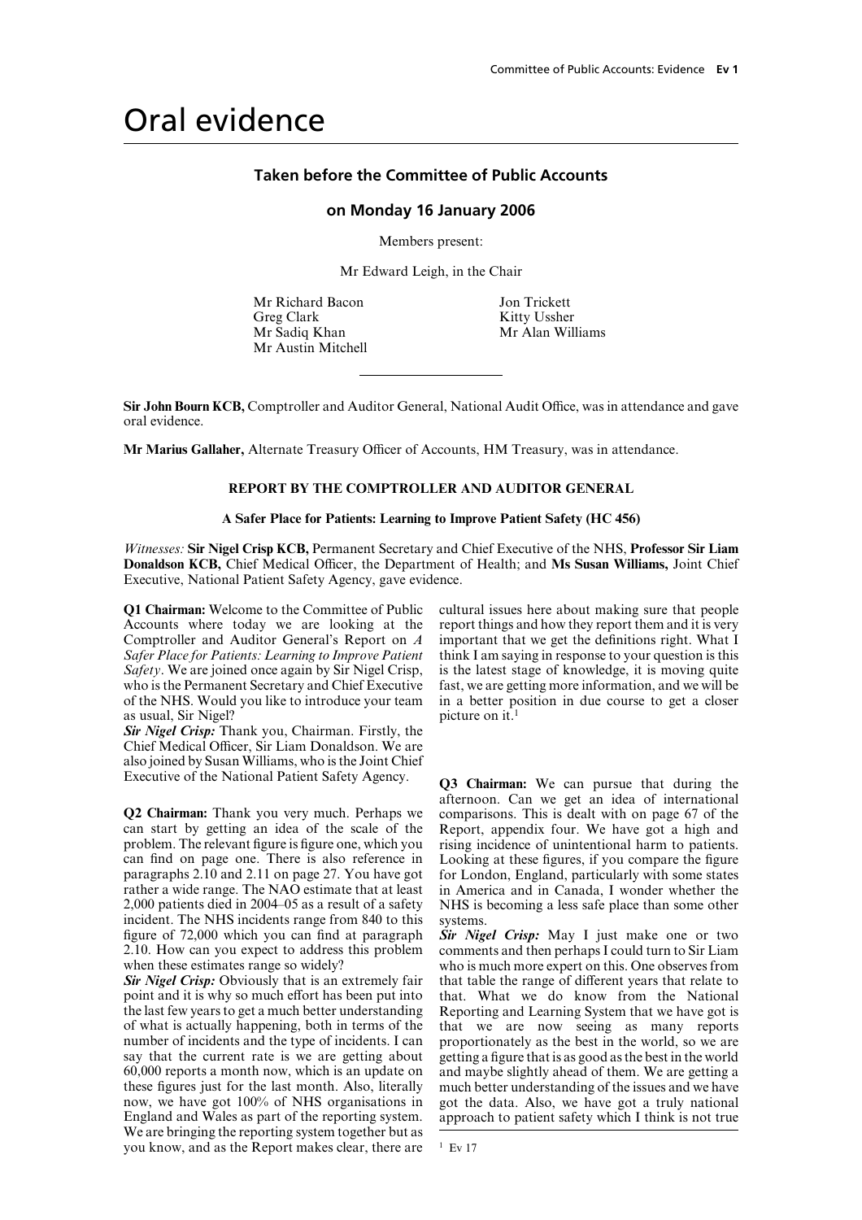# Oral evidence

## Taken before the Committee of Public Accounts

### on Monday 16 January 2006

Members present:

Mr Edward Leigh, in the Chair

Mr Richard Bacon
Greg Clark
Mr Sadiq Khan
Mr Austin Mitchell
Jon Trickett
Kitty Ussher
Mr Alan Williams

---

**Sir John Bourn KCB,** Comptroller and Auditor General, National Audit Office, was in attendance and gave oral evidence.

**Mr Marius Gallaher,** Alternate Treasury Officer of Accounts, HM Treasury, was in attendance.

**REPORT BY THE COMPTROLLER AND AUDITOR GENERAL**

**A Safer Place for Patients: Learning to Improve Patient Safety (HC 456)**

*Witnesses:* **Sir Nigel Crisp KCB,** Permanent Secretary and Chief Executive of the NHS, **Professor Sir Liam Donaldson KCB,** Chief Medical Officer, the Department of Health; and **Ms Susan Williams,** Joint Chief Executive, National Patient Safety Agency, gave evidence.

**Q1 Chairman:** Welcome to the Committee of Public Accounts where today we are looking at the Comptroller and Auditor General's Report on *A Safer Place for Patients: Learning to Improve Patient Safety*. We are joined once again by Sir Nigel Crisp, who is the Permanent Secretary and Chief Executive of the NHS. Would you like to introduce your team as usual, Sir Nigel?

***Sir Nigel Crisp:*** Thank you, Chairman. Firstly, the Chief Medical Officer, Sir Liam Donaldson. We are also joined by Susan Williams, who is the Joint Chief Executive of the National Patient Safety Agency.

**Q2 Chairman:** Thank you very much. Perhaps we can start by getting an idea of the scale of the problem. The relevant figure is figure one, which you can find on page one. There is also reference in paragraphs 2.10 and 2.11 on page 27. You have got rather a wide range. The NAO estimate that at least 2,000 patients died in 2004–05 as a result of a safety incident. The NHS incidents range from 840 to this figure of 72,000 which you can find at paragraph 2.10. How can you expect to address this problem when these estimates range so widely?

***Sir Nigel Crisp:*** Obviously that is an extremely fair point and it is why so much effort has been put into the last few years to get a much better understanding of what is actually happening, both in terms of the number of incidents and the type of incidents. I can say that the current rate is we are getting about 60,000 reports a month now, which is an update on these figures just for the last month. Also, literally now, we have got 100% of NHS organisations in England and Wales as part of the reporting system. We are bringing the reporting system together but as you know, and as the Report makes clear, there are cultural issues here about making sure that people report things and how they report them and it is very important that we get the definitions right. What I think I am saying in response to your question is this is the latest stage of knowledge, it is moving quite fast, we are getting more information, and we will be in a better position in due course to get a closer picture on it.[1]

**Q3 Chairman:** We can pursue that during the afternoon. Can we get an idea of international comparisons. This is dealt with on page 67 of the Report, appendix four. We have got a high and rising incidence of unintentional harm to patients. Looking at these figures, if you compare the figure for London, England, particularly with some states in America and in Canada, I wonder whether the NHS is becoming a less safe place than some other systems.

***Sir Nigel Crisp:*** May I just make one or two comments and then perhaps I could turn to Sir Liam who is much more expert on this. One observes from that table the range of different years that relate to that. What we do know from the National Reporting and Learning System that we have got is that we are now seeing as many reports proportionately as the best in the world, so we are getting a figure that is as good as the best in the world and maybe slightly ahead of them. We are getting a much better understanding of the issues and we have got the data. Also, we have got a truly national approach to patient safety which I think is not true

[1] Ev 17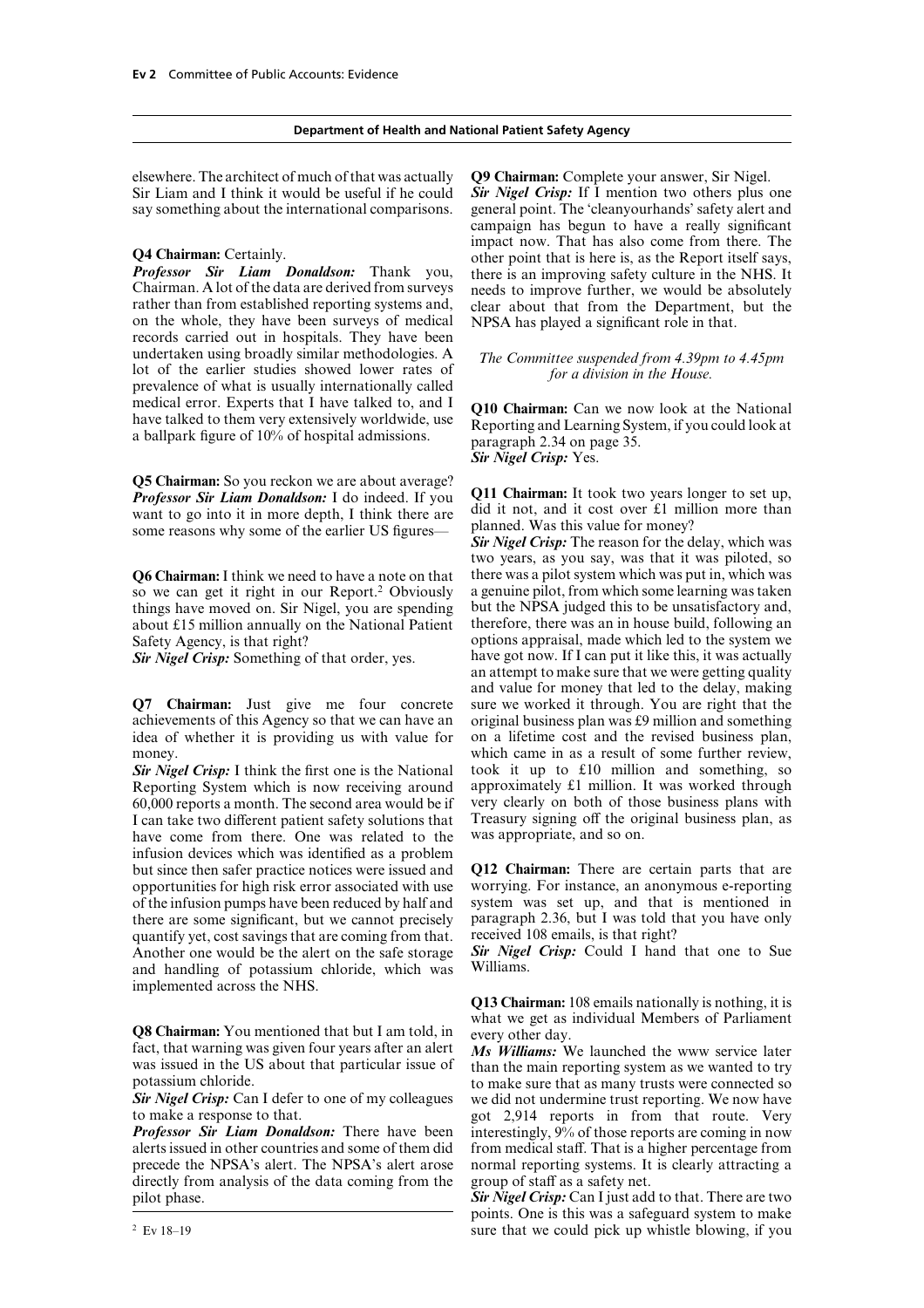elsewhere. The architect of much of that was actually Sir Liam and I think it would be useful if he could say something about the international comparisons.

**Q4 Chairman:** Certainly.

***Professor Sir Liam Donaldson:*** Thank you, Chairman. A lot of the data are derived from surveys rather than from established reporting systems and, on the whole, they have been surveys of medical records carried out in hospitals. They have been undertaken using broadly similar methodologies. A lot of the earlier studies showed lower rates of prevalence of what is usually internationally called medical error. Experts that I have talked to, and I have talked to them very extensively worldwide, use a ballpark figure of 10% of hospital admissions.

**Q5 Chairman:** So you reckon we are about average?

***Professor Sir Liam Donaldson:*** I do indeed. If you want to go into it in more depth, I think there are some reasons why some of the earlier US figures—

**Q6 Chairman:** I think we need to have a note on that so we can get it right in our Report.[2] Obviously things have moved on. Sir Nigel, you are spending about £15 million annually on the National Patient Safety Agency, is that right?

***Sir Nigel Crisp:*** Something of that order, yes.

**Q7 Chairman:** Just give me four concrete achievements of this Agency so that we can have an idea of whether it is providing us with value for money.

***Sir Nigel Crisp:*** I think the first one is the National Reporting System which is now receiving around 60,000 reports a month. The second area would be if I can take two different patient safety solutions that have come from there. One was related to the infusion devices which was identified as a problem but since then safer practice notices were issued and opportunities for high risk error associated with use of the infusion pumps have been reduced by half and there are some significant, but we cannot precisely quantify yet, cost savings that are coming from that. Another one would be the alert on the safe storage and handling of potassium chloride, which was implemented across the NHS.

**Q8 Chairman:** You mentioned that but I am told, in fact, that warning was given four years after an alert was issued in the US about that particular issue of potassium chloride.

***Sir Nigel Crisp:*** Can I defer to one of my colleagues to make a response to that.

***Professor Sir Liam Donaldson:*** There have been alerts issued in other countries and some of them did precede the NPSA's alert. The NPSA's alert arose directly from analysis of the data coming from the pilot phase.

**Q9 Chairman:** Complete your answer, Sir Nigel.

***Sir Nigel Crisp:*** If I mention two others plus one general point. The 'cleanyourhands' safety alert and campaign has begun to have a really significant impact now. That has also come from there. The other point that is here is, as the Report itself says, there is an improving safety culture in the NHS. It needs to improve further, we would be absolutely clear about that from the Department, but the NPSA has played a significant role in that.

*The Committee suspended from 4.39pm to 4.45pm for a division in the House.*

**Q10 Chairman:** Can we now look at the National Reporting and Learning System, if you could look at paragraph 2.34 on page 35.

***Sir Nigel Crisp:*** Yes.

**Q11 Chairman:** It took two years longer to set up, did it not, and it cost over £1 million more than planned. Was this value for money?

***Sir Nigel Crisp:*** The reason for the delay, which was two years, as you say, was that it was piloted, so there was a pilot system which was put in, which was a genuine pilot, from which some learning was taken but the NPSA judged this to be unsatisfactory and, therefore, there was an in house build, following an options appraisal, made which led to the system we have got now. If I can put it like this, it was actually an attempt to make sure that we were getting quality and value for money that led to the delay, making sure we worked it through. You are right that the original business plan was £9 million and something on a lifetime cost and the revised business plan, which came in as a result of some further review, took it up to £10 million and something, so approximately £1 million. It was worked through very clearly on both of those business plans with Treasury signing off the original business plan, as was appropriate, and so on.

**Q12 Chairman:** There are certain parts that are worrying. For instance, an anonymous e-reporting system was set up, and that is mentioned in paragraph 2.36, but I was told that you have only received 108 emails, is that right?

***Sir Nigel Crisp:*** Could I hand that one to Sue Williams.

**Q13 Chairman:** 108 emails nationally is nothing, it is what we get as individual Members of Parliament every other day.

***Ms Williams:*** We launched the www service later than the main reporting system as we wanted to try to make sure that as many trusts were connected so we did not undermine trust reporting. We now have got 2,914 reports in from that route. Very interestingly, 9% of those reports are coming in now from medical staff. That is a higher percentage from normal reporting systems. It is clearly attracting a group of staff as a safety net.

***Sir Nigel Crisp:*** Can I just add to that. There are two points. One is this was a safeguard system to make sure that we could pick up whistle blowing, if you

---

[2] Ev 18–19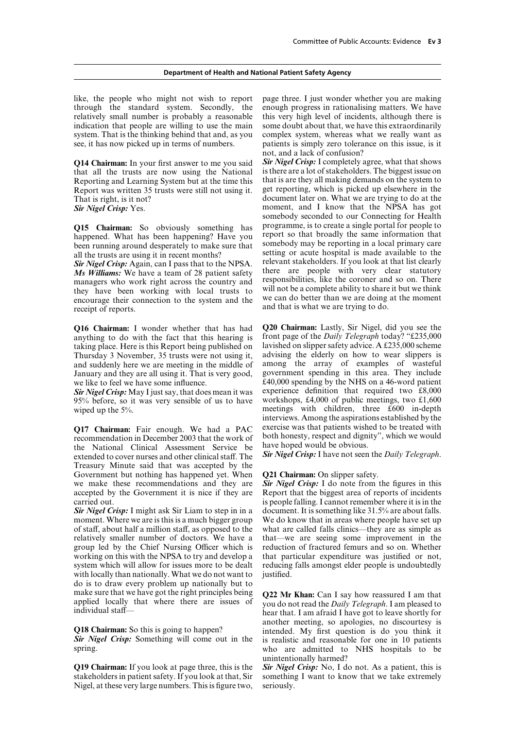like, the people who might not wish to report through the standard system. Secondly, the relatively small number is probably a reasonable indication that people are willing to use the main system. That is the thinking behind that and, as you see, it has now picked up in terms of numbers.

**Q14 Chairman:** In your first answer to me you said that all the trusts are now using the National Reporting and Learning System but at the time this Report was written 35 trusts were still not using it. That is right, is it not?

***Sir Nigel Crisp:*** Yes.

**Q15 Chairman:** So obviously something has happened. What has been happening? Have you been running around desperately to make sure that all the trusts are using it in recent months?

***Sir Nigel Crisp:*** Again, can I pass that to the NPSA.

***Ms Williams:*** We have a team of 28 patient safety managers who work right across the country and they have been working with local trusts to encourage their connection to the system and the receipt of reports.

**Q16 Chairman:** I wonder whether that has had anything to do with the fact that this hearing is taking place. Here is this Report being published on Thursday 3 November, 35 trusts were not using it, and suddenly here we are meeting in the middle of January and they are all using it. That is very good, we like to feel we have some influence.

***Sir Nigel Crisp:*** May I just say, that does mean it was 95% before, so it was very sensible of us to have wiped up the 5%.

**Q17 Chairman:** Fair enough. We had a PAC recommendation in December 2003 that the work of the National Clinical Assessment Service be extended to cover nurses and other clinical staff. The Treasury Minute said that was accepted by the Government but nothing has happened yet. When we make these recommendations and they are accepted by the Government it is nice if they are carried out.

***Sir Nigel Crisp:*** I might ask Sir Liam to step in in a moment. Where we are is this is a much bigger group of staff, about half a million staff, as opposed to the relatively smaller number of doctors. We have a group led by the Chief Nursing Officer which is working on this with the NPSA to try and develop a system which will allow for issues more to be dealt with locally than nationally. What we do not want to do is to draw every problem up nationally but to make sure that we have got the right principles being applied locally that where there are issues of individual staff—

**Q18 Chairman:** So this is going to happen?

***Sir Nigel Crisp:*** Something will come out in the spring.

**Q19 Chairman:** If you look at page three, this is the stakeholders in patient safety. If you look at that, Sir Nigel, at these very large numbers. This is figure two, page three. I just wonder whether you are making enough progress in rationalising matters. We have this very high level of incidents, although there is some doubt about that, we have this extraordinarily complex system, whereas what we really want as patients is simply zero tolerance on this issue, is it not, and a lack of confusion?

***Sir Nigel Crisp:*** I completely agree, what that shows is there are a lot of stakeholders. The biggest issue on that is are they all making demands on the system to get reporting, which is picked up elsewhere in the document later on. What we are trying to do at the moment, and I know that the NPSA has got somebody seconded to our Connecting for Health programme, is to create a single portal for people to report so that broadly the same information that somebody may be reporting in a local primary care setting or acute hospital is made available to the relevant stakeholders. If you look at that list clearly there are people with very clear statutory responsibilities, like the coroner and so on. There will not be a complete ability to share it but we think we can do better than we are doing at the moment and that is what we are trying to do.

**Q20 Chairman:** Lastly, Sir Nigel, did you see the front page of the *Daily Telegraph* today? "£235,000 lavished on slipper safety advice. A £235,000 scheme advising the elderly on how to wear slippers is among the array of examples of wasteful government spending in this area. They include £40,000 spending by the NHS on a 46-word patient experience definition that required two £8,000 workshops, £4,000 of public meetings, two £1,600 meetings with children, three £600 in-depth interviews. Among the aspirations established by the exercise was that patients wished to be treated with both honesty, respect and dignity", which we would have hoped would be obvious.

***Sir Nigel Crisp:*** I have not seen the *Daily Telegraph*.

**Q21 Chairman:** On slipper safety.

***Sir Nigel Crisp:*** I do note from the figures in this Report that the biggest area of reports of incidents is people falling. I cannot remember where it is in the document. It is something like 31.5% are about falls. We do know that in areas where people have set up what are called falls clinics—they are as simple as that—we are seeing some improvement in the reduction of fractured femurs and so on. Whether that particular expenditure was justified or not, reducing falls amongst elder people is undoubtedly justified.

**Q22 Mr Khan:** Can I say how reassured I am that you do not read the *Daily Telegraph*. I am pleased to hear that. I am afraid I have got to leave shortly for another meeting, so apologies, no discourtesy is intended. My first question is do you think it is realistic and reasonable for one in 10 patients who are admitted to NHS hospitals to be unintentionally harmed?

***Sir Nigel Crisp:*** No, I do not. As a patient, this is something I want to know that we take extremely seriously.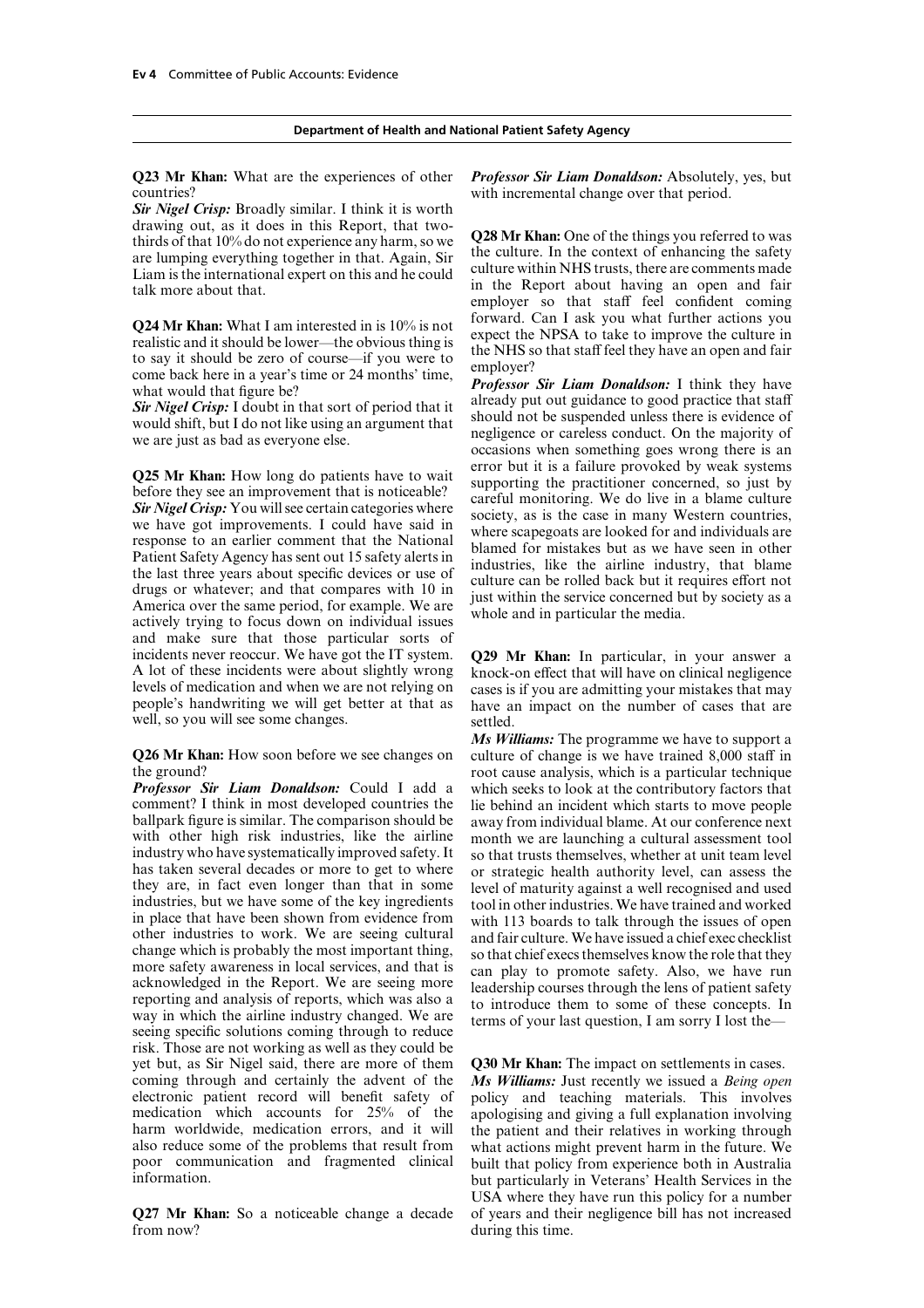**Q23 Mr Khan:** What are the experiences of other countries?

***Sir Nigel Crisp:*** Broadly similar. I think it is worth drawing out, as it does in this Report, that two-thirds of that 10% do not experience any harm, so we are lumping everything together in that. Again, Sir Liam is the international expert on this and he could talk more about that.

**Q24 Mr Khan:** What I am interested in is 10% is not realistic and it should be lower—the obvious thing is to say it should be zero of course—if you were to come back here in a year's time or 24 months' time, what would that figure be?

***Sir Nigel Crisp:*** I doubt in that sort of period that it would shift, but I do not like using an argument that we are just as bad as everyone else.

**Q25 Mr Khan:** How long do patients have to wait before they see an improvement that is noticeable?

***Sir Nigel Crisp:*** You will see certain categories where we have got improvements. I could have said in response to an earlier comment that the National Patient Safety Agency has sent out 15 safety alerts in the last three years about specific devices or use of drugs or whatever; and that compares with 10 in America over the same period, for example. We are actively trying to focus down on individual issues and make sure that those particular sorts of incidents never reoccur. We have got the IT system. A lot of these incidents were about slightly wrong levels of medication and when we are not relying on people's handwriting we will get better at that as well, so you will see some changes.

**Q26 Mr Khan:** How soon before we see changes on the ground?

***Professor Sir Liam Donaldson:*** Could I add a comment? I think in most developed countries the ballpark figure is similar. The comparison should be with other high risk industries, like the airline industry who have systematically improved safety. It has taken several decades or more to get to where they are, in fact even longer than that in some industries, but we have some of the key ingredients in place that have been shown from evidence from other industries to work. We are seeing cultural change which is probably the most important thing, more safety awareness in local services, and that is acknowledged in the Report. We are seeing more reporting and analysis of reports, which was also a way in which the airline industry changed. We are seeing specific solutions coming through to reduce risk. Those are not working as well as they could be yet but, as Sir Nigel said, there are more of them coming through and certainly the advent of the electronic patient record will benefit safety of medication which accounts for 25% of the harm worldwide, medication errors, and it will also reduce some of the problems that result from poor communication and fragmented clinical information.

**Q27 Mr Khan:** So a noticeable change a decade from now?

***Professor Sir Liam Donaldson:*** Absolutely, yes, but with incremental change over that period.

**Q28 Mr Khan:** One of the things you referred to was the culture. In the context of enhancing the safety culture within NHS trusts, there are comments made in the Report about having an open and fair employer so that staff feel confident coming forward. Can I ask you what further actions you expect the NPSA to take to improve the culture in the NHS so that staff feel they have an open and fair employer?

***Professor Sir Liam Donaldson:*** I think they have already put out guidance to good practice that staff should not be suspended unless there is evidence of negligence or careless conduct. On the majority of occasions when something goes wrong there is an error but it is a failure provoked by weak systems supporting the practitioner concerned, so just by careful monitoring. We do live in a blame culture society, as is the case in many Western countries, where scapegoats are looked for and individuals are blamed for mistakes but as we have seen in other industries, like the airline industry, that blame culture can be rolled back but it requires effort not just within the service concerned but by society as a whole and in particular the media.

**Q29 Mr Khan:** In particular, in your answer a knock-on effect that will have on clinical negligence cases is if you are admitting your mistakes that may have an impact on the number of cases that are settled.

***Ms Williams:*** The programme we have to support a culture of change is we have trained 8,000 staff in root cause analysis, which is a particular technique which seeks to look at the contributory factors that lie behind an incident which starts to move people away from individual blame. At our conference next month we are launching a cultural assessment tool so that trusts themselves, whether at unit team level or strategic health authority level, can assess the level of maturity against a well recognised and used tool in other industries. We have trained and worked with 113 boards to talk through the issues of open and fair culture. We have issued a chief exec checklist so that chief execs themselves know the role that they can play to promote safety. Also, we have run leadership courses through the lens of patient safety to introduce them to some of these concepts. In terms of your last question, I am sorry I lost the—

**Q30 Mr Khan:** The impact on settlements in cases.

***Ms Williams:*** Just recently we issued a *Being open* policy and teaching materials. This involves apologising and giving a full explanation involving the patient and their relatives in working through what actions might prevent harm in the future. We built that policy from experience both in Australia but particularly in Veterans' Health Services in the USA where they have run this policy for a number of years and their negligence bill has not increased during this time.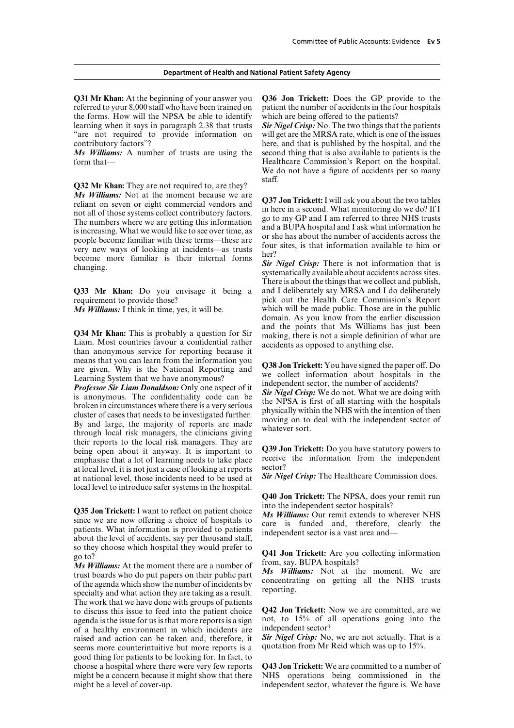**Q31 Mr Khan:** At the beginning of your answer you referred to your 8,000 staff who have been trained on the forms. How will the NPSA be able to identify learning when it says in paragraph 2.38 that trusts "are not required to provide information on contributory factors"?

*Ms Williams:* A number of trusts are using the form that—

**Q32 Mr Khan:** They are not required to, are they?

*Ms Williams:* Not at the moment because we are reliant on seven or eight commercial vendors and not all of those systems collect contributory factors. The numbers where we are getting this information is increasing. What we would like to see over time, as people become familiar with these terms—these are very new ways of looking at incidents—as trusts become more familiar is their internal forms changing.

**Q33 Mr Khan:** Do you envisage it being a requirement to provide those?

*Ms Williams:* I think in time, yes, it will be.

**Q34 Mr Khan:** This is probably a question for Sir Liam. Most countries favour a confidential rather than anonymous service for reporting because it means that you can learn from the information you are given. Why is the National Reporting and Learning System that we have anonymous?

***Professor Sir Liam Donaldson:*** Only one aspect of it is anonymous. The confidentiality code can be broken in circumstances where there is a very serious cluster of cases that needs to be investigated further. By and large, the majority of reports are made through local risk managers, the clinicians giving their reports to the local risk managers. They are being open about it anyway. It is important to emphasise that a lot of learning needs to take place at local level, it is not just a case of looking at reports at national level, those incidents need to be used at local level to introduce safer systems in the hospital.

**Q35 Jon Trickett:** I want to reflect on patient choice since we are now offering a choice of hospitals to patients. What information is provided to patients about the level of accidents, say per thousand staff, so they choose which hospital they would prefer to go to?

*Ms Williams:* At the moment there are a number of trust boards who do put papers on their public part of the agenda which show the number of incidents by specialty and what action they are taking as a result. The work that we have done with groups of patients to discuss this issue to feed into the patient choice agenda is the issue for us is that more reports is a sign of a healthy environment in which incidents are raised and action can be taken and, therefore, it seems more counterintuitive but more reports is a good thing for patients to be looking for. In fact, to choose a hospital where there were very few reports might be a concern because it might show that there might be a level of cover-up.

**Q36 Jon Trickett:** Does the GP provide to the patient the number of accidents in the four hospitals which are being offered to the patients?

*Sir Nigel Crisp:* No. The two things that the patients will get are the MRSA rate, which is one of the issues here, and that is published by the hospital, and the second thing that is also available to patients is the Healthcare Commission's Report on the hospital. We do not have a figure of accidents per so many staff.

**Q37 Jon Trickett:** I will ask you about the two tables in here in a second. What monitoring do we do? If I go to my GP and I am referred to three NHS trusts and a BUPA hospital and I ask what information he or she has about the number of accidents across the four sites, is that information available to him or her?

*Sir Nigel Crisp:* There is not information that is systematically available about accidents across sites. There is about the things that we collect and publish, and I deliberately say MRSA and I do deliberately pick out the Health Care Commission's Report which will be made public. Those are in the public domain. As you know from the earlier discussion and the points that Ms Williams has just been making, there is not a simple definition of what are accidents as opposed to anything else.

**Q38 Jon Trickett:** You have signed the paper off. Do we collect information about hospitals in the independent sector, the number of accidents?

*Sir Nigel Crisp:* We do not. What we are doing with the NPSA is first of all starting with the hospitals physically within the NHS with the intention of then moving on to deal with the independent sector of whatever sort.

**Q39 Jon Trickett:** Do you have statutory powers to receive the information from the independent sector?

*Sir Nigel Crisp:* The Healthcare Commission does.

**Q40 Jon Trickett:** The NPSA, does your remit run into the independent sector hospitals?

*Ms Williams:* Our remit extends to wherever NHS care is funded and, therefore, clearly the independent sector is a vast area and—

**Q41 Jon Trickett:** Are you collecting information from, say, BUPA hospitals?

*Ms Williams:* Not at the moment. We are concentrating on getting all the NHS trusts reporting.

**Q42 Jon Trickett:** Now we are committed, are we not, to 15% of all operations going into the independent sector?

*Sir Nigel Crisp:* No, we are not actually. That is a quotation from Mr Reid which was up to 15%.

**Q43 Jon Trickett:** We are committed to a number of NHS operations being commissioned in the independent sector, whatever the figure is. We have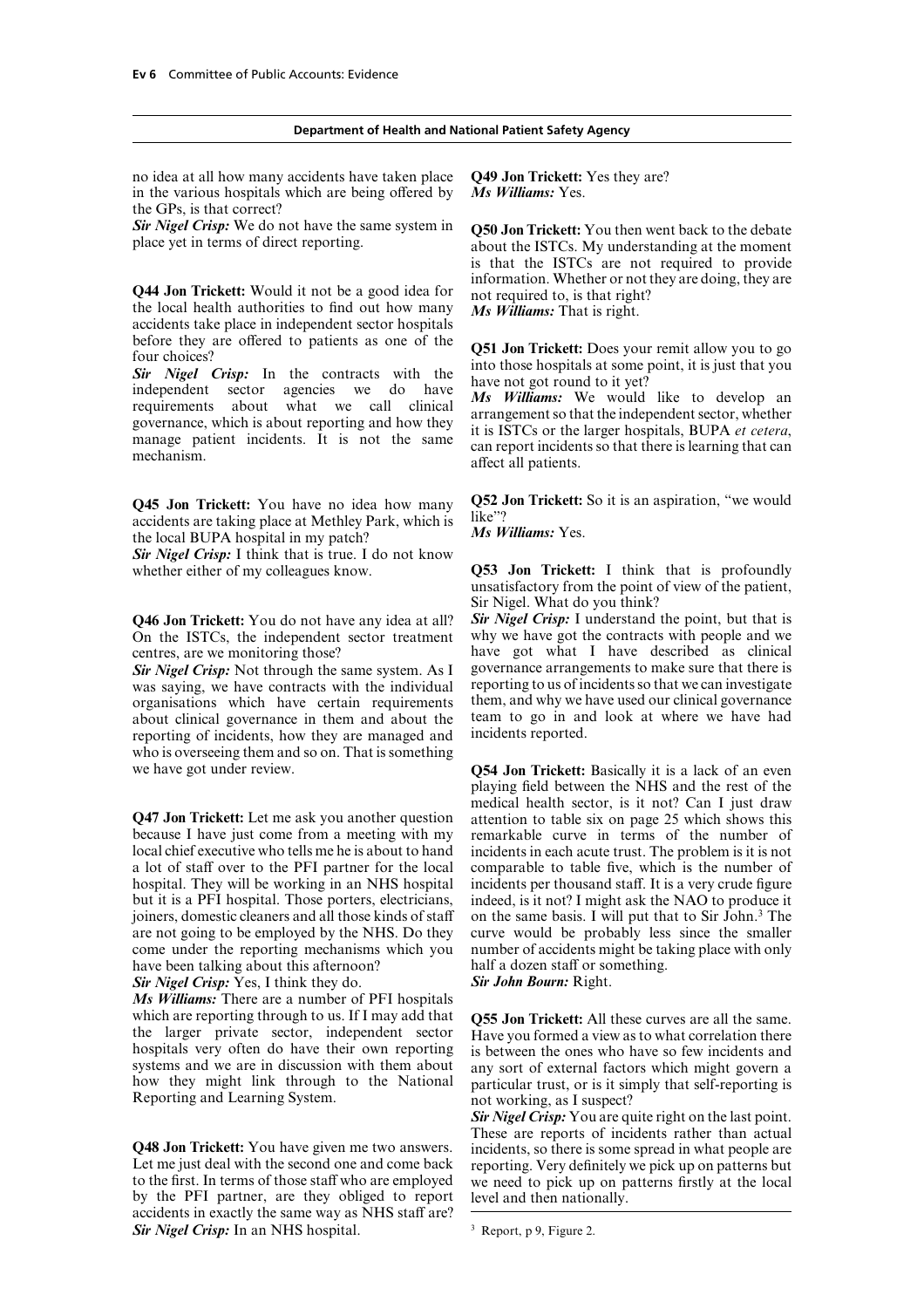no idea at all how many accidents have taken place in the various hospitals which are being offered by the GPs, is that correct?

***Sir Nigel Crisp:*** We do not have the same system in place yet in terms of direct reporting.

**Q44 Jon Trickett:** Would it not be a good idea for the local health authorities to find out how many accidents take place in independent sector hospitals before they are offered to patients as one of the four choices?

***Sir Nigel Crisp:*** In the contracts with the independent sector agencies we do have requirements about what we call clinical governance, which is about reporting and how they manage patient incidents. It is not the same mechanism.

**Q45 Jon Trickett:** You have no idea how many accidents are taking place at Methley Park, which is the local BUPA hospital in my patch?

***Sir Nigel Crisp:*** I think that is true. I do not know whether either of my colleagues know.

**Q46 Jon Trickett:** You do not have any idea at all? On the ISTCs, the independent sector treatment centres, are we monitoring those?

***Sir Nigel Crisp:*** Not through the same system. As I was saying, we have contracts with the individual organisations which have certain requirements about clinical governance in them and about the reporting of incidents, how they are managed and who is overseeing them and so on. That is something we have got under review.

**Q47 Jon Trickett:** Let me ask you another question because I have just come from a meeting with my local chief executive who tells me he is about to hand a lot of staff over to the PFI partner for the local hospital. They will be working in an NHS hospital but it is a PFI hospital. Those porters, electricians, joiners, domestic cleaners and all those kinds of staff are not going to be employed by the NHS. Do they come under the reporting mechanisms which you have been talking about this afternoon?

***Sir Nigel Crisp:*** Yes, I think they do.

***Ms Williams:*** There are a number of PFI hospitals which are reporting through to us. If I may add that the larger private sector, independent sector hospitals very often do have their own reporting systems and we are in discussion with them about how they might link through to the National Reporting and Learning System.

**Q48 Jon Trickett:** You have given me two answers. Let me just deal with the second one and come back to the first. In terms of those staff who are employed by the PFI partner, are they obliged to report accidents in exactly the same way as NHS staff are?

***Sir Nigel Crisp:*** In an NHS hospital.

**Q49 Jon Trickett:** Yes they are?

***Ms Williams:*** Yes.

**Q50 Jon Trickett:** You then went back to the debate about the ISTCs. My understanding at the moment is that the ISTCs are not required to provide information. Whether or not they are doing, they are not required to, is that right?

***Ms Williams:*** That is right.

**Q51 Jon Trickett:** Does your remit allow you to go into those hospitals at some point, it is just that you have not got round to it yet?

***Ms Williams:*** We would like to develop an arrangement so that the independent sector, whether it is ISTCs or the larger hospitals, BUPA *et cetera*, can report incidents so that there is learning that can affect all patients.

**Q52 Jon Trickett:** So it is an aspiration, "we would like"?

***Ms Williams:*** Yes.

**Q53 Jon Trickett:** I think that is profoundly unsatisfactory from the point of view of the patient, Sir Nigel. What do you think?

***Sir Nigel Crisp:*** I understand the point, but that is why we have got the contracts with people and we have got what I have described as clinical governance arrangements to make sure that there is reporting to us of incidents so that we can investigate them, and why we have used our clinical governance team to go in and look at where we have had incidents reported.

**Q54 Jon Trickett:** Basically it is a lack of an even playing field between the NHS and the rest of the medical health sector, is it not? Can I just draw attention to table six on page 25 which shows this remarkable curve in terms of the number of incidents in each acute trust. The problem is it is not comparable to table five, which is the number of incidents per thousand staff. It is a very crude figure indeed, is it not? I might ask the NAO to produce it on the same basis. I will put that to Sir John.[3] The curve would be probably less since the smaller number of accidents might be taking place with only half a dozen staff or something.

***Sir John Bourn:*** Right.

**Q55 Jon Trickett:** All these curves are all the same. Have you formed a view as to what correlation there is between the ones who have so few incidents and any sort of external factors which might govern a particular trust, or is it simply that self-reporting is not working, as I suspect?

***Sir Nigel Crisp:*** You are quite right on the last point. These are reports of incidents rather than actual incidents, so there is some spread in what people are reporting. Very definitely we pick up on patterns but we need to pick up on patterns firstly at the local level and then nationally.

[3] Report, p 9, Figure 2.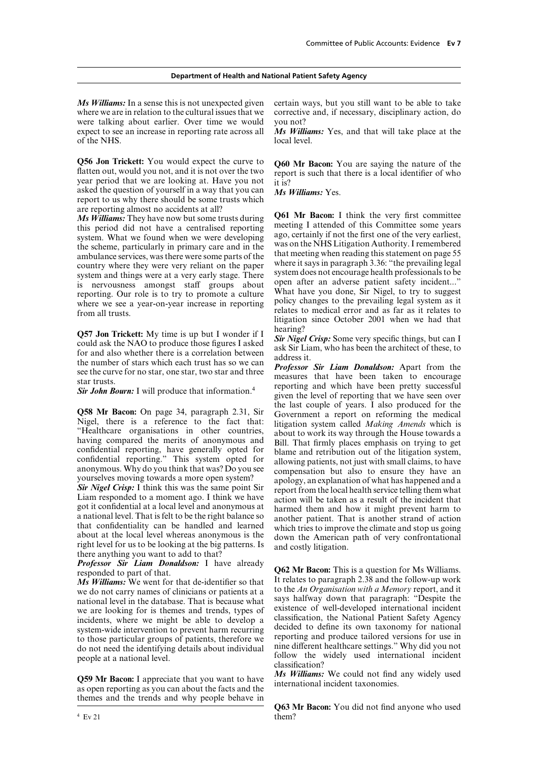*Ms Williams:* In a sense this is not unexpected given where we are in relation to the cultural issues that we were talking about earlier. Over time we would expect to see an increase in reporting rate across all of the NHS.

**Q56 Jon Trickett:** You would expect the curve to flatten out, would you not, and it is not over the two year period that we are looking at. Have you not asked the question of yourself in a way that you can report to us why there should be some trusts which are reporting almost no accidents at all?

*Ms Williams:* They have now but some trusts during this period did not have a centralised reporting system. What we found when we were developing the scheme, particularly in primary care and in the ambulance services, was there were some parts of the country where they were very reliant on the paper system and things were at a very early stage. There is nervousness amongst staff groups about reporting. Our role is to try to promote a culture where we see a year-on-year increase in reporting from all trusts.

**Q57 Jon Trickett:** My time is up but I wonder if I could ask the NAO to produce those figures I asked for and also whether there is a correlation between the number of stars which each trust has so we can see the curve for no star, one star, two star and three star trusts.

*Sir John Bourn:* I will produce that information.[4]

**Q58 Mr Bacon:** On page 34, paragraph 2.31, Sir Nigel, there is a reference to the fact that: "Healthcare organisations in other countries, having compared the merits of anonymous and confidential reporting, have generally opted for confidential reporting." This system opted for anonymous. Why do you think that was? Do you see yourselves moving towards a more open system?

*Sir Nigel Crisp:* I think this was the same point Sir Liam responded to a moment ago. I think we have got it confidential at a local level and anonymous at a national level. That is felt to be the right balance so that confidentiality can be handled and learned about at the local level whereas anonymous is the right level for us to be looking at the big patterns. Is there anything you want to add to that?

*Professor Sir Liam Donaldson:* I have already responded to part of that.

*Ms Williams:* We went for that de-identifier so that we do not carry names of clinicians or patients at a national level in the database. That is because what we are looking for is themes and trends, types of incidents, where we might be able to develop a system-wide intervention to prevent harm recurring to those particular groups of patients, therefore we do not need the identifying details about individual people at a national level.

**Q59 Mr Bacon:** I appreciate that you want to have as open reporting as you can about the facts and the themes and the trends and why people behave in certain ways, but you still want to be able to take corrective and, if necessary, disciplinary action, do you not?

*Ms Williams:* Yes, and that will take place at the local level.

**Q60 Mr Bacon:** You are saying the nature of the report is such that there is a local identifier of who it is?

*Ms Williams:* Yes.

**Q61 Mr Bacon:** I think the very first committee meeting I attended of this Committee some years ago, certainly if not the first one of the very earliest, was on the NHS Litigation Authority. I remembered that meeting when reading this statement on page 55 where it says in paragraph 3.36: "the prevailing legal system does not encourage health professionals to be open after an adverse patient safety incident..." What have you done, Sir Nigel, to try to suggest policy changes to the prevailing legal system as it relates to medical error and as far as it relates to litigation since October 2001 when we had that hearing?

*Sir Nigel Crisp:* Some very specific things, but can I ask Sir Liam, who has been the architect of these, to address it.

*Professor Sir Liam Donaldson:* Apart from the measures that have been taken to encourage reporting and which have been pretty successful given the level of reporting that we have seen over the last couple of years. I also produced for the Government a report on reforming the medical litigation system called *Making Amends* which is about to work its way through the House towards a Bill. That firmly places emphasis on trying to get blame and retribution out of the litigation system, allowing patients, not just with small claims, to have compensation but also to ensure they have an apology, an explanation of what has happened and a report from the local health service telling them what action will be taken as a result of the incident that harmed them and how it might prevent harm to another patient. That is another strand of action which tries to improve the climate and stop us going down the American path of very confrontational and costly litigation.

**Q62 Mr Bacon:** This is a question for Ms Williams. It relates to paragraph 2.38 and the follow-up work to the *An Organisation with a Memory* report, and it says halfway down that paragraph: "Despite the existence of well-developed international incident classification, the National Patient Safety Agency decided to define its own taxonomy for national reporting and produce tailored versions for use in nine different healthcare settings." Why did you not follow the widely used international incident classification?

*Ms Williams:* We could not find any widely used international incident taxonomies.

**Q63 Mr Bacon:** You did not find anyone who used them?

[4] Ev 21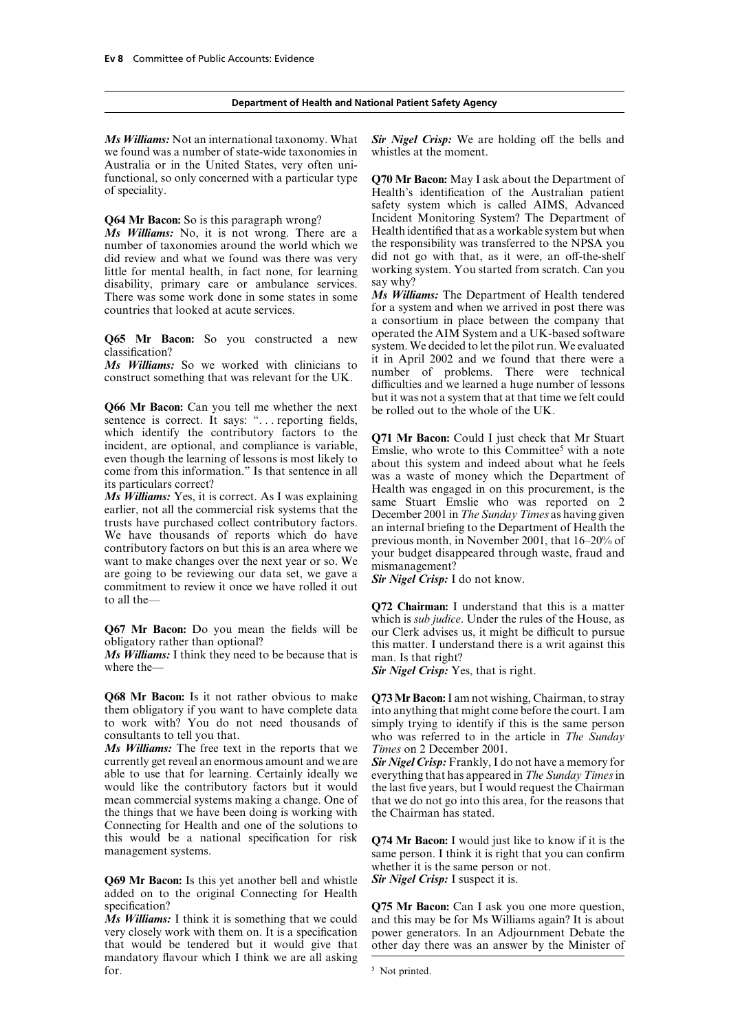**Department of Health and National Patient Safety Agency**

***Ms Williams:*** Not an international taxonomy. What we found was a number of state-wide taxonomies in Australia or in the United States, very often uni-functional, so only concerned with a particular type of speciality.

**Q64 Mr Bacon:** So is this paragraph wrong?

***Ms Williams:*** No, it is not wrong. There are a number of taxonomies around the world which we did review and what we found was there was very little for mental health, in fact none, for learning disability, primary care or ambulance services. There was some work done in some states in some countries that looked at acute services.

**Q65 Mr Bacon:** So you constructed a new classification?

***Ms Williams:*** So we worked with clinicians to construct something that was relevant for the UK.

**Q66 Mr Bacon:** Can you tell me whether the next sentence is correct. It says: ". . . reporting fields, which identify the contributory factors to the incident, are optional, and compliance is variable, even though the learning of lessons is most likely to come from this information." Is that sentence in all its particulars correct?

***Ms Williams:*** Yes, it is correct. As I was explaining earlier, not all the commercial risk systems that the trusts have purchased collect contributory factors. We have thousands of reports which do have contributory factors on but this is an area where we want to make changes over the next year or so. We are going to be reviewing our data set, we gave a commitment to review it once we have rolled it out to all the—

**Q67 Mr Bacon:** Do you mean the fields will be obligatory rather than optional?

***Ms Williams:*** I think they need to be because that is where the—

**Q68 Mr Bacon:** Is it not rather obvious to make them obligatory if you want to have complete data to work with? You do not need thousands of consultants to tell you that.

***Ms Williams:*** The free text in the reports that we currently get reveal an enormous amount and we are able to use that for learning. Certainly ideally we would like the contributory factors but it would mean commercial systems making a change. One of the things that we have been doing is working with Connecting for Health and one of the solutions to this would be a national specification for risk management systems.

**Q69 Mr Bacon:** Is this yet another bell and whistle added on to the original Connecting for Health specification?

***Ms Williams:*** I think it is something that we could very closely work with them on. It is a specification that would be tendered but it would give that mandatory flavour which I think we are all asking for.

***Sir Nigel Crisp:*** We are holding off the bells and whistles at the moment.

**Q70 Mr Bacon:** May I ask about the Department of Health's identification of the Australian patient safety system which is called AIMS, Advanced Incident Monitoring System? The Department of Health identified that as a workable system but when the responsibility was transferred to the NPSA you did not go with that, as it were, an off-the-shelf working system. You started from scratch. Can you say why?

***Ms Williams:*** The Department of Health tendered for a system and when we arrived in post there was a consortium in place between the company that operated the AIM System and a UK-based software system. We decided to let the pilot run. We evaluated it in April 2002 and we found that there were a number of problems. There were technical difficulties and we learned a huge number of lessons but it was not a system that at that time we felt could be rolled out to the whole of the UK.

**Q71 Mr Bacon:** Could I just check that Mr Stuart Emslie, who wrote to this Committee[5] with a note about this system and indeed about what he feels was a waste of money which the Department of Health was engaged in on this procurement, is the same Stuart Emslie who was reported on 2 December 2001 in *The Sunday Times* as having given an internal briefing to the Department of Health the previous month, in November 2001, that 16–20% of your budget disappeared through waste, fraud and mismanagement?

***Sir Nigel Crisp:*** I do not know.

**Q72 Chairman:** I understand that this is a matter which is *sub judice*. Under the rules of the House, as our Clerk advises us, it might be difficult to pursue this matter. I understand there is a writ against this man. Is that right?

***Sir Nigel Crisp:*** Yes, that is right.

**Q73 Mr Bacon:** I am not wishing, Chairman, to stray into anything that might come before the court. I am simply trying to identify if this is the same person who was referred to in the article in *The Sunday Times* on 2 December 2001.

***Sir Nigel Crisp:*** Frankly, I do not have a memory for everything that has appeared in *The Sunday Times* in the last five years, but I would request the Chairman that we do not go into this area, for the reasons that the Chairman has stated.

**Q74 Mr Bacon:** I would just like to know if it is the same person. I think it is right that you can confirm whether it is the same person or not.

***Sir Nigel Crisp:*** I suspect it is.

**Q75 Mr Bacon:** Can I ask you one more question, and this may be for Ms Williams again? It is about power generators. In an Adjournment Debate the other day there was an answer by the Minister of

[5] Not printed.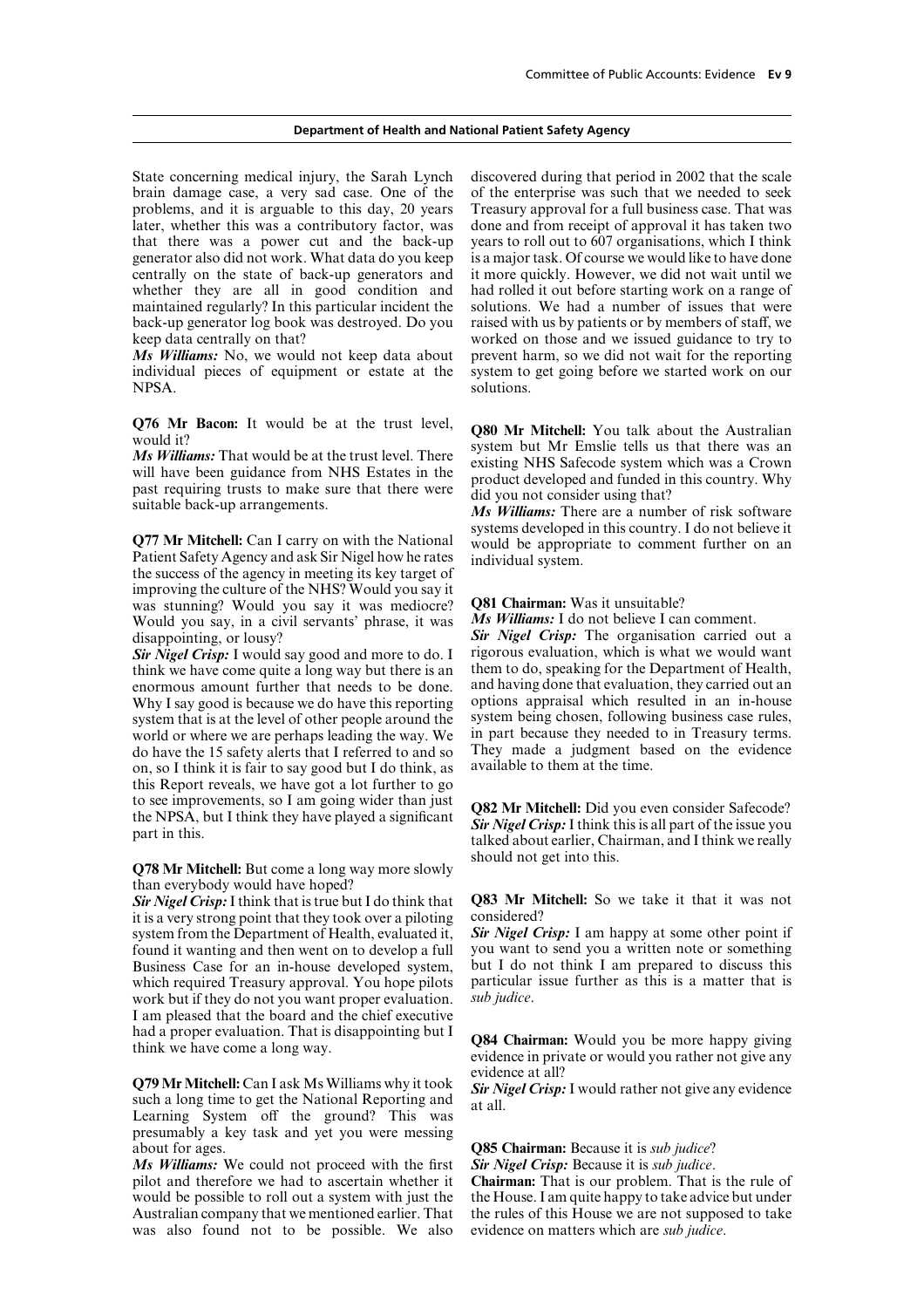State concerning medical injury, the Sarah Lynch brain damage case, a very sad case. One of the problems, and it is arguable to this day, 20 years later, whether this was a contributory factor, was that there was a power cut and the back-up generator also did not work. What data do you keep centrally on the state of back-up generators and whether they are all in good condition and maintained regularly? In this particular incident the back-up generator log book was destroyed. Do you keep data centrally on that?

***Ms Williams:*** No, we would not keep data about individual pieces of equipment or estate at the NPSA.

**Q76 Mr Bacon:** It would be at the trust level, would it?

***Ms Williams:*** That would be at the trust level. There will have been guidance from NHS Estates in the past requiring trusts to make sure that there were suitable back-up arrangements.

**Q77 Mr Mitchell:** Can I carry on with the National Patient Safety Agency and ask Sir Nigel how he rates the success of the agency in meeting its key target of improving the culture of the NHS? Would you say it was stunning? Would you say it was mediocre? Would you say, in a civil servants' phrase, it was disappointing, or lousy?

***Sir Nigel Crisp:*** I would say good and more to do. I think we have come quite a long way but there is an enormous amount further that needs to be done. Why I say good is because we do have this reporting system that is at the level of other people around the world or where we are perhaps leading the way. We do have the 15 safety alerts that I referred to and so on, so I think it is fair to say good but I do think, as this Report reveals, we have got a lot further to go to see improvements, so I am going wider than just the NPSA, but I think they have played a significant part in this.

**Q78 Mr Mitchell:** But come a long way more slowly than everybody would have hoped?

***Sir Nigel Crisp:*** I think that is true but I do think that it is a very strong point that they took over a piloting system from the Department of Health, evaluated it, found it wanting and then went on to develop a full Business Case for an in-house developed system, which required Treasury approval. You hope pilots work but if they do not you want proper evaluation. I am pleased that the board and the chief executive had a proper evaluation. That is disappointing but I think we have come a long way.

**Q79 Mr Mitchell:** Can I ask Ms Williams why it took such a long time to get the National Reporting and Learning System off the ground? This was presumably a key task and yet you were messing about for ages.

***Ms Williams:*** We could not proceed with the first pilot and therefore we had to ascertain whether it would be possible to roll out a system with just the Australian company that we mentioned earlier. That was also found not to be possible. We also discovered during that period in 2002 that the scale of the enterprise was such that we needed to seek Treasury approval for a full business case. That was done and from receipt of approval it has taken two years to roll out to 607 organisations, which I think is a major task. Of course we would like to have done it more quickly. However, we did not wait until we had rolled it out before starting work on a range of solutions. We had a number of issues that were raised with us by patients or by members of staff, we worked on those and we issued guidance to try to prevent harm, so we did not wait for the reporting system to get going before we started work on our solutions.

**Q80 Mr Mitchell:** You talk about the Australian system but Mr Emslie tells us that there was an existing NHS Safecode system which was a Crown product developed and funded in this country. Why did you not consider using that?

***Ms Williams:*** There are a number of risk software systems developed in this country. I do not believe it would be appropriate to comment further on an individual system.

**Q81 Chairman:** Was it unsuitable?

***Ms Williams:*** I do not believe I can comment.

***Sir Nigel Crisp:*** The organisation carried out a rigorous evaluation, which is what we would want them to do, speaking for the Department of Health, and having done that evaluation, they carried out an options appraisal which resulted in an in-house system being chosen, following business case rules, in part because they needed to in Treasury terms. They made a judgment based on the evidence available to them at the time.

**Q82 Mr Mitchell:** Did you even consider Safecode?

***Sir Nigel Crisp:*** I think this is all part of the issue you talked about earlier, Chairman, and I think we really should not get into this.

**Q83 Mr Mitchell:** So we take it that it was not considered?

***Sir Nigel Crisp:*** I am happy at some other point if you want to send you a written note or something but I do not think I am prepared to discuss this particular issue further as this is a matter that is *sub judice*.

**Q84 Chairman:** Would you be more happy giving evidence in private or would you rather not give any evidence at all?

***Sir Nigel Crisp:*** I would rather not give any evidence at all.

**Q85 Chairman:** Because it is *sub judice*?

***Sir Nigel Crisp:*** Because it is *sub judice*.

**Chairman:** That is our problem. That is the rule of the House. I am quite happy to take advice but under the rules of this House we are not supposed to take evidence on matters which are *sub judice*.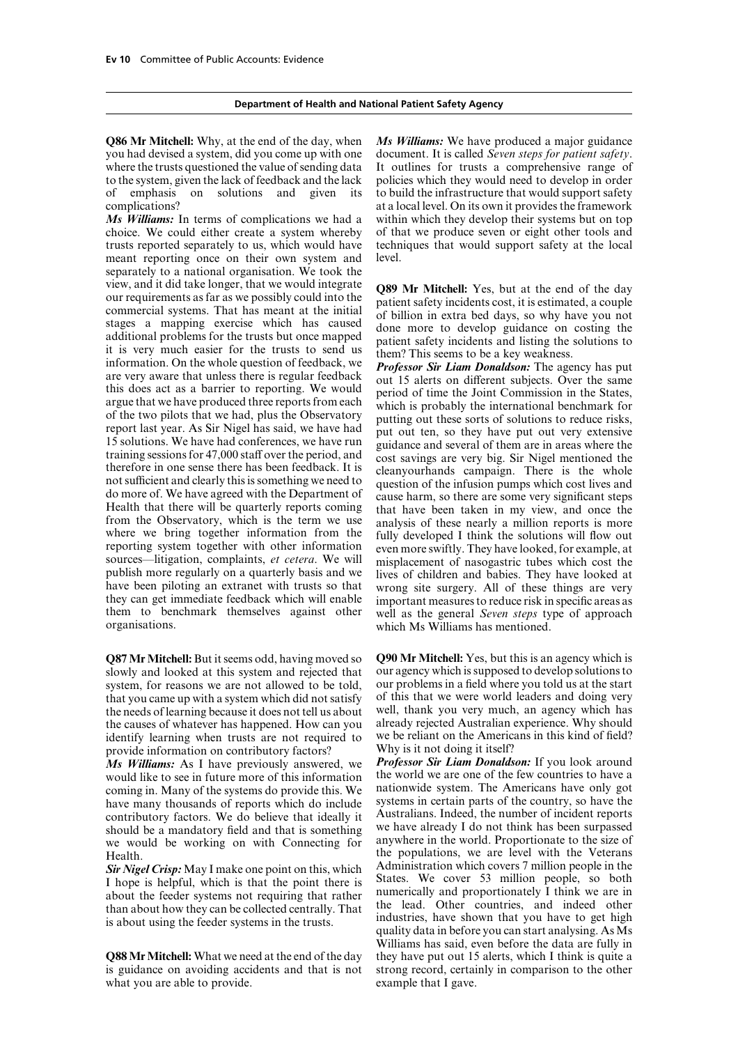**Department of Health and National Patient Safety Agency**

**Q86 Mr Mitchell:** Why, at the end of the day, when you had devised a system, did you come up with one where the trusts questioned the value of sending data to the system, given the lack of feedback and the lack of emphasis on solutions and given its complications?

***Ms Williams:*** In terms of complications we had a choice. We could either create a system whereby trusts reported separately to us, which would have meant reporting once on their own system and separately to a national organisation. We took the view, and it did take longer, that we would integrate our requirements as far as we possibly could into the commercial systems. That has meant at the initial stages a mapping exercise which has caused additional problems for the trusts but once mapped it is very much easier for the trusts to send us information. On the whole question of feedback, we are very aware that unless there is regular feedback this does act as a barrier to reporting. We would argue that we have produced three reports from each of the two pilots that we had, plus the Observatory report last year. As Sir Nigel has said, we have had 15 solutions. We have had conferences, we have run training sessions for 47,000 staff over the period, and therefore in one sense there has been feedback. It is not sufficient and clearly this is something we need to do more of. We have agreed with the Department of Health that there will be quarterly reports coming from the Observatory, which is the term we use where we bring together information from the reporting system together with other information sources—litigation, complaints, *et cetera*. We will publish more regularly on a quarterly basis and we have been piloting an extranet with trusts so that they can get immediate feedback which will enable them to benchmark themselves against other organisations.

**Q87 Mr Mitchell:** But it seems odd, having moved so slowly and looked at this system and rejected that system, for reasons we are not allowed to be told, that you came up with a system which did not satisfy the needs of learning because it does not tell us about the causes of whatever has happened. How can you identify learning when trusts are not required to provide information on contributory factors?

***Ms Williams:*** As I have previously answered, we would like to see in future more of this information coming in. Many of the systems do provide this. We have many thousands of reports which do include contributory factors. We do believe that ideally it should be a mandatory field and that is something we would be working on with Connecting for Health.

***Sir Nigel Crisp:*** May I make one point on this, which I hope is helpful, which is that the point there is about the feeder systems not requiring that rather than about how they can be collected centrally. That is about using the feeder systems in the trusts.

**Q88 Mr Mitchell:** What we need at the end of the day is guidance on avoiding accidents and that is not what you are able to provide.

***Ms Williams:*** We have produced a major guidance document. It is called *Seven steps for patient safety*. It outlines for trusts a comprehensive range of policies which they would need to develop in order to build the infrastructure that would support safety at a local level. On its own it provides the framework within which they develop their systems but on top of that we produce seven or eight other tools and techniques that would support safety at the local level.

**Q89 Mr Mitchell:** Yes, but at the end of the day patient safety incidents cost, it is estimated, a couple of billion in extra bed days, so why have you not done more to develop guidance on costing the patient safety incidents and listing the solutions to them? This seems to be a key weakness.

***Professor Sir Liam Donaldson:*** The agency has put out 15 alerts on different subjects. Over the same period of time the Joint Commission in the States, which is probably the international benchmark for putting out these sorts of solutions to reduce risks, put out ten, so they have put out very extensive guidance and several of them are in areas where the cost savings are very big. Sir Nigel mentioned the cleanyourhands campaign. There is the whole question of the infusion pumps which cost lives and cause harm, so there are some very significant steps that have been taken in my view, and once the analysis of these nearly a million reports is more fully developed I think the solutions will flow out even more swiftly. They have looked, for example, at misplacement of nasogastric tubes which cost the lives of children and babies. They have looked at wrong site surgery. All of these things are very important measures to reduce risk in specific areas as well as the general *Seven steps* type of approach which Ms Williams has mentioned.

**Q90 Mr Mitchell:** Yes, but this is an agency which is our agency which is supposed to develop solutions to our problems in a field where you told us at the start of this that we were world leaders and doing very well, thank you very much, an agency which has already rejected Australian experience. Why should we be reliant on the Americans in this kind of field? Why is it not doing it itself?

***Professor Sir Liam Donaldson:*** If you look around the world we are one of the few countries to have a nationwide system. The Americans have only got systems in certain parts of the country, so have the Australians. Indeed, the number of incident reports we have already I do not think has been surpassed anywhere in the world. Proportionate to the size of the populations, we are level with the Veterans Administration which covers 7 million people in the States. We cover 53 million people, so both numerically and proportionately I think we are in the lead. Other countries, and indeed other industries, have shown that you have to get high quality data in before you can start analysing. As Ms Williams has said, even before the data are fully in they have put out 15 alerts, which I think is quite a strong record, certainly in comparison to the other example that I gave.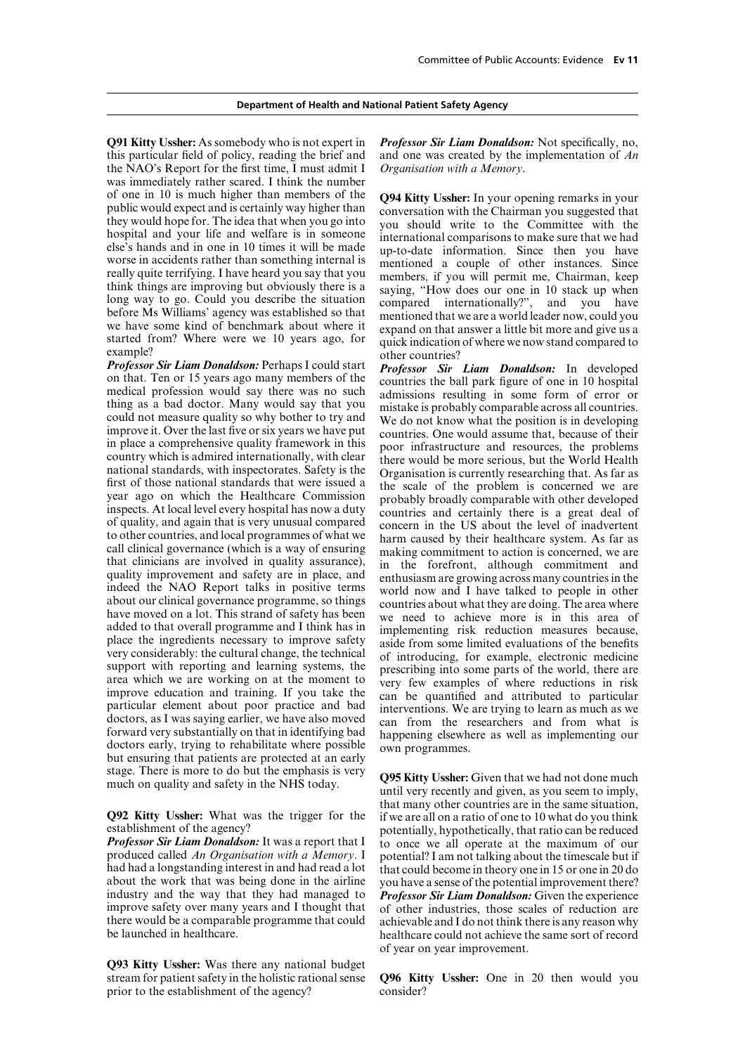**Q91 Kitty Ussher:** As somebody who is not expert in this particular field of policy, reading the brief and the NAO's Report for the first time, I must admit I was immediately rather scared. I think the number of one in 10 is much higher than members of the public would expect and is certainly way higher than they would hope for. The idea that when you go into hospital and your life and welfare is in someone else's hands and in one in 10 times it will be made worse in accidents rather than something internal is really quite terrifying. I have heard you say that you think things are improving but obviously there is a long way to go. Could you describe the situation before Ms Williams' agency was established so that we have some kind of benchmark about where it started from? Where were we 10 years ago, for example?

***Professor Sir Liam Donaldson:*** Perhaps I could start on that. Ten or 15 years ago many members of the medical profession would say there was no such thing as a bad doctor. Many would say that you could not measure quality so why bother to try and improve it. Over the last five or six years we have put in place a comprehensive quality framework in this country which is admired internationally, with clear national standards, with inspectorates. Safety is the first of those national standards that were issued a year ago on which the Healthcare Commission inspects. At local level every hospital has now a duty of quality, and again that is very unusual compared to other countries, and local programmes of what we call clinical governance (which is a way of ensuring that clinicians are involved in quality assurance), quality improvement and safety are in place, and indeed the NAO Report talks in positive terms about our clinical governance programme, so things have moved on a lot. This strand of safety has been added to that overall programme and I think has in place the ingredients necessary to improve safety very considerably: the cultural change, the technical support with reporting and learning systems, the area which we are working on at the moment to improve education and training. If you take the particular element about poor practice and bad doctors, as I was saying earlier, we have also moved forward very substantially on that in identifying bad doctors early, trying to rehabilitate where possible but ensuring that patients are protected at an early stage. There is more to do but the emphasis is very much on quality and safety in the NHS today.

**Q92 Kitty Ussher:** What was the trigger for the establishment of the agency?

***Professor Sir Liam Donaldson:*** It was a report that I produced called *An Organisation with a Memory*. I had had a longstanding interest in and had read a lot about the work that was being done in the airline industry and the way that they had managed to improve safety over many years and I thought that there would be a comparable programme that could be launched in healthcare.

**Q93 Kitty Ussher:** Was there any national budget stream for patient safety in the holistic rational sense prior to the establishment of the agency?

***Professor Sir Liam Donaldson:*** Not specifically, no, and one was created by the implementation of *An Organisation with a Memory*.

**Q94 Kitty Ussher:** In your opening remarks in your conversation with the Chairman you suggested that you should write to the Committee with the international comparisons to make sure that we had up-to-date information. Since then you have mentioned a couple of other instances. Since members, if you will permit me, Chairman, keep saying, "How does our one in 10 stack up when compared internationally?", and you have mentioned that we are a world leader now, could you expand on that answer a little bit more and give us a quick indication of where we now stand compared to other countries?

***Professor Sir Liam Donaldson:*** In developed countries the ball park figure of one in 10 hospital admissions resulting in some form of error or mistake is probably comparable across all countries. We do not know what the position is in developing countries. One would assume that, because of their poor infrastructure and resources, the problems there would be more serious, but the World Health Organisation is currently researching that. As far as the scale of the problem is concerned we are probably broadly comparable with other developed countries and certainly there is a great deal of concern in the US about the level of inadvertent harm caused by their healthcare system. As far as making commitment to action is concerned, we are in the forefront, although commitment and enthusiasm are growing across many countries in the world now and I have talked to people in other countries about what they are doing. The area where we need to achieve more is in this area of implementing risk reduction measures because, aside from some limited evaluations of the benefits of introducing, for example, electronic medicine prescribing into some parts of the world, there are very few examples of where reductions in risk can be quantified and attributed to particular interventions. We are trying to learn as much as we can from the researchers and from what is happening elsewhere as well as implementing our own programmes.

**Q95 Kitty Ussher:** Given that we had not done much until very recently and given, as you seem to imply, that many other countries are in the same situation, if we are all on a ratio of one to 10 what do you think potentially, hypothetically, that ratio can be reduced to once we all operate at the maximum of our potential? I am not talking about the timescale but if that could become in theory one in 15 or one in 20 do you have a sense of the potential improvement there?

***Professor Sir Liam Donaldson:*** Given the experience of other industries, those scales of reduction are achievable and I do not think there is any reason why healthcare could not achieve the same sort of record of year on year improvement.

**Q96 Kitty Ussher:** One in 20 then would you consider?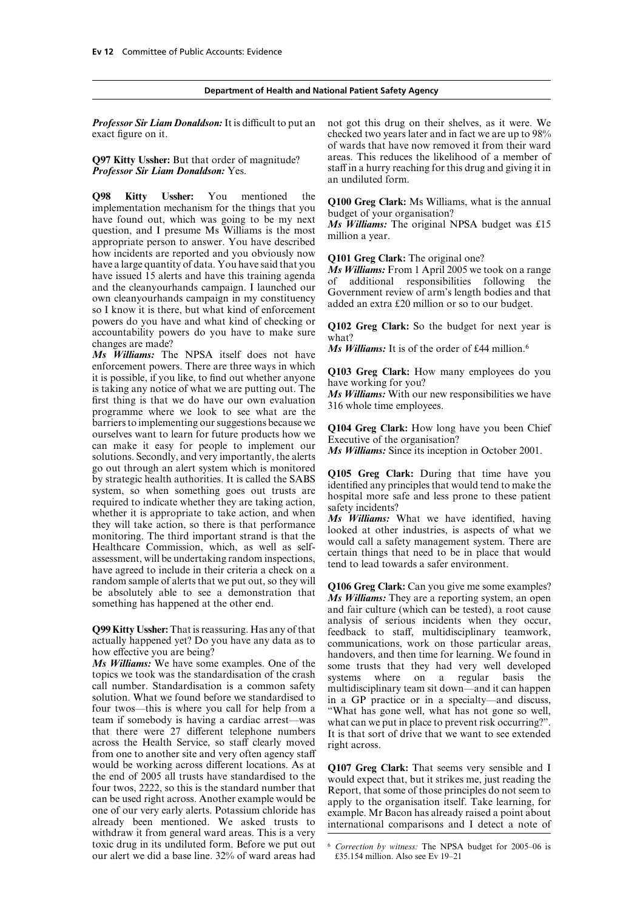**Professor Sir Liam Donaldson:** It is difficult to put an exact figure on it.

**Q97 Kitty Ussher:** But that order of magnitude?
**Professor Sir Liam Donaldson:** Yes.

**Q98 Kitty Ussher:** You mentioned the implementation mechanism for the things that you have found out, which was going to be my next question, and I presume Ms Williams is the most appropriate person to answer. You have described how incidents are reported and you obviously now have a large quantity of data. You have said that you have issued 15 alerts and have this training agenda and the cleanyourhands campaign. I launched our own cleanyourhands campaign in my constituency so I know it is there, but what kind of enforcement powers do you have and what kind of checking or accountability powers do you have to make sure changes are made?
**Ms Williams:** The NPSA itself does not have enforcement powers. There are three ways in which it is possible, if you like, to find out whether anyone is taking any notice of what we are putting out. The first thing is that we do have our own evaluation programme where we look to see what are the barriers to implementing our suggestions because we ourselves want to learn for future products how we can make it easy for people to implement our solutions. Secondly, and very importantly, the alerts go out through an alert system which is monitored by strategic health authorities. It is called the SABS system, so when something goes out trusts are required to indicate whether they are taking action, whether it is appropriate to take action, and when they will take action, so there is that performance monitoring. The third important strand is that the Healthcare Commission, which, as well as self-assessment, will be undertaking random inspections, have agreed to include in their criteria a check on a random sample of alerts that we put out, so they will be absolutely able to see a demonstration that something has happened at the other end.

**Q99 Kitty Ussher:** That is reassuring. Has any of that actually happened yet? Do you have any data as to how effective you are being?
**Ms Williams:** We have some examples. One of the topics we took was the standardisation of the crash call number. Standardisation is a common safety solution. What we found before we standardised to four twos—this is where you call for help from a team if somebody is having a cardiac arrest—was that there were 27 different telephone numbers across the Health Service, so staff clearly moved from one to another site and very often agency staff would be working across different locations. As at the end of 2005 all trusts have standardised to the four twos, 2222, so this is the standard number that can be used right across. Another example would be one of our very early alerts. Potassium chloride has already been mentioned. We asked trusts to withdraw it from general ward areas. This is a very toxic drug in its undiluted form. Before we put out our alert we did a base line. 32% of ward areas had not got this drug on their shelves, as it were. We checked two years later and in fact we are up to 98% of wards that have now removed it from their ward areas. This reduces the likelihood of a member of staff in a hurry reaching for this drug and giving it in an undiluted form.

**Q100 Greg Clark:** Ms Williams, what is the annual budget of your organisation?
**Ms Williams:** The original NPSA budget was £15 million a year.

**Q101 Greg Clark:** The original one?
**Ms Williams:** From 1 April 2005 we took on a range of additional responsibilities following the Government review of arm's length bodies and that added an extra £20 million or so to our budget.

**Q102 Greg Clark:** So the budget for next year is what?
**Ms Williams:** It is of the order of £44 million.[6]

**Q103 Greg Clark:** How many employees do you have working for you?
**Ms Williams:** With our new responsibilities we have 316 whole time employees.

**Q104 Greg Clark:** How long have you been Chief Executive of the organisation?
**Ms Williams:** Since its inception in October 2001.

**Q105 Greg Clark:** During that time have you identified any principles that would tend to make the hospital more safe and less prone to these patient safety incidents?
**Ms Williams:** What we have identified, having looked at other industries, is aspects of what we would call a safety management system. There are certain things that need to be in place that would tend to lead towards a safer environment.

**Q106 Greg Clark:** Can you give me some examples?
**Ms Williams:** They are a reporting system, an open and fair culture (which can be tested), a root cause analysis of serious incidents when they occur, feedback to staff, multidisciplinary teamwork, communications, work on those particular areas, handovers, and then time for learning. We found in some trusts that they had very well developed systems where on a regular basis the multidisciplinary team sit down—and it can happen in a GP practice or in a specialty—and discuss, "What has gone well, what has not gone so well, what can we put in place to prevent risk occurring?". It is that sort of drive that we want to see extended right across.

**Q107 Greg Clark:** That seems very sensible and I would expect that, but it strikes me, just reading the Report, that some of those principles do not seem to apply to the organisation itself. Take learning, for example. Mr Bacon has already raised a point about international comparisons and I detect a note of

---

[6] *Correction by witness:* The NPSA budget for 2005–06 is £35.154 million. Also see Ev 19–21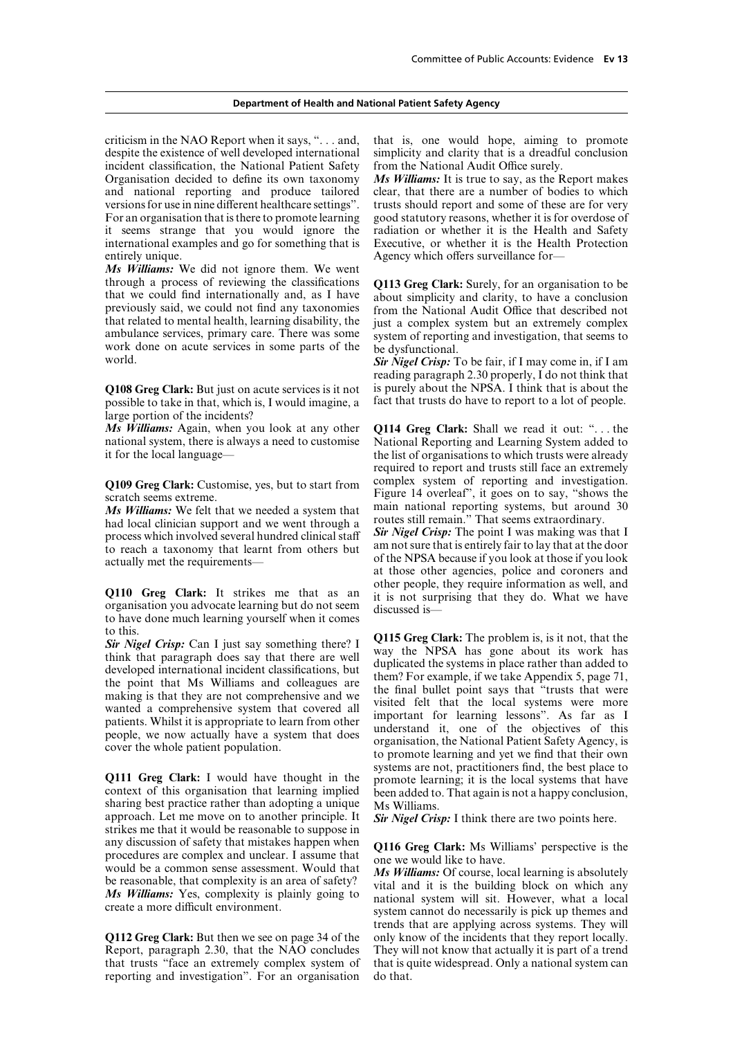criticism in the NAO Report when it says, ". . . and, despite the existence of well developed international incident classification, the National Patient Safety Organisation decided to define its own taxonomy and national reporting and produce tailored versions for use in nine different healthcare settings". For an organisation that is there to promote learning it seems strange that you would ignore the international examples and go for something that is entirely unique.

***Ms Williams:*** We did not ignore them. We went through a process of reviewing the classifications that we could find internationally and, as I have previously said, we could not find any taxonomies that related to mental health, learning disability, the ambulance services, primary care. There was some work done on acute services in some parts of the world.

**Q108 Greg Clark:** But just on acute services is it not possible to take in that, which is, I would imagine, a large portion of the incidents?

***Ms Williams:*** Again, when you look at any other national system, there is always a need to customise it for the local language—

**Q109 Greg Clark:** Customise, yes, but to start from scratch seems extreme.

***Ms Williams:*** We felt that we needed a system that had local clinician support and we went through a process which involved several hundred clinical staff to reach a taxonomy that learnt from others but actually met the requirements—

**Q110 Greg Clark:** It strikes me that as an organisation you advocate learning but do not seem to have done much learning yourself when it comes to this.

***Sir Nigel Crisp:*** Can I just say something there? I think that paragraph does say that there are well developed international incident classifications, but the point that Ms Williams and colleagues are making is that they are not comprehensive and we wanted a comprehensive system that covered all patients. Whilst it is appropriate to learn from other people, we now actually have a system that does cover the whole patient population.

**Q111 Greg Clark:** I would have thought in the context of this organisation that learning implied sharing best practice rather than adopting a unique approach. Let me move on to another principle. It strikes me that it would be reasonable to suppose in any discussion of safety that mistakes happen when procedures are complex and unclear. I assume that would be a common sense assessment. Would that be reasonable, that complexity is an area of safety?

***Ms Williams:*** Yes, complexity is plainly going to create a more difficult environment.

**Q112 Greg Clark:** But then we see on page 34 of the Report, paragraph 2.30, that the NAO concludes that trusts "face an extremely complex system of reporting and investigation". For an organisation that is, one would hope, aiming to promote simplicity and clarity that is a dreadful conclusion from the National Audit Office surely.

***Ms Williams:*** It is true to say, as the Report makes clear, that there are a number of bodies to which trusts should report and some of these are for very good statutory reasons, whether it is for overdose of radiation or whether it is the Health and Safety Executive, or whether it is the Health Protection Agency which offers surveillance for—

**Q113 Greg Clark:** Surely, for an organisation to be about simplicity and clarity, to have a conclusion from the National Audit Office that described not just a complex system but an extremely complex system of reporting and investigation, that seems to be dysfunctional.

***Sir Nigel Crisp:*** To be fair, if I may come in, if I am reading paragraph 2.30 properly, I do not think that is purely about the NPSA. I think that is about the fact that trusts do have to report to a lot of people.

**Q114 Greg Clark:** Shall we read it out: ". . . the National Reporting and Learning System added to the list of organisations to which trusts were already required to report and trusts still face an extremely complex system of reporting and investigation. Figure 14 overleaf", it goes on to say, "shows the main national reporting systems, but around 30 routes still remain." That seems extraordinary.

***Sir Nigel Crisp:*** The point I was making was that I am not sure that is entirely fair to lay that at the door of the NPSA because if you look at those if you look at those other agencies, police and coroners and other people, they require information as well, and it is not surprising that they do. What we have discussed is—

**Q115 Greg Clark:** The problem is, is it not, that the way the NPSA has gone about its work has duplicated the systems in place rather than added to them? For example, if we take Appendix 5, page 71, the final bullet point says that "trusts that were visited felt that the local systems were more important for learning lessons". As far as I understand it, one of the objectives of this organisation, the National Patient Safety Agency, is to promote learning and yet we find that their own systems are not, practitioners find, the best place to promote learning; it is the local systems that have been added to. That again is not a happy conclusion, Ms Williams.

***Sir Nigel Crisp:*** I think there are two points here.

**Q116 Greg Clark:** Ms Williams' perspective is the one we would like to have.

***Ms Williams:*** Of course, local learning is absolutely vital and it is the building block on which any national system will sit. However, what a local system cannot do necessarily is pick up themes and trends that are applying across systems. They will only know of the incidents that they report locally. They will not know that actually it is part of a trend that is quite widespread. Only a national system can do that.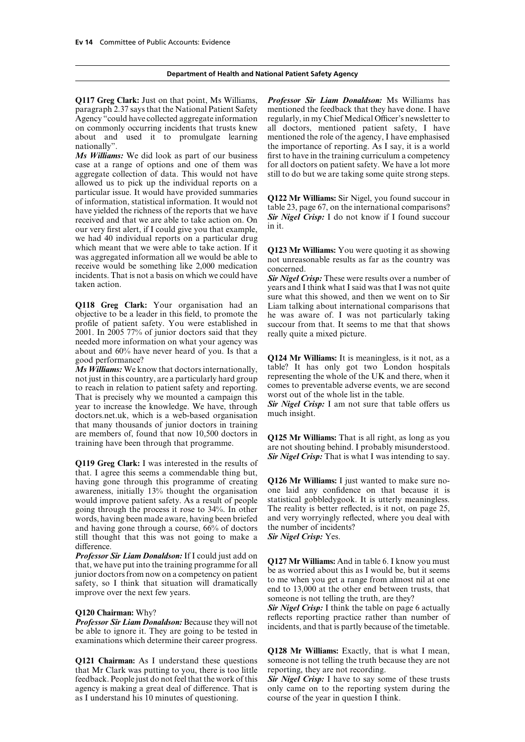**Q117 Greg Clark:** Just on that point, Ms Williams, paragraph 2.37 says that the National Patient Safety Agency "could have collected aggregate information on commonly occurring incidents that trusts knew about and used it to promulgate learning nationally".

***Ms Williams:*** We did look as part of our business case at a range of options and one of them was aggregate collection of data. This would not have allowed us to pick up the individual reports on a particular issue. It would have provided summaries of information, statistical information. It would not have yielded the richness of the reports that we have received and that we are able to take action on. On our very first alert, if I could give you that example, we had 40 individual reports on a particular drug which meant that we were able to take action. If it was aggregated information all we would be able to receive would be something like 2,000 medication incidents. That is not a basis on which we could have taken action.

**Q118 Greg Clark:** Your organisation had an objective to be a leader in this field, to promote the profile of patient safety. You were established in 2001. In 2005 77% of junior doctors said that they needed more information on what your agency was about and 60% have never heard of you. Is that a good performance?

***Ms Williams:*** We know that doctors internationally, not just in this country, are a particularly hard group to reach in relation to patient safety and reporting. That is precisely why we mounted a campaign this year to increase the knowledge. We have, through doctors.net.uk, which is a web-based organisation that many thousands of junior doctors in training are members of, found that now 10,500 doctors in training have been through that programme.

**Q119 Greg Clark:** I was interested in the results of that. I agree this seems a commendable thing but, having gone through this programme of creating awareness, initially 13% thought the organisation would improve patient safety. As a result of people going through the process it rose to 34%. In other words, having been made aware, having been briefed and having gone through a course, 66% of doctors still thought that this was not going to make a difference.

***Professor Sir Liam Donaldson:*** If I could just add on that, we have put into the training programme for all junior doctors from now on a competency on patient safety, so I think that situation will dramatically improve over the next few years.

**Q120 Chairman:** Why?

***Professor Sir Liam Donaldson:*** Because they will not be able to ignore it. They are going to be tested in examinations which determine their career progress.

**Q121 Chairman:** As I understand these questions that Mr Clark was putting to you, there is too little feedback. People just do not feel that the work of this agency is making a great deal of difference. That is as I understand his 10 minutes of questioning.

***Professor Sir Liam Donaldson:*** Ms Williams has mentioned the feedback that they have done. I have regularly, in my Chief Medical Officer's newsletter to all doctors, mentioned patient safety, I have mentioned the role of the agency, I have emphasised the importance of reporting. As I say, it is a world first to have in the training curriculum a competency for all doctors on patient safety. We have a lot more still to do but we are taking some quite strong steps.

**Q122 Mr Williams:** Sir Nigel, you found succour in table 23, page 67, on the international comparisons?

***Sir Nigel Crisp:*** I do not know if I found succour in it.

**Q123 Mr Williams:** You were quoting it as showing not unreasonable results as far as the country was concerned.

***Sir Nigel Crisp:*** These were results over a number of years and I think what I said was that I was not quite sure what this showed, and then we went on to Sir Liam talking about international comparisons that he was aware of. I was not particularly taking succour from that. It seems to me that that shows really quite a mixed picture.

**Q124 Mr Williams:** It is meaningless, is it not, as a table? It has only got two London hospitals representing the whole of the UK and there, when it comes to preventable adverse events, we are second worst out of the whole list in the table.

***Sir Nigel Crisp:*** I am not sure that table offers us much insight.

**Q125 Mr Williams:** That is all right, as long as you are not shouting behind. I probably misunderstood.

***Sir Nigel Crisp:*** That is what I was intending to say.

**Q126 Mr Williams:** I just wanted to make sure no-one laid any confidence on that because it is statistical gobbledygook. It is utterly meaningless. The reality is better reflected, is it not, on page 25, and very worryingly reflected, where you deal with the number of incidents?

***Sir Nigel Crisp:*** Yes.

**Q127 Mr Williams:** And in table 6. I know you must be as worried about this as I would be, but it seems to me when you get a range from almost nil at one end to 13,000 at the other end between trusts, that someone is not telling the truth, are they?

***Sir Nigel Crisp:*** I think the table on page 6 actually reflects reporting practice rather than number of incidents, and that is partly because of the timetable.

**Q128 Mr Williams:** Exactly, that is what I mean, someone is not telling the truth because they are not reporting, they are not recording.

***Sir Nigel Crisp:*** I have to say some of these trusts only came on to the reporting system during the course of the year in question I think.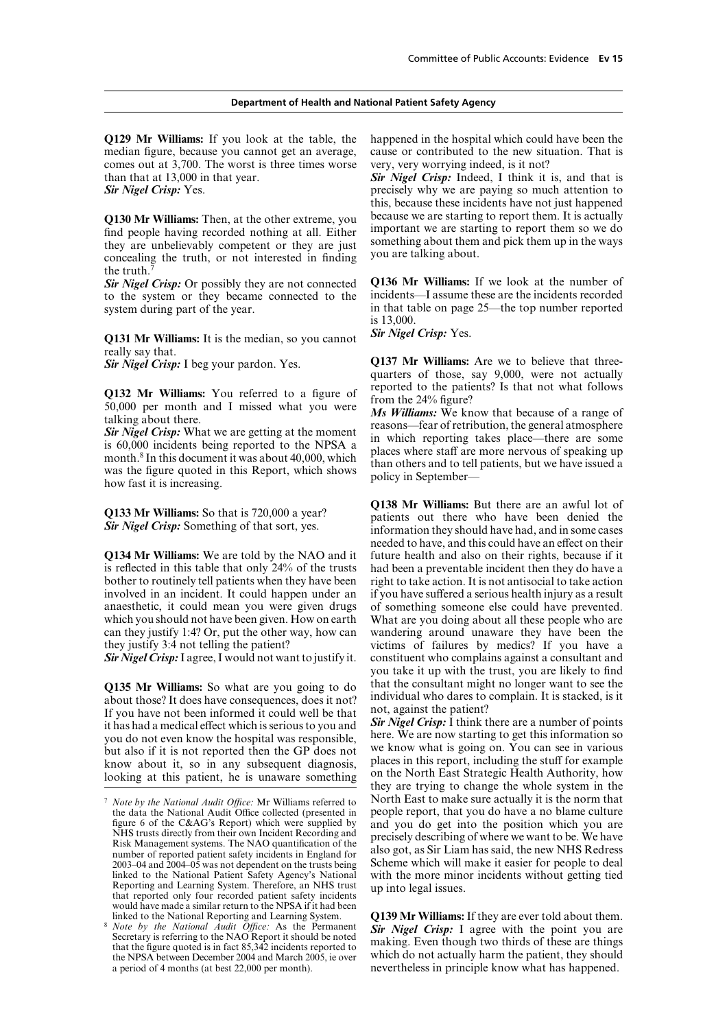**Q129 Mr Williams:** If you look at the table, the median figure, because you cannot get an average, comes out at 3,700. The worst is three times worse than that at 13,000 in that year.
*Sir Nigel Crisp:* Yes.

**Q130 Mr Williams:** Then, at the other extreme, you find people having recorded nothing at all. Either they are unbelievably competent or they are just concealing the truth, or not interested in finding the truth.[7]
*Sir Nigel Crisp:* Or possibly they are not connected to the system or they became connected to the system during part of the year.

**Q131 Mr Williams:** It is the median, so you cannot really say that.
*Sir Nigel Crisp:* I beg your pardon. Yes.

**Q132 Mr Williams:** You referred to a figure of 50,000 per month and I missed what you were talking about there.
*Sir Nigel Crisp:* What we are getting at the moment is 60,000 incidents being reported to the NPSA a month.[8] In this document it was about 40,000, which was the figure quoted in this Report, which shows how fast it is increasing.

**Q133 Mr Williams:** So that is 720,000 a year?
*Sir Nigel Crisp:* Something of that sort, yes.

**Q134 Mr Williams:** We are told by the NAO and it is reflected in this table that only 24% of the trusts bother to routinely tell patients when they have been involved in an incident. It could happen under an anaesthetic, it could mean you were given drugs which you should not have been given. How on earth can they justify 1:4? Or, put the other way, how can they justify 3:4 not telling the patient?
*Sir Nigel Crisp:* I agree, I would not want to justify it.

**Q135 Mr Williams:** So what are you going to do about those? It does have consequences, does it not? If you have not been informed it could well be that it has had a medical effect which is serious to you and you do not even know the hospital was responsible, but also if it is not reported then the GP does not know about it, so in any subsequent diagnosis, looking at this patient, he is unaware something happened in the hospital which could have been the cause or contributed to the new situation. That is very, very worrying indeed, is it not?
*Sir Nigel Crisp:* Indeed, I think it is, and that is precisely why we are paying so much attention to this, because these incidents have not just happened because we are starting to report them. It is actually important we are starting to report them so we do something about them and pick them up in the ways you are talking about.

**Q136 Mr Williams:** If we look at the number of incidents—I assume these are the incidents recorded in that table on page 25—the top number reported is 13,000.
*Sir Nigel Crisp:* Yes.

**Q137 Mr Williams:** Are we to believe that three-quarters of those, say 9,000, were not actually reported to the patients? Is that not what follows from the 24% figure?
*Ms Williams:* We know that because of a range of reasons—fear of retribution, the general atmosphere in which reporting takes place—there are some places where staff are more nervous of speaking up than others and to tell patients, but we have issued a policy in September—

**Q138 Mr Williams:** But there are an awful lot of patients out there who have been denied the information they should have had, and in some cases needed to have, and this could have an effect on their future health and also on their rights, because if it had been a preventable incident then they do have a right to take action. It is not antisocial to take action if you have suffered a serious health injury as a result of something someone else could have prevented. What are you doing about all these people who are wandering around unaware they have been the victims of failures by medics? If you have a constituent who complains against a consultant and you take it up with the trust, you are likely to find that the consultant might no longer want to see the individual who dares to complain. It is stacked, is it not, against the patient?
*Sir Nigel Crisp:* I think there are a number of points here. We are now starting to get this information so we know what is going on. You can see in various places in this report, including the stuff for example on the North East Strategic Health Authority, how they are trying to change the whole system in the North East to make sure actually it is the norm that people report, that you do have a no blame culture and you do get into the position which you are precisely describing of where we want to be. We have also got, as Sir Liam has said, the new NHS Redress Scheme which will make it easier for people to deal with the more minor incidents without getting tied up into legal issues.

**Q139 Mr Williams:** If they are ever told about them.
*Sir Nigel Crisp:* I agree with the point you are making. Even though two thirds of these are things which do not actually harm the patient, they should nevertheless in principle know what has happened.

---

[7] *Note by the National Audit Office:* Mr Williams referred to the data the National Audit Office collected (presented in figure 6 of the C&AG's Report) which were supplied by NHS trusts directly from their own Incident Recording and Risk Management systems. The NAO quantification of the number of reported patient safety incidents in England for 2003–04 and 2004–05 was not dependent on the trusts being linked to the National Patient Safety Agency's National Reporting and Learning System. Therefore, an NHS trust that reported only four recorded patient safety incidents would have made a similar return to the NPSA if it had been linked to the National Reporting and Learning System.

[8] *Note by the National Audit Office:* As the Permanent Secretary is referring to the NAO Report it should be noted that the figure quoted is in fact 85,342 incidents reported to the NPSA between December 2004 and March 2005, ie over a period of 4 months (at best 22,000 per month).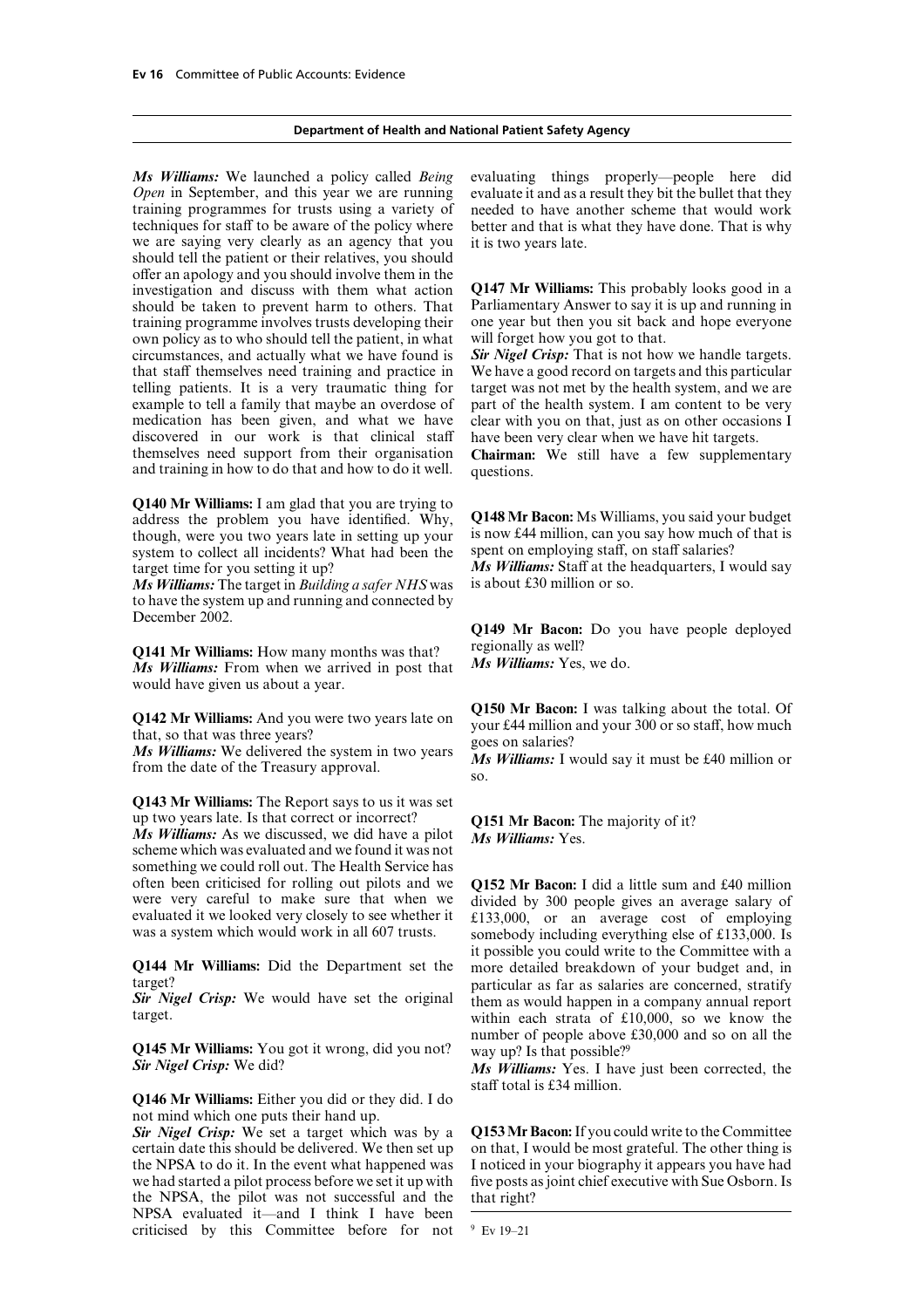**Department of Health and National Patient Safety Agency**

***Ms Williams:*** We launched a policy called *Being Open* in September, and this year we are running training programmes for trusts using a variety of techniques for staff to be aware of the policy where we are saying very clearly as an agency that you should tell the patient or their relatives, you should offer an apology and you should involve them in the investigation and discuss with them what action should be taken to prevent harm to others. That training programme involves trusts developing their own policy as to who should tell the patient, in what circumstances, and actually what we have found is that staff themselves need training and practice in telling patients. It is a very traumatic thing for example to tell a family that maybe an overdose of medication has been given, and what we have discovered in our work is that clinical staff themselves need support from their organisation and training in how to do that and how to do it well.

**Q140 Mr Williams:** I am glad that you are trying to address the problem you have identified. Why, though, were you two years late in setting up your system to collect all incidents? What had been the target time for you setting it up?

***Ms Williams:*** The target in *Building a safer NHS* was to have the system up and running and connected by December 2002.

**Q141 Mr Williams:** How many months was that?

***Ms Williams:*** From when we arrived in post that would have given us about a year.

**Q142 Mr Williams:** And you were two years late on that, so that was three years?

***Ms Williams:*** We delivered the system in two years from the date of the Treasury approval.

**Q143 Mr Williams:** The Report says to us it was set up two years late. Is that correct or incorrect?

***Ms Williams:*** As we discussed, we did have a pilot scheme which was evaluated and we found it was not something we could roll out. The Health Service has often been criticised for rolling out pilots and we were very careful to make sure that when we evaluated it we looked very closely to see whether it was a system which would work in all 607 trusts.

**Q144 Mr Williams:** Did the Department set the target?

***Sir Nigel Crisp:*** We would have set the original target.

**Q145 Mr Williams:** You got it wrong, did you not?

***Sir Nigel Crisp:*** We did?

**Q146 Mr Williams:** Either you did or they did. I do not mind which one puts their hand up.

***Sir Nigel Crisp:*** We set a target which was by a certain date this should be delivered. We then set up the NPSA to do it. In the event what happened was we had started a pilot process before we set it up with the NPSA, the pilot was not successful and the NPSA evaluated it—and I think I have been criticised by this Committee before for not evaluating things properly—people here did evaluate it and as a result they bit the bullet that they needed to have another scheme that would work better and that is what they have done. That is why it is two years late.

**Q147 Mr Williams:** This probably looks good in a Parliamentary Answer to say it is up and running in one year but then you sit back and hope everyone will forget how you got to that.

***Sir Nigel Crisp:*** That is not how we handle targets. We have a good record on targets and this particular target was not met by the health system, and we are part of the health system. I am content to be very clear with you on that, just as on other occasions I have been very clear when we have hit targets.

**Chairman:** We still have a few supplementary questions.

**Q148 Mr Bacon:** Ms Williams, you said your budget is now £44 million, can you say how much of that is spent on employing staff, on staff salaries?

***Ms Williams:*** Staff at the headquarters, I would say is about £30 million or so.

**Q149 Mr Bacon:** Do you have people deployed regionally as well?

***Ms Williams:*** Yes, we do.

**Q150 Mr Bacon:** I was talking about the total. Of your £44 million and your 300 or so staff, how much goes on salaries?

***Ms Williams:*** I would say it must be £40 million or so.

**Q151 Mr Bacon:** The majority of it?

***Ms Williams:*** Yes.

**Q152 Mr Bacon:** I did a little sum and £40 million divided by 300 people gives an average salary of £133,000, or an average cost of employing somebody including everything else of £133,000. Is it possible you could write to the Committee with a more detailed breakdown of your budget and, in particular as far as salaries are concerned, stratify them as would happen in a company annual report within each strata of £10,000, so we know the number of people above £30,000 and so on all the way up? Is that possible?[9]

***Ms Williams:*** Yes. I have just been corrected, the staff total is £34 million.

**Q153 Mr Bacon:** If you could write to the Committee on that, I would be most grateful. The other thing is I noticed in your biography it appears you have had five posts as joint chief executive with Sue Osborn. Is that right?

[9] Ev 19–21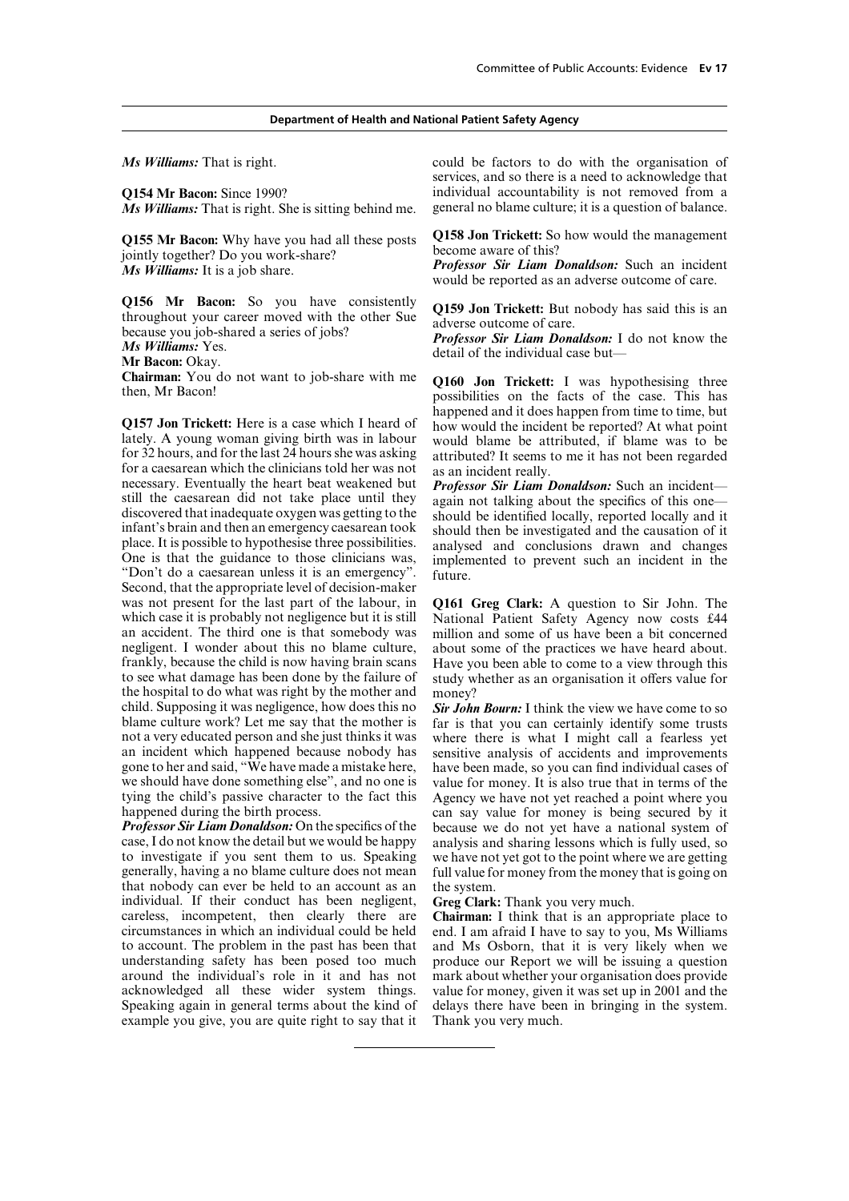**Department of Health and National Patient Safety Agency**

***Ms Williams:*** That is right.

**Q154 Mr Bacon:** Since 1990?

***Ms Williams:*** That is right. She is sitting behind me.

**Q155 Mr Bacon:** Why have you had all these posts jointly together? Do you work-share?

***Ms Williams:*** It is a job share.

**Q156 Mr Bacon:** So you have consistently throughout your career moved with the other Sue because you job-shared a series of jobs?

***Ms Williams:*** Yes.

**Mr Bacon:** Okay.

**Chairman:** You do not want to job-share with me then, Mr Bacon!

**Q157 Jon Trickett:** Here is a case which I heard of lately. A young woman giving birth was in labour for 32 hours, and for the last 24 hours she was asking for a caesarean which the clinicians told her was not necessary. Eventually the heart beat weakened but still the caesarean did not take place until they discovered that inadequate oxygen was getting to the infant's brain and then an emergency caesarean took place. It is possible to hypothesise three possibilities. One is that the guidance to those clinicians was, "Don't do a caesarean unless it is an emergency". Second, that the appropriate level of decision-maker was not present for the last part of the labour, in which case it is probably not negligence but it is still an accident. The third one is that somebody was negligent. I wonder about this no blame culture, frankly, because the child is now having brain scans to see what damage has been done by the failure of the hospital to do what was right by the mother and child. Supposing it was negligence, how does this no blame culture work? Let me say that the mother is not a very educated person and she just thinks it was an incident which happened because nobody has gone to her and said, "We have made a mistake here, we should have done something else", and no one is tying the child's passive character to the fact this happened during the birth process.

***Professor Sir Liam Donaldson:*** On the specifics of the case, I do not know the detail but we would be happy to investigate if you sent them to us. Speaking generally, having a no blame culture does not mean that nobody can ever be held to an account as an individual. If their conduct has been negligent, careless, incompetent, then clearly there are circumstances in which an individual could be held to account. The problem in the past has been that understanding safety has been posed too much around the individual's role in it and has not acknowledged all these wider system things. Speaking again in general terms about the kind of example you give, you are quite right to say that it could be factors to do with the organisation of services, and so there is a need to acknowledge that individual accountability is not removed from a general no blame culture; it is a question of balance.

**Q158 Jon Trickett:** So how would the management become aware of this?

***Professor Sir Liam Donaldson:*** Such an incident would be reported as an adverse outcome of care.

**Q159 Jon Trickett:** But nobody has said this is an adverse outcome of care.

***Professor Sir Liam Donaldson:*** I do not know the detail of the individual case but—

**Q160 Jon Trickett:** I was hypothesising three possibilities on the facts of the case. This has happened and it does happen from time to time, but how would the incident be reported? At what point would blame be attributed, if blame was to be attributed? It seems to me it has not been regarded as an incident really.

***Professor Sir Liam Donaldson:*** Such an incident—again not talking about the specifics of this one—should be identified locally, reported locally and it should then be investigated and the causation of it analysed and conclusions drawn and changes implemented to prevent such an incident in the future.

**Q161 Greg Clark:** A question to Sir John. The National Patient Safety Agency now costs £44 million and some of us have been a bit concerned about some of the practices we have heard about. Have you been able to come to a view through this study whether as an organisation it offers value for money?

***Sir John Bourn:*** I think the view we have come to so far is that you can certainly identify some trusts where there is what I might call a fearless yet sensitive analysis of accidents and improvements have been made, so you can find individual cases of value for money. It is also true that in terms of the Agency we have not yet reached a point where you can say value for money is being secured by it because we do not yet have a national system of analysis and sharing lessons which is fully used, so we have not yet got to the point where we are getting full value for money from the money that is going on the system.

**Greg Clark:** Thank you very much.

**Chairman:** I think that is an appropriate place to end. I am afraid I have to say to you, Ms Williams and Ms Osborn, that it is very likely when we produce our Report we will be issuing a question mark about whether your organisation does provide value for money, given it was set up in 2001 and the delays there have been in bringing in the system. Thank you very much.

---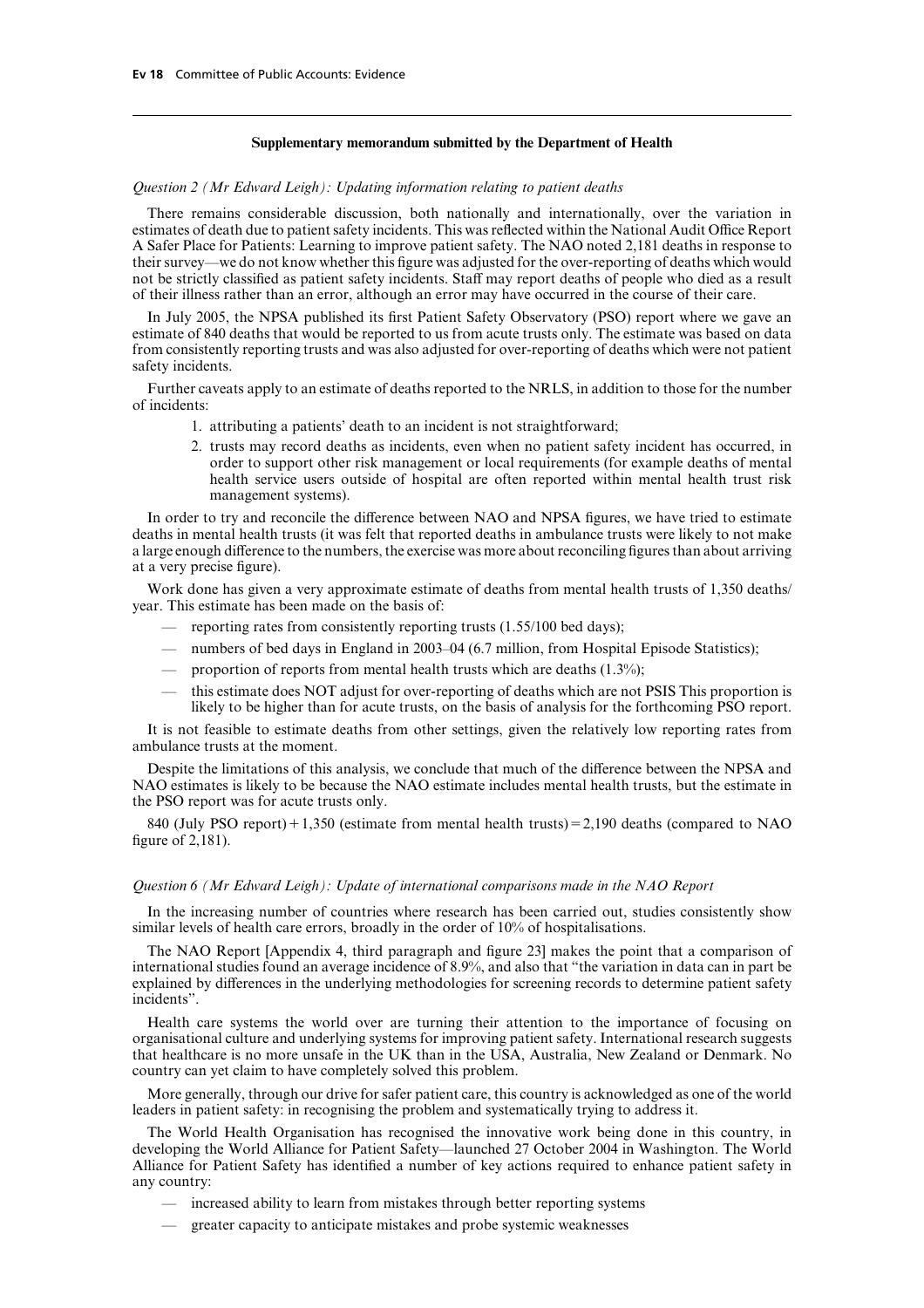## Supplementary memorandum submitted by the Department of Health

*Question 2 (Mr Edward Leigh): Updating information relating to patient deaths*

There remains considerable discussion, both nationally and internationally, over the variation in estimates of death due to patient safety incidents. This was reflected within the National Audit Office Report A Safer Place for Patients: Learning to improve patient safety. The NAO noted 2,181 deaths in response to their survey—we do not know whether this figure was adjusted for the over-reporting of deaths which would not be strictly classified as patient safety incidents. Staff may report deaths of people who died as a result of their illness rather than an error, although an error may have occurred in the course of their care.

In July 2005, the NPSA published its first Patient Safety Observatory (PSO) report where we gave an estimate of 840 deaths that would be reported to us from acute trusts only. The estimate was based on data from consistently reporting trusts and was also adjusted for over-reporting of deaths which were not patient safety incidents.

Further caveats apply to an estimate of deaths reported to the NRLS, in addition to those for the number of incidents:

1. attributing a patients' death to an incident is not straightforward;
2. trusts may record deaths as incidents, even when no patient safety incident has occurred, in order to support other risk management or local requirements (for example deaths of mental health service users outside of hospital are often reported within mental health trust risk management systems).

In order to try and reconcile the difference between NAO and NPSA figures, we have tried to estimate deaths in mental health trusts (it was felt that reported deaths in ambulance trusts were likely to not make a large enough difference to the numbers, the exercise was more about reconciling figures than about arriving at a very precise figure).

Work done has given a very approximate estimate of deaths from mental health trusts of 1,350 deaths/year. This estimate has been made on the basis of:

- reporting rates from consistently reporting trusts (1.55/100 bed days);
- numbers of bed days in England in 2003–04 (6.7 million, from Hospital Episode Statistics);
- proportion of reports from mental health trusts which are deaths (1.3%);
- this estimate does NOT adjust for over-reporting of deaths which are not PSIS This proportion is likely to be higher than for acute trusts, on the basis of analysis for the forthcoming PSO report.

It is not feasible to estimate deaths from other settings, given the relatively low reporting rates from ambulance trusts at the moment.

Despite the limitations of this analysis, we conclude that much of the difference between the NPSA and NAO estimates is likely to be because the NAO estimate includes mental health trusts, but the estimate in the PSO report was for acute trusts only.

840 (July PSO report) + 1,350 (estimate from mental health trusts) = 2,190 deaths (compared to NAO figure of 2,181).

*Question 6 (Mr Edward Leigh): Update of international comparisons made in the NAO Report*

In the increasing number of countries where research has been carried out, studies consistently show similar levels of health care errors, broadly in the order of 10% of hospitalisations.

The NAO Report [Appendix 4, third paragraph and figure 23] makes the point that a comparison of international studies found an average incidence of 8.9%, and also that "the variation in data can in part be explained by differences in the underlying methodologies for screening records to determine patient safety incidents".

Health care systems the world over are turning their attention to the importance of focusing on organisational culture and underlying systems for improving patient safety. International research suggests that healthcare is no more unsafe in the UK than in the USA, Australia, New Zealand or Denmark. No country can yet claim to have completely solved this problem.

More generally, through our drive for safer patient care, this country is acknowledged as one of the world leaders in patient safety: in recognising the problem and systematically trying to address it.

The World Health Organisation has recognised the innovative work being done in this country, in developing the World Alliance for Patient Safety—launched 27 October 2004 in Washington. The World Alliance for Patient Safety has identified a number of key actions required to enhance patient safety in any country:

- increased ability to learn from mistakes through better reporting systems
- greater capacity to anticipate mistakes and probe systemic weaknesses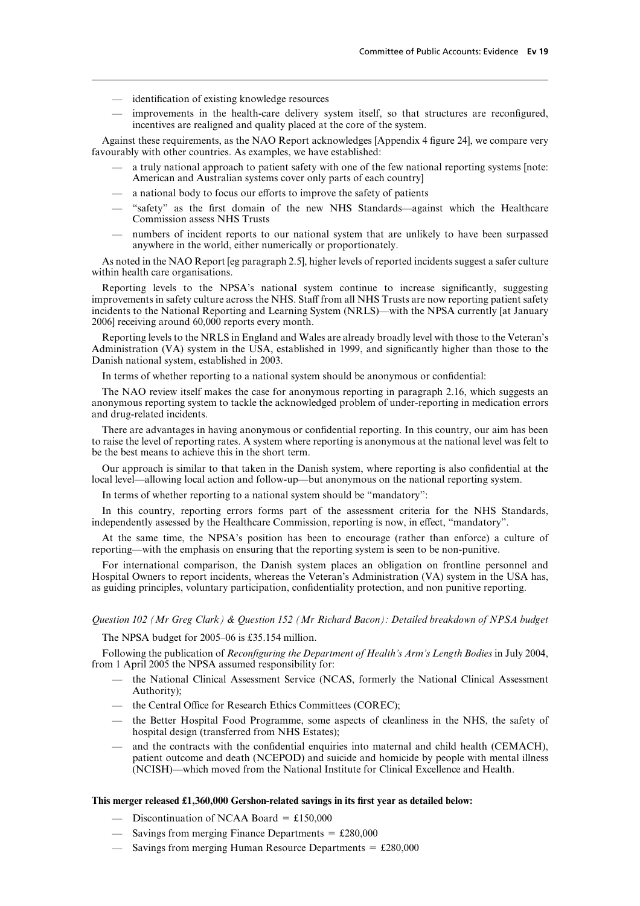- identification of existing knowledge resources
- improvements in the health-care delivery system itself, so that structures are reconfigured, incentives are realigned and quality placed at the core of the system.

Against these requirements, as the NAO Report acknowledges [Appendix 4 figure 24], we compare very favourably with other countries. As examples, we have established:

- a truly national approach to patient safety with one of the few national reporting systems [note: American and Australian systems cover only parts of each country]
- a national body to focus our efforts to improve the safety of patients
- "safety" as the first domain of the new NHS Standards—against which the Healthcare Commission assess NHS Trusts
- numbers of incident reports to our national system that are unlikely to have been surpassed anywhere in the world, either numerically or proportionately.

As noted in the NAO Report [eg paragraph 2.5], higher levels of reported incidents suggest a safer culture within health care organisations.

Reporting levels to the NPSA's national system continue to increase significantly, suggesting improvements in safety culture across the NHS. Staff from all NHS Trusts are now reporting patient safety incidents to the National Reporting and Learning System (NRLS)—with the NPSA currently [at January 2006] receiving around 60,000 reports every month.

Reporting levels to the NRLS in England and Wales are already broadly level with those to the Veteran's Administration (VA) system in the USA, established in 1999, and significantly higher than those to the Danish national system, established in 2003.

In terms of whether reporting to a national system should be anonymous or confidential:

The NAO review itself makes the case for anonymous reporting in paragraph 2.16, which suggests an anonymous reporting system to tackle the acknowledged problem of under-reporting in medication errors and drug-related incidents.

There are advantages in having anonymous or confidential reporting. In this country, our aim has been to raise the level of reporting rates. A system where reporting is anonymous at the national level was felt to be the best means to achieve this in the short term.

Our approach is similar to that taken in the Danish system, where reporting is also confidential at the local level—allowing local action and follow-up—but anonymous on the national reporting system.

In terms of whether reporting to a national system should be "mandatory":

In this country, reporting errors forms part of the assessment criteria for the NHS Standards, independently assessed by the Healthcare Commission, reporting is now, in effect, "mandatory".

At the same time, the NPSA's position has been to encourage (rather than enforce) a culture of reporting—with the emphasis on ensuring that the reporting system is seen to be non-punitive.

For international comparison, the Danish system places an obligation on frontline personnel and Hospital Owners to report incidents, whereas the Veteran's Administration (VA) system in the USA has, as guiding principles, voluntary participation, confidentiality protection, and non punitive reporting.

*Question 102 (Mr Greg Clark) & Question 152 (Mr Richard Bacon): Detailed breakdown of NPSA budget*

The NPSA budget for 2005–06 is £35.154 million.

Following the publication of *Reconfiguring the Department of Health's Arm's Length Bodies* in July 2004, from 1 April 2005 the NPSA assumed responsibility for:

- the National Clinical Assessment Service (NCAS, formerly the National Clinical Assessment Authority);
- the Central Office for Research Ethics Committees (COREC);
- the Better Hospital Food Programme, some aspects of cleanliness in the NHS, the safety of hospital design (transferred from NHS Estates);
- and the contracts with the confidential enquiries into maternal and child health (CEMACH), patient outcome and death (NCEPOD) and suicide and homicide by people with mental illness (NCISH)—which moved from the National Institute for Clinical Excellence and Health.

**This merger released £1,360,000 Gershon-related savings in its first year as detailed below:**

- Discontinuation of NCAA Board = £150,000
- Savings from merging Finance Departments = £280,000
- Savings from merging Human Resource Departments = £280,000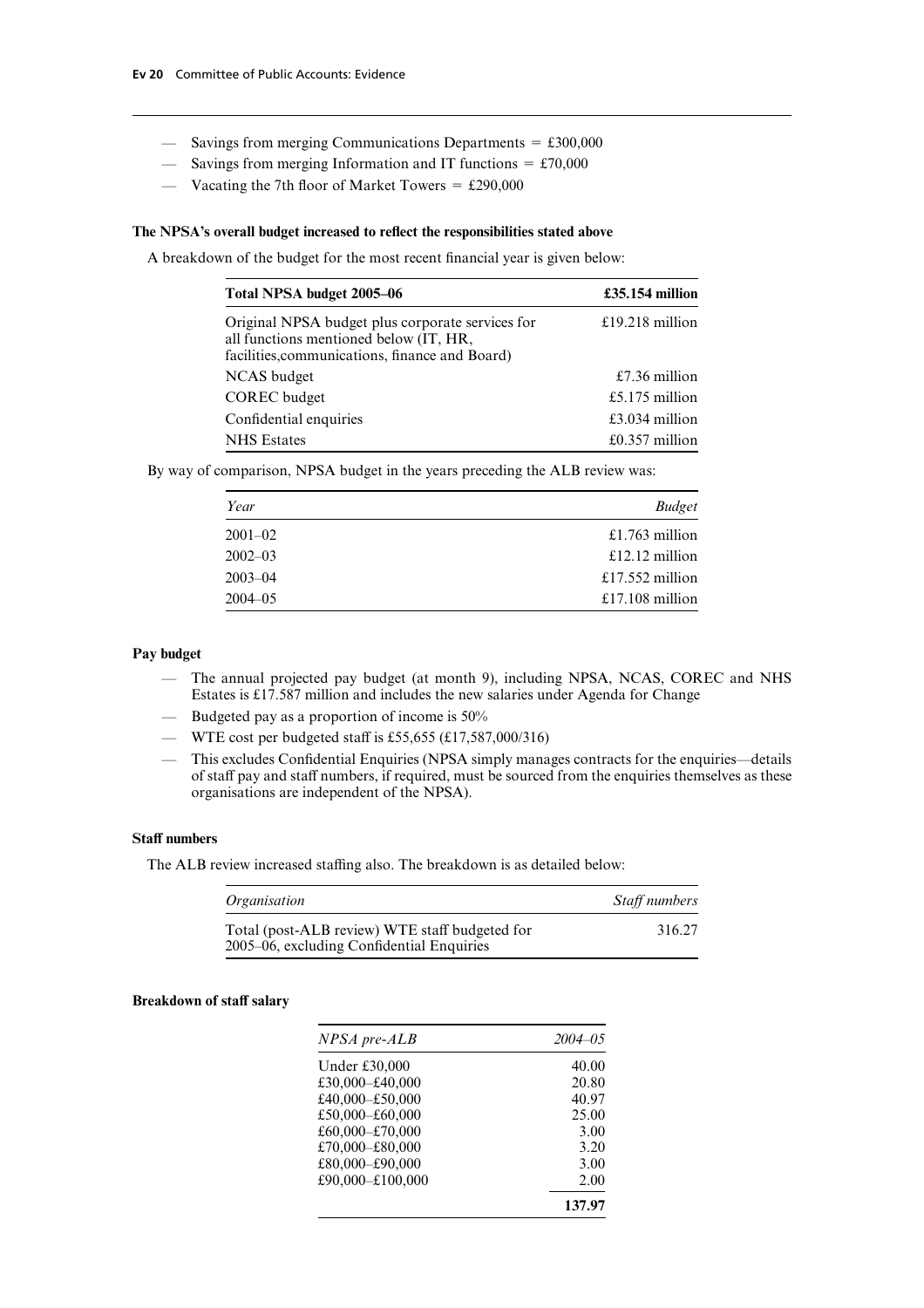- Savings from merging Communications Departments = £300,000
- Savings from merging Information and IT functions = £70,000
- Vacating the 7th floor of Market Towers = £290,000

**The NPSA's overall budget increased to reflect the responsibilities stated above**

A breakdown of the budget for the most recent financial year is given below:

| Total NPSA budget 2005–06 | £35.154 million |
|---|---|
| Original NPSA budget plus corporate services for all functions mentioned below (IT, HR, facilities,communications, finance and Board) | £19.218 million |
| NCAS budget | £7.36 million |
| COREC budget | £5.175 million |
| Confidential enquiries | £3.034 million |
| NHS Estates | £0.357 million |

By way of comparison, NPSA budget in the years preceding the ALB review was:

| *Year* | *Budget* |
|---|---|
| 2001–02 | £1.763 million |
| 2002–03 | £12.12 million |
| 2003–04 | £17.552 million |
| 2004–05 | £17.108 million |

**Pay budget**

- The annual projected pay budget (at month 9), including NPSA, NCAS, COREC and NHS Estates is £17.587 million and includes the new salaries under Agenda for Change
- Budgeted pay as a proportion of income is 50%
- WTE cost per budgeted staff is £55,655 (£17,587,000/316)
- This excludes Confidential Enquiries (NPSA simply manages contracts for the enquiries—details of staff pay and staff numbers, if required, must be sourced from the enquiries themselves as these organisations are independent of the NPSA).

**Staff numbers**

The ALB review increased staffing also. The breakdown is as detailed below:

| *Organisation* | *Staff numbers* |
|---|---|
| Total (post-ALB review) WTE staff budgeted for 2005–06, excluding Confidential Enquiries | 316.27 |

**Breakdown of staff salary**

| *NPSA pre-ALB* | *2004–05* |
|---|---|
| Under £30,000 | 40.00 |
| £30,000–£40,000 | 20.80 |
| £40,000–£50,000 | 40.97 |
| £50,000–£60,000 | 25.00 |
| £60,000–£70,000 | 3.00 |
| £70,000–£80,000 | 3.20 |
| £80,000–£90,000 | 3.00 |
| £90,000–£100,000 | 2.00 |
| | **137.97** |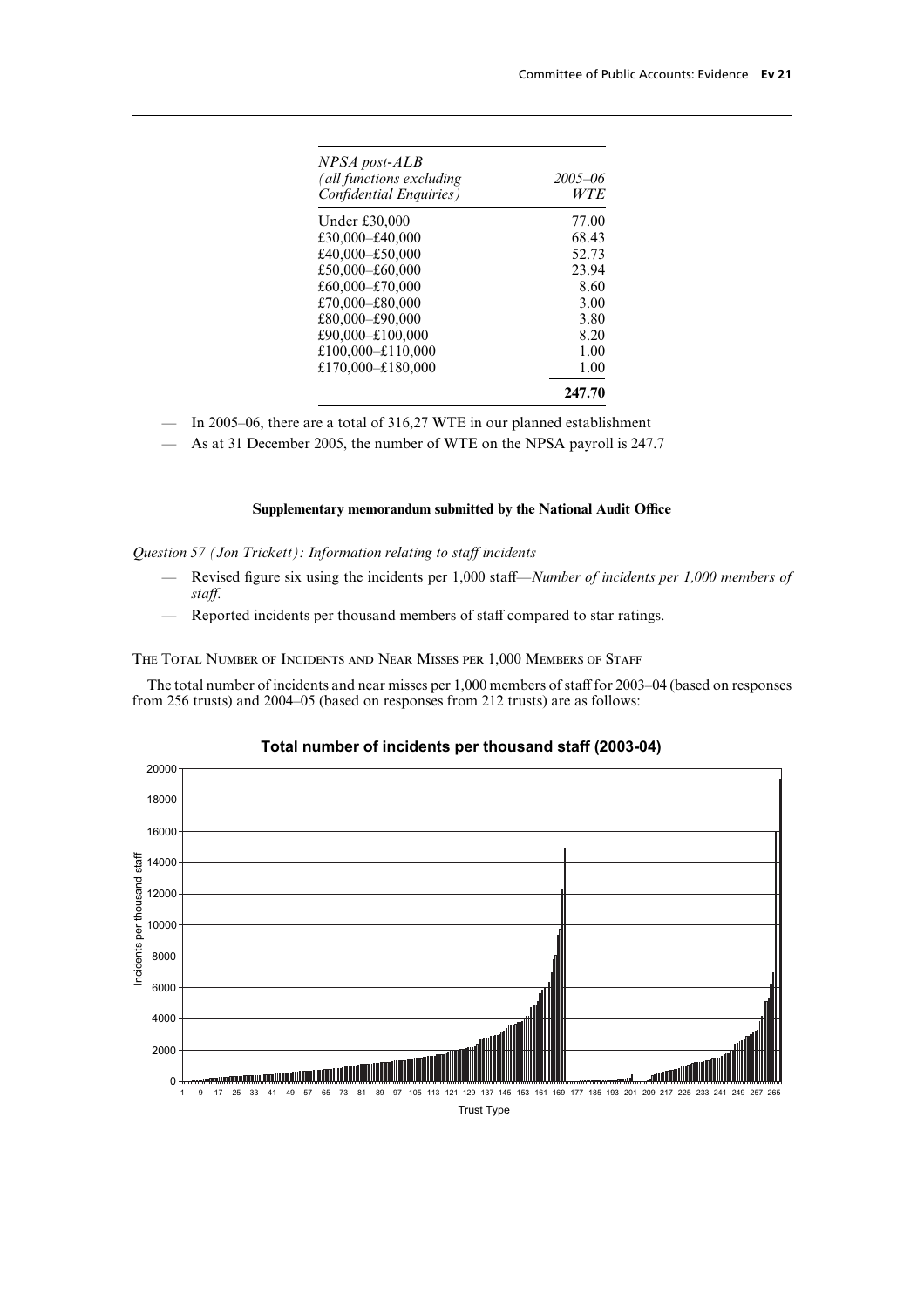| *NPSA post-ALB (all functions excluding Confidential Enquiries)* | *2005–06 WTE* |
|---|---|
| Under £30,000 | 77.00 |
| £30,000–£40,000 | 68.43 |
| £40,000–£50,000 | 52.73 |
| £50,000–£60,000 | 23.94 |
| £60,000–£70,000 | 8.60 |
| £70,000–£80,000 | 3.00 |
| £80,000–£90,000 | 3.80 |
| £90,000–£100,000 | 8.20 |
| £100,000–£110,000 | 1.00 |
| £170,000–£180,000 | 1.00 |
| | **247.70** |

- In 2005–06, there are a total of 316,27 WTE in our planned establishment
- As at 31 December 2005, the number of WTE on the NPSA payroll is 247.7

## Supplementary memorandum submitted by the National Audit Office

*Question 57 (Jon Trickett): Information relating to staff incidents*

- Revised figure six using the incidents per 1,000 staff—*Number of incidents per 1,000 members of staff.*
- Reported incidents per thousand members of staff compared to star ratings.

### The Total Number of Incidents and Near Misses per 1,000 Members of Staff

The total number of incidents and near misses per 1,000 members of staff for 2003–04 (based on responses from 256 trusts) and 2004–05 (based on responses from 212 trusts) are as follows:

**Total number of incidents per thousand staff (2003-04)**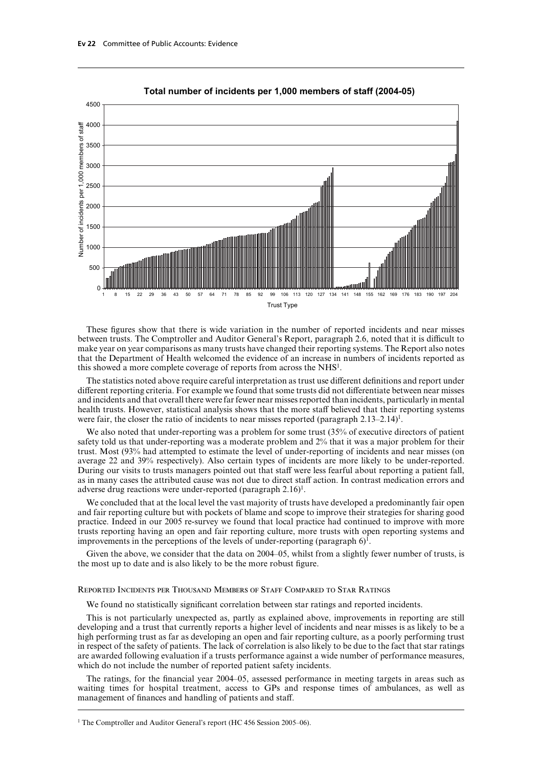**Total number of incidents per 1,000 members of staff (2004-05)**

These figures show that there is wide variation in the number of reported incidents and near misses between trusts. The Comptroller and Auditor General's Report, paragraph 2.6, noted that it is difficult to make year on year comparisons as many trusts have changed their reporting systems. The Report also notes that the Department of Health welcomed the evidence of an increase in numbers of incidents reported as this showed a more complete coverage of reports from across the NHS[1].

The statistics noted above require careful interpretation as trust use different definitions and report under different reporting criteria. For example we found that some trusts did not differentiate between near misses and incidents and that overall there were far fewer near misses reported than incidents, particularly in mental health trusts. However, statistical analysis shows that the more staff believed that their reporting systems were fair, the closer the ratio of incidents to near misses reported (paragraph 2.13–2.14)[1].

We also noted that under-reporting was a problem for some trust (35% of executive directors of patient safety told us that under-reporting was a moderate problem and 2% that it was a major problem for their trust. Most (93% had attempted to estimate the level of under-reporting of incidents and near misses (on average 22 and 39% respectively). Also certain types of incidents are more likely to be under-reported. During our visits to trusts managers pointed out that staff were less fearful about reporting a patient fall, as in many cases the attributed cause was not due to direct staff action. In contrast medication errors and adverse drug reactions were under-reported (paragraph 2.16)[1].

We concluded that at the local level the vast majority of trusts have developed a predominantly fair open and fair reporting culture but with pockets of blame and scope to improve their strategies for sharing good practice. Indeed in our 2005 re-survey we found that local practice had continued to improve with more trusts reporting having an open and fair reporting culture, more trusts with open reporting systems and improvements in the perceptions of the levels of under-reporting (paragraph 6)[1].

Given the above, we consider that the data on 2004–05, whilst from a slightly fewer number of trusts, is the most up to date and is also likely to be the more robust figure.

### Reported Incidents per Thousand Members of Staff Compared to Star Ratings

We found no statistically significant correlation between star ratings and reported incidents.

This is not particularly unexpected as, partly as explained above, improvements in reporting are still developing and a trust that currently reports a higher level of incidents and near misses is as likely to be a high performing trust as far as developing an open and fair reporting culture, as a poorly performing trust in respect of the safety of patients. The lack of correlation is also likely to be due to the fact that star ratings are awarded following evaluation if a trusts performance against a wide number of performance measures, which do not include the number of reported patient safety incidents.

The ratings, for the financial year 2004–05, assessed performance in meeting targets in areas such as waiting times for hospital treatment, access to GPs and response times of ambulances, as well as management of finances and handling of patients and staff.

[1] The Comptroller and Auditor General's report (HC 456 Session 2005–06).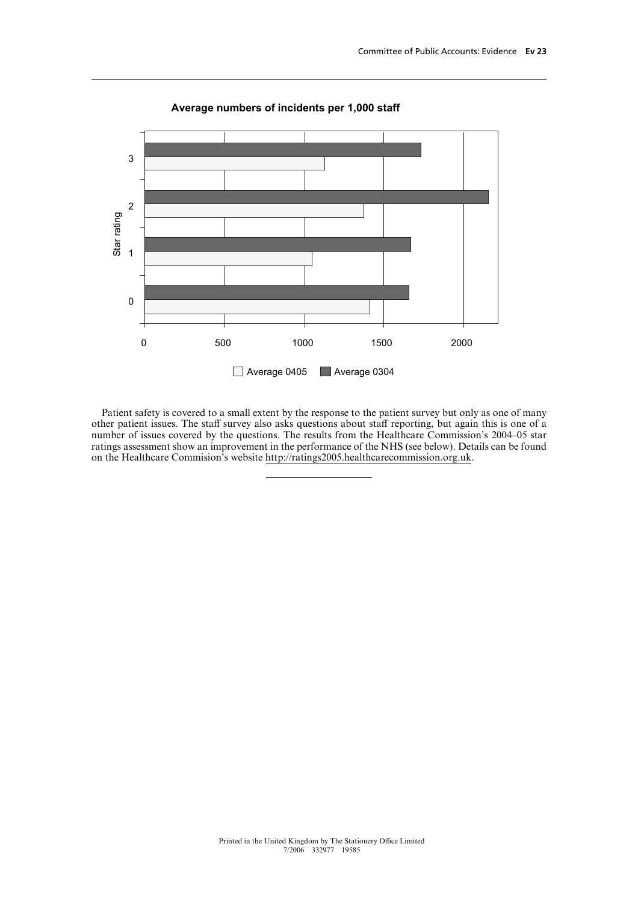**Average numbers of incidents per 1,000 staff**

Star rating

3

2

1

0

0 500 1000 1500 2000

Average 0405 Average 0304

Patient safety is covered to a small extent by the response to the patient survey but only as one of many other patient issues. The staff survey also asks questions about staff reporting, but again this is one of a number of issues covered by the questions. The results from the Healthcare Commission's 2004–05 star ratings assessment show an improvement in the performance of the NHS (see below). Details can be found on the Healthcare Commision's website http://ratings2005.healthcarecommission.org.uk.

---

Printed in the United Kingdom by The Stationery Office Limited
7/2006 332977 19585